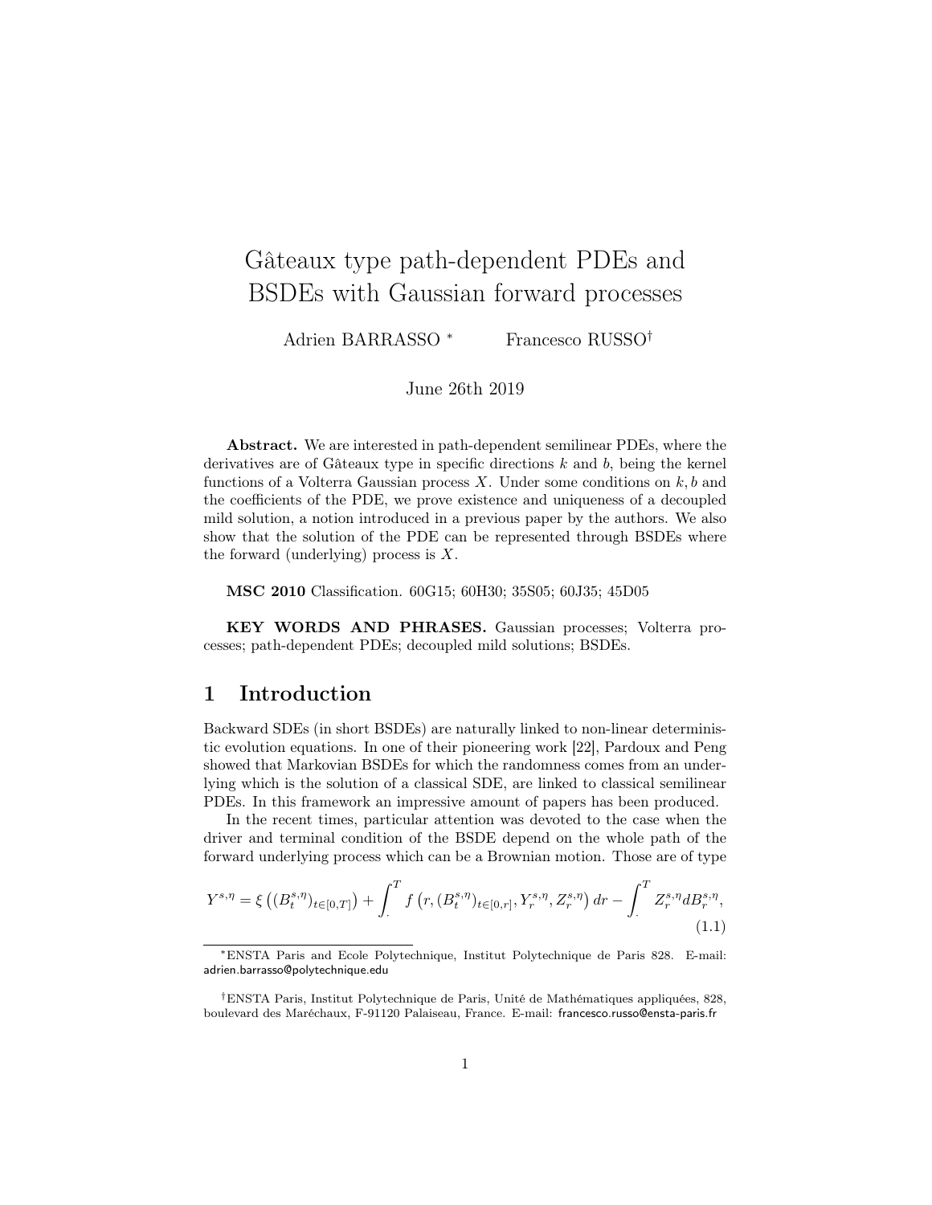# Gâteaux type path-dependent PDEs and BSDEs with Gaussian forward processes

Adrien BARRASSO [*] Francesco RUSSO [†]

June 26th 2019

**Abstract.** We are interested in path-dependent semilinear PDEs, where the derivatives are of Gâteaux type in specific directions $k$ and $b$, being the kernel functions of a Volterra Gaussian process $X$. Under some conditions on $k, b$ and the coefficients of the PDE, we prove existence and uniqueness of a decoupled mild solution, a notion introduced in a previous paper by the authors. We also show that the solution of the PDE can be represented through BSDEs where the forward (underlying) process is $X$.

**MSC 2010** Classification. 60G15; 60H30; 35S05; 60J35; 45D05

**KEY WORDS AND PHRASES.** Gaussian processes; Volterra processes; path-dependent PDEs; decoupled mild solutions; BSDEs.

## 1 Introduction

Backward SDEs (in short BSDEs) are naturally linked to non-linear deterministic evolution equations. In one of their pioneering work [22], Pardoux and Peng showed that Markovian BSDEs for which the randomness comes from an underlying which is the solution of a classical SDE, are linked to classical semilinear PDEs. In this framework an impressive amount of papers has been produced.

In the recent times, particular attention was devoted to the case when the driver and terminal condition of the BSDE depend on the whole path of the forward underlying process which can be a Brownian motion. Those are of type

$$Y^{s,\eta} = \xi\left((B_t^{s,\eta})_{t\in[0,T]}\right) + \int_{\cdot}^{T} f\left(r, (B_t^{s,\eta})_{t\in[0,r]}, Y_r^{s,\eta}, Z_r^{s,\eta}\right) dr - \int_{\cdot}^{T} Z_r^{s,\eta} dB_r^{s,\eta}, \tag{1.1}$$

---

[*] ENSTA Paris and Ecole Polytechnique, Institut Polytechnique de Paris 828. E-mail: adrien.barrasso@polytechnique.edu

[†] ENSTA Paris, Institut Polytechnique de Paris, Unité de Mathématiques appliquées, 828, boulevard des Maréchaux, F-91120 Palaiseau, France. E-mail: francesco.russo@ensta-paris.fr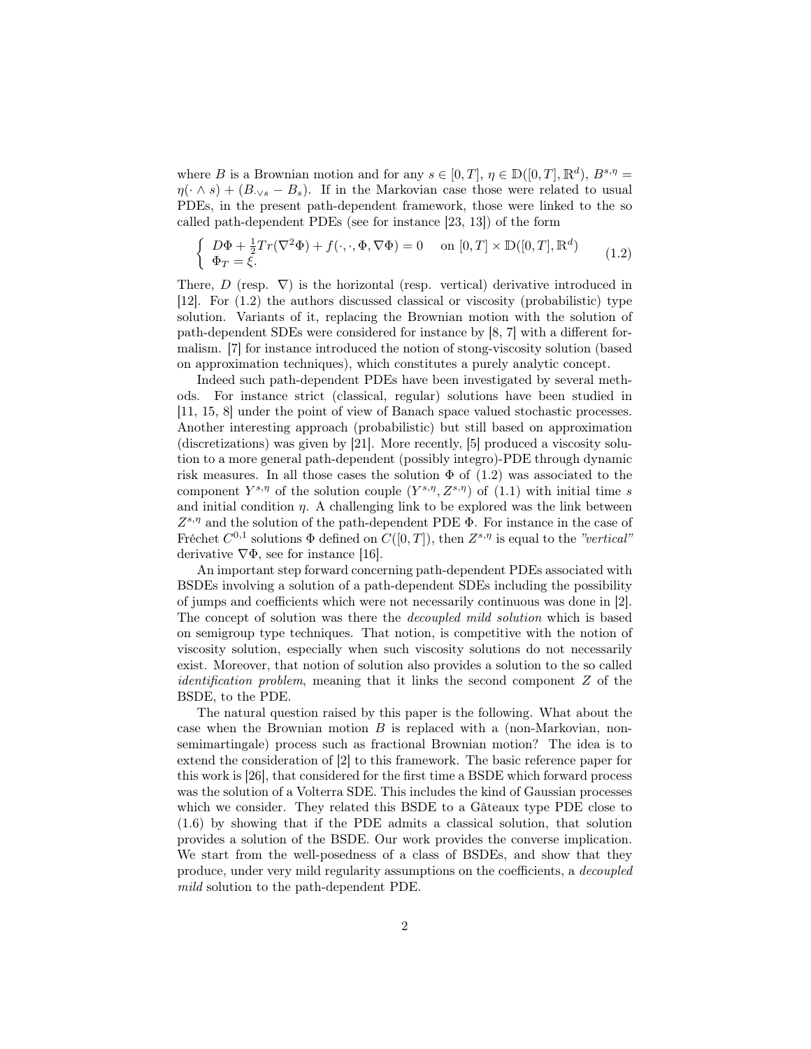where $B$ is a Brownian motion and for any $s \in [0,T]$, $\eta \in \mathbb{D}([0,T],\mathbb{R}^d)$, $B^{s,\eta} = \eta(\cdot \wedge s) + (B_{\cdot \vee s} - B_s)$. If in the Markovian case those were related to usual PDEs, in the present path-dependent framework, those were linked to the so called path-dependent PDEs (see for instance [23, 13]) of the form

$$\begin{cases} D\Phi + \frac{1}{2}Tr(\nabla^2\Phi) + f(\cdot,\cdot,\Phi,\nabla\Phi) = 0 & \text{on } [0,T] \times \mathbb{D}([0,T],\mathbb{R}^d) \\ \Phi_T = \xi. \end{cases} \tag{1.2}$$

There, $D$ (resp. $\nabla$) is the horizontal (resp. vertical) derivative introduced in [12]. For (1.2) the authors discussed classical or viscosity (probabilistic) type solution. Variants of it, replacing the Brownian motion with the solution of path-dependent SDEs were considered for instance by [8, 7] with a different formalism. [7] for instance introduced the notion of stong-viscosity solution (based on approximation techniques), which constitutes a purely analytic concept.

Indeed such path-dependent PDEs have been investigated by several methods. For instance strict (classical, regular) solutions have been studied in [11, 15, 8] under the point of view of Banach space valued stochastic processes. Another interesting approach (probabilistic) but still based on approximation (discretizations) was given by [21]. More recently, [5] produced a viscosity solution to a more general path-dependent (possibly integro)-PDE through dynamic risk measures. In all those cases the solution $\Phi$ of (1.2) was associated to the component $Y^{s,\eta}$ of the solution couple $(Y^{s,\eta}, Z^{s,\eta})$ of (1.1) with initial time $s$ and initial condition $\eta$. A challenging link to be explored was the link between $Z^{s,\eta}$ and the solution of the path-dependent PDE $\Phi$. For instance in the case of Fréchet $C^{0,1}$ solutions $\Phi$ defined on $C([0,T])$, then $Z^{s,\eta}$ is equal to the *"vertical"* derivative $\nabla\Phi$, see for instance [16].

An important step forward concerning path-dependent PDEs associated with BSDEs involving a solution of a path-dependent SDEs including the possibility of jumps and coefficients which were not necessarily continuous was done in [2]. The concept of solution was there the *decoupled mild solution* which is based on semigroup type techniques. That notion, is competitive with the notion of viscosity solution, especially when such viscosity solutions do not necessarily exist. Moreover, that notion of solution also provides a solution to the so called *identification problem*, meaning that it links the second component $Z$ of the BSDE, to the PDE.

The natural question raised by this paper is the following. What about the case when the Brownian motion $B$ is replaced with a (non-Markovian, non-semimartingale) process such as fractional Brownian motion? The idea is to extend the consideration of [2] to this framework. The basic reference paper for this work is [26], that considered for the first time a BSDE which forward process was the solution of a Volterra SDE. This includes the kind of Gaussian processes which we consider. They related this BSDE to a Gâteaux type PDE close to (1.6) by showing that if the PDE admits a classical solution, that solution provides a solution of the BSDE. Our work provides the converse implication. We start from the well-posedness of a class of BSDEs, and show that they produce, under very mild regularity assumptions on the coefficients, a *decoupled mild* solution to the path-dependent PDE.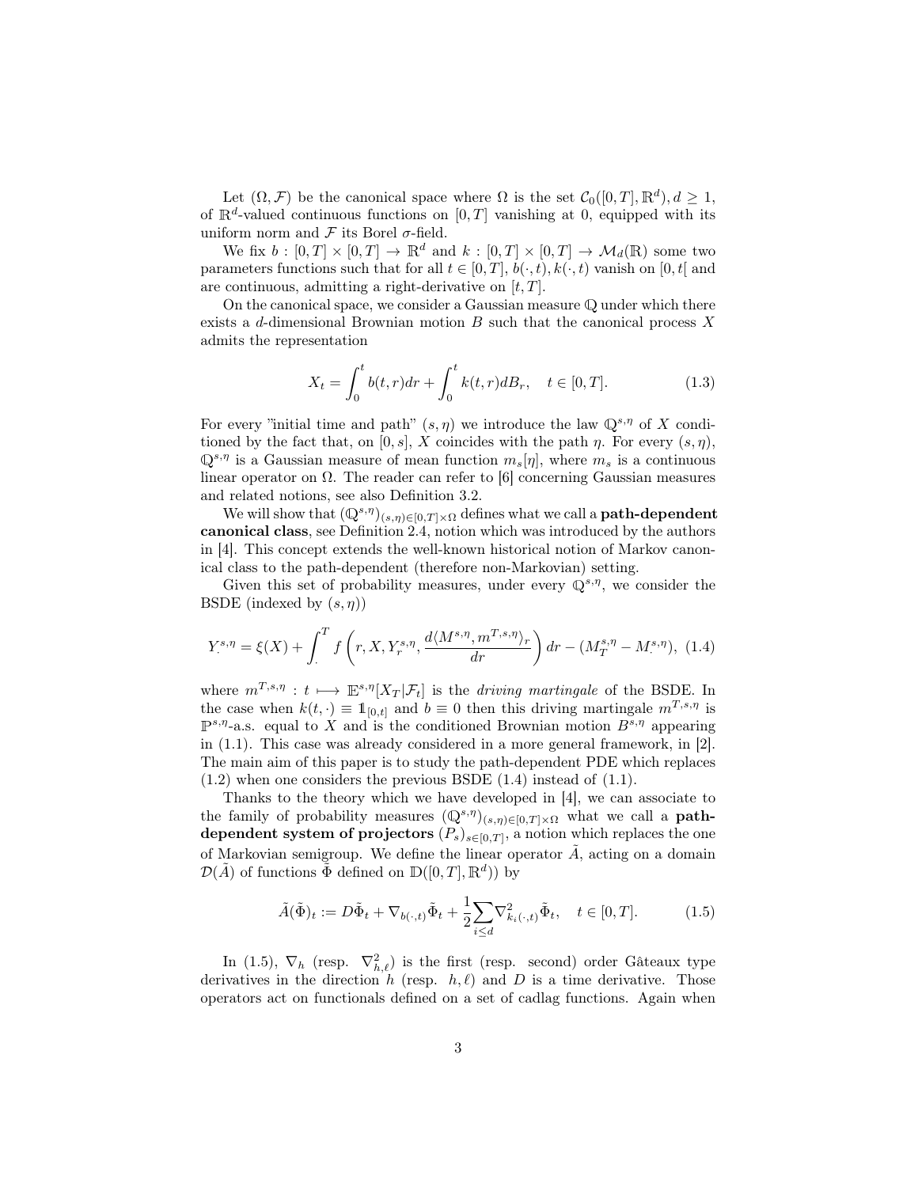Let $(\Omega, \mathcal{F})$ be the canonical space where $\Omega$ is the set $\mathcal{C}_0([0,T], \mathbb{R}^d), d \geq 1$, of $\mathbb{R}^d$-valued continuous functions on $[0,T]$ vanishing at 0, equipped with its uniform norm and $\mathcal{F}$ its Borel $\sigma$-field.

We fix $b : [0,T] \times [0,T] \to \mathbb{R}^d$ and $k : [0,T] \times [0,T] \to \mathcal{M}_d(\mathbb{R})$ some two parameters functions such that for all $t \in [0,T]$, $b(\cdot, t), k(\cdot, t)$ vanish on $[0, t[$ and are continuous, admitting a right-derivative on $[t, T]$.

On the canonical space, we consider a Gaussian measure $\mathbb{Q}$ under which there exists a $d$-dimensional Brownian motion $B$ such that the canonical process $X$ admits the representation

$$X_t = \int_0^t b(t,r)dr + \int_0^t k(t,r)dB_r, \quad t \in [0,T]. \tag{1.3}$$

For every "initial time and path" $(s, \eta)$ we introduce the law $\mathbb{Q}^{s,\eta}$ of $X$ conditioned by the fact that, on $[0,s]$, $X$ coincides with the path $\eta$. For every $(s,\eta)$, $\mathbb{Q}^{s,\eta}$ is a Gaussian measure of mean function $m_s[\eta]$, where $m_s$ is a continuous linear operator on $\Omega$. The reader can refer to [6] concerning Gaussian measures and related notions, see also Definition 3.2.

We will show that $(\mathbb{Q}^{s,\eta})_{(s,\eta)\in[0,T]\times\Omega}$ defines what we call a **path-dependent canonical class**, see Definition 2.4, notion which was introduced by the authors in [4]. This concept extends the well-known historical notion of Markov canonical class to the path-dependent (therefore non-Markovian) setting.

Given this set of probability measures, under every $\mathbb{Q}^{s,\eta}$, we consider the BSDE (indexed by $(s,\eta)$)

$$Y_\cdot^{s,\eta} = \xi(X) + \int_\cdot^T f\left(r, X, Y_r^{s,\eta}, \frac{d\langle M^{s,\eta}, m^{T,s,\eta}\rangle_r}{dr}\right)dr - (M_T^{s,\eta} - M_\cdot^{s,\eta}), \tag{1.4}$$

where $m^{T,s,\eta} : t \longmapsto \mathbb{E}^{s,\eta}[X_T|\mathcal{F}_t]$ is the *driving martingale* of the BSDE. In the case when $k(t,\cdot) \equiv \mathbb{1}_{[0,t]}$ and $b \equiv 0$ then this driving martingale $m^{T,s,\eta}$ is $\mathbb{P}^{s,\eta}$-a.s. equal to $X$ and is the conditioned Brownian motion $B^{s,\eta}$ appearing in (1.1). This case was already considered in a more general framework, in [2]. The main aim of this paper is to study the path-dependent PDE which replaces (1.2) when one considers the previous BSDE (1.4) instead of (1.1).

Thanks to the theory which we have developed in [4], we can associate to the family of probability measures $(\mathbb{Q}^{s,\eta})_{(s,\eta)\in[0,T]\times\Omega}$ what we call a **path-dependent system of projectors** $(P_s)_{s\in[0,T]}$, a notion which replaces the one of Markovian semigroup. We define the linear operator $\tilde{A}$, acting on a domain $\mathcal{D}(\tilde{A})$ of functions $\tilde{\Phi}$ defined on $\mathbb{D}([0,T], \mathbb{R}^d))$ by

$$\tilde{A}(\tilde{\Phi})_t := D\tilde{\Phi}_t + \nabla_{b(\cdot,t)}\tilde{\Phi}_t + \frac{1}{2}\sum_{i\leq d}\nabla^2_{k_i(\cdot,t)}\tilde{\Phi}_t, \quad t \in [0,T]. \tag{1.5}$$

In (1.5), $\nabla_h$ (resp. $\nabla^2_{h,\ell}$) is the first (resp. second) order Gâteaux type derivatives in the direction $h$ (resp. $h, \ell$) and $D$ is a time derivative. Those operators act on functionals defined on a set of cadlag functions. Again when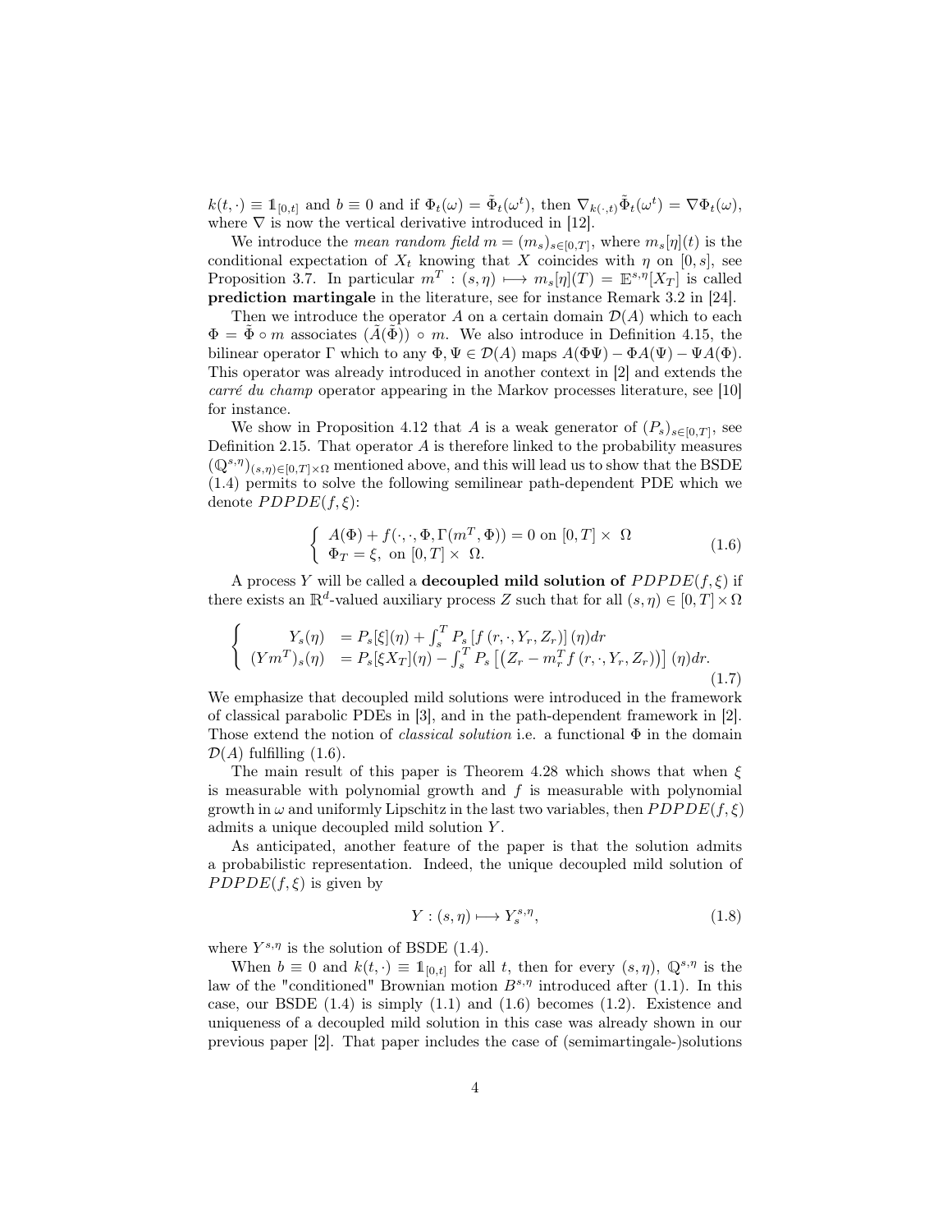$k(t,\cdot) \equiv \mathbb{1}_{[0,t]}$ and $b \equiv 0$ and if $\Phi_t(\omega) = \tilde{\Phi}_t(\omega^t)$, then $\nabla_{k(\cdot,t)}\tilde{\Phi}_t(\omega^t) = \nabla\Phi_t(\omega)$, where $\nabla$ is now the vertical derivative introduced in [12].

We introduce the *mean random field* $m = (m_s)_{s\in[0,T]}$, where $m_s[\eta](t)$ is the conditional expectation of $X_t$ knowing that $X$ coincides with $\eta$ on $[0,s]$, see Proposition 3.7. In particular $m^T : (s,\eta) \longmapsto m_s[\eta](T) = \mathbb{E}^{s,\eta}[X_T]$ is called **prediction martingale** in the literature, see for instance Remark 3.2 in [24].

Then we introduce the operator $A$ on a certain domain $\mathcal{D}(A)$ which to each $\Phi = \tilde{\Phi} \circ m$ associates $(\tilde{A}(\tilde{\Phi})) \circ m$. We also introduce in Definition 4.15, the bilinear operator $\Gamma$ which to any $\Phi, \Psi \in \mathcal{D}(A)$ maps $A(\Phi\Psi) - \Phi A(\Psi) - \Psi A(\Phi)$. This operator was already introduced in another context in [2] and extends the *carré du champ* operator appearing in the Markov processes literature, see [10] for instance.

We show in Proposition 4.12 that $A$ is a weak generator of $(P_s)_{s\in[0,T]}$, see Definition 2.15. That operator $A$ is therefore linked to the probability measures $(\mathbb{Q}^{s,\eta})_{(s,\eta)\in[0,T]\times\Omega}$ mentioned above, and this will lead us to show that the BSDE (1.4) permits to solve the following semilinear path-dependent PDE which we denote $PDPDE(f,\xi)$:

$$\left\{\begin{array}{l} A(\Phi) + f(\cdot,\cdot,\Phi,\Gamma(m^T,\Phi)) = 0 \text{ on } [0,T]\times\ \Omega \\ \Phi_T = \xi, \text{ on } [0,T]\times\ \Omega. \end{array}\right. \tag{1.6}$$

A process $Y$ will be called a **decoupled mild solution of** $PDPDE(f,\xi)$ if there exists an $\mathbb{R}^d$-valued auxiliary process $Z$ such that for all $(s,\eta)\in[0,T]\times\Omega$

$$\left\{\begin{array}{rl} Y_s(\eta) &= P_s[\xi](\eta) + \int_s^T P_s\left[f\left(r,\cdot,Y_r,Z_r\right)\right](\eta)dr \\ (Ym^T)_s(\eta) &= P_s[\xi X_T](\eta) - \int_s^T P_s\left[\left(Z_r - m^T_r f\left(r,\cdot,Y_r,Z_r\right)\right)\right](\eta)dr. \end{array}\right. \tag{1.7}$$

We emphasize that decoupled mild solutions were introduced in the framework of classical parabolic PDEs in [3], and in the path-dependent framework in [2]. Those extend the notion of *classical solution* i.e. a functional $\Phi$ in the domain $\mathcal{D}(A)$ fulfilling (1.6).

The main result of this paper is Theorem 4.28 which shows that when $\xi$ is measurable with polynomial growth and $f$ is measurable with polynomial growth in $\omega$ and uniformly Lipschitz in the last two variables, then $PDPDE(f,\xi)$ admits a unique decoupled mild solution $Y$.

As anticipated, another feature of the paper is that the solution admits a probabilistic representation. Indeed, the unique decoupled mild solution of $PDPDE(f,\xi)$ is given by

$$Y : (s,\eta) \longmapsto Y^{s,\eta}_s, \tag{1.8}$$

where $Y^{s,\eta}$ is the solution of BSDE (1.4).

When $b \equiv 0$ and $k(t,\cdot) \equiv \mathbb{1}_{[0,t]}$ for all $t$, then for every $(s,\eta)$, $\mathbb{Q}^{s,\eta}$ is the law of the "conditioned" Brownian motion $B^{s,\eta}$ introduced after (1.1). In this case, our BSDE (1.4) is simply (1.1) and (1.6) becomes (1.2). Existence and uniqueness of a decoupled mild solution in this case was already shown in our previous paper [2]. That paper includes the case of (semimartingale-)solutions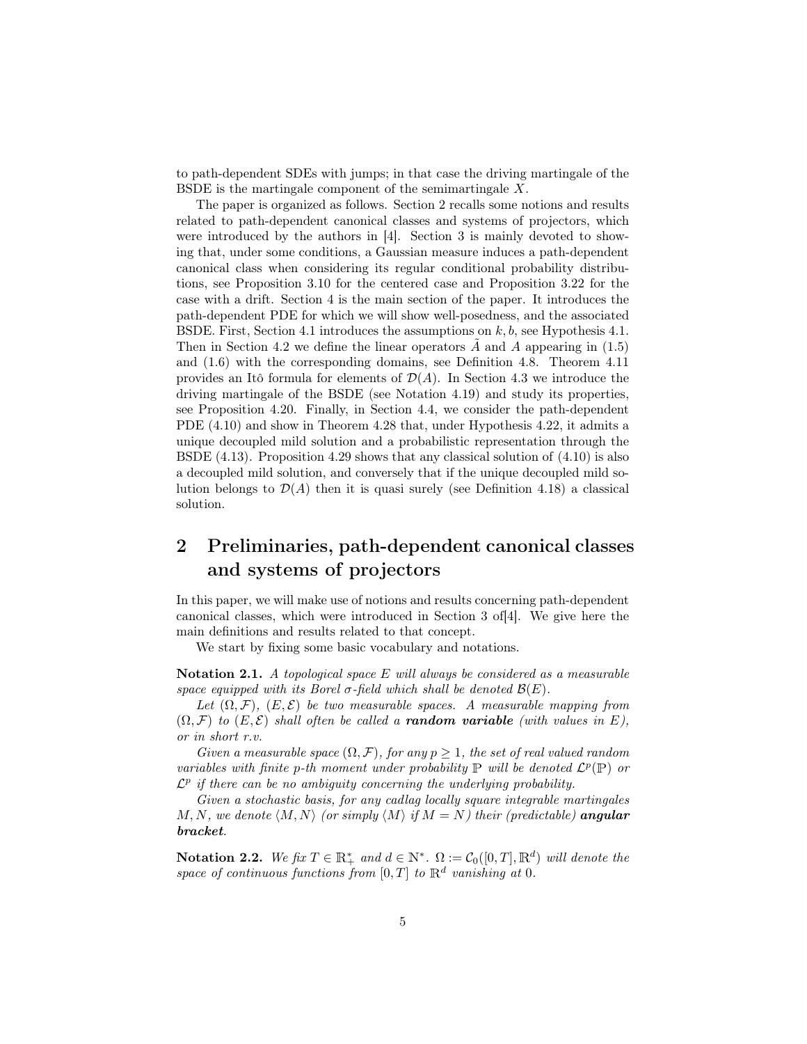to path-dependent SDEs with jumps; in that case the driving martingale of the BSDE is the martingale component of the semimartingale $X$.

The paper is organized as follows. Section 2 recalls some notions and results related to path-dependent canonical classes and systems of projectors, which were introduced by the authors in [4]. Section 3 is mainly devoted to showing that, under some conditions, a Gaussian measure induces a path-dependent canonical class when considering its regular conditional probability distributions, see Proposition 3.10 for the centered case and Proposition 3.22 for the case with a drift. Section 4 is the main section of the paper. It introduces the path-dependent PDE for which we will show well-posedness, and the associated BSDE. First, Section 4.1 introduces the assumptions on $k, b$, see Hypothesis 4.1. Then in Section 4.2 we define the linear operators $\tilde{A}$ and $A$ appearing in (1.5) and (1.6) with the corresponding domains, see Definition 4.8. Theorem 4.11 provides an Itô formula for elements of $\mathcal{D}(A)$. In Section 4.3 we introduce the driving martingale of the BSDE (see Notation 4.19) and study its properties, see Proposition 4.20. Finally, in Section 4.4, we consider the path-dependent PDE (4.10) and show in Theorem 4.28 that, under Hypothesis 4.22, it admits a unique decoupled mild solution and a probabilistic representation through the BSDE (4.13). Proposition 4.29 shows that any classical solution of (4.10) is also a decoupled mild solution, and conversely that if the unique decoupled mild solution belongs to $\mathcal{D}(A)$ then it is quasi surely (see Definition 4.18) a classical solution.

# 2 Preliminaries, path-dependent canonical classes and systems of projectors

In this paper, we will make use of notions and results concerning path-dependent canonical classes, which were introduced in Section 3 of[4]. We give here the main definitions and results related to that concept.

We start by fixing some basic vocabulary and notations.

**Notation 2.1.** *A topological space $E$ will always be considered as a measurable space equipped with its Borel $\sigma$-field which shall be denoted $\mathcal{B}(E)$.*

*Let $(\Omega, \mathcal{F})$, $(E, \mathcal{E})$ be two measurable spaces. A measurable mapping from $(\Omega, \mathcal{F})$ to $(E, \mathcal{E})$ shall often be called a **random variable** (with values in $E$), or in short r.v.*

*Given a measurable space $(\Omega, \mathcal{F})$, for any $p \geq 1$, the set of real valued random variables with finite $p$-th moment under probability $\mathbb{P}$ will be denoted $\mathcal{L}^p(\mathbb{P})$ or $\mathcal{L}^p$ if there can be no ambiguity concerning the underlying probability.*

*Given a stochastic basis, for any cadlag locally square integrable martingales $M, N$, we denote $\langle M, N \rangle$ (or simply $\langle M \rangle$ if $M = N$) their (predictable) **angular bracket**.*

**Notation 2.2.** *We fix $T \in \mathbb{R}_+^*$ and $d \in \mathbb{N}^*$. $\Omega := \mathcal{C}_0([0, T], \mathbb{R}^d)$ will denote the space of continuous functions from $[0, T]$ to $\mathbb{R}^d$ vanishing at 0.*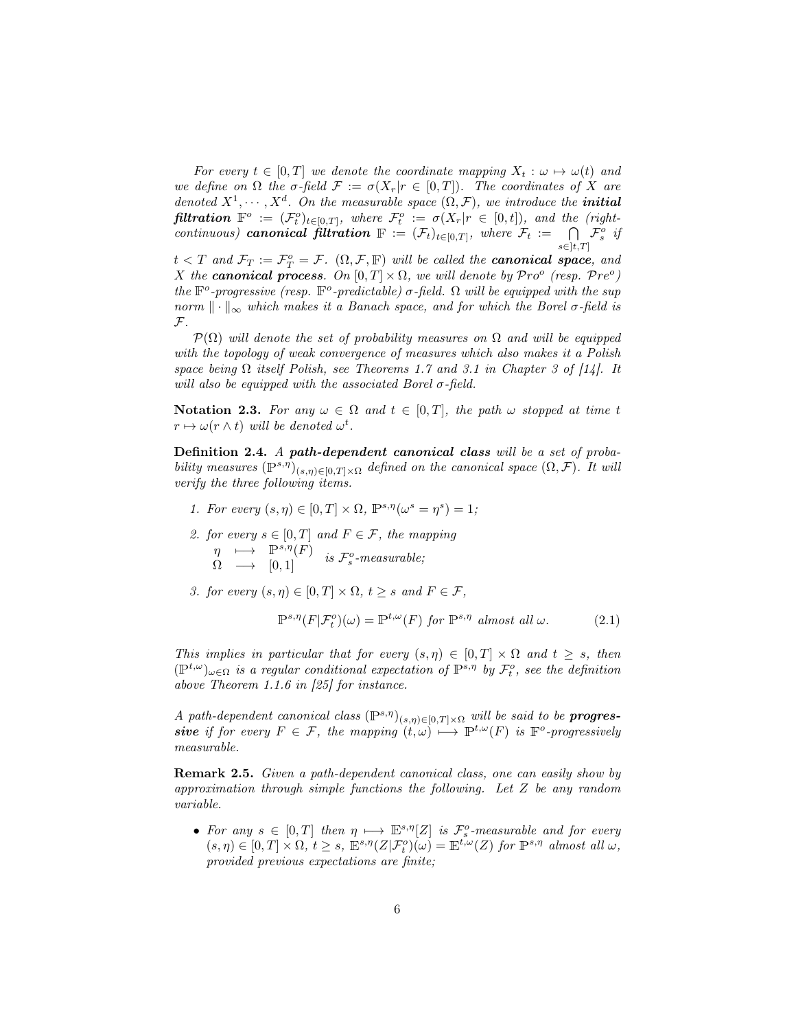*For every $t \in [0,T]$ we denote the coordinate mapping $X_t : \omega \mapsto \omega(t)$ and we define on $\Omega$ the $\sigma$-field $\mathcal{F} := \sigma(X_r | r \in [0,T])$. The coordinates of $X$ are denoted $X^1, \cdots, X^d$. On the measurable space $(\Omega, \mathcal{F})$, we introduce the* ***initial filtration*** $\mathbb{F}^o := (\mathcal{F}^o_t)_{t\in[0,T]}$, *where* $\mathcal{F}^o_t := \sigma(X_r | r \in [0,t])$, *and the (right-continuous)* ***canonical filtration*** $\mathbb{F} := (\mathcal{F}_t)_{t\in[0,T]}$, *where* $\mathcal{F}_t := \bigcap_{s\in]t,T]} \mathcal{F}^o_s$ *if* $t < T$ *and* $\mathcal{F}_T := \mathcal{F}^o_T = \mathcal{F}$. $(\Omega, \mathcal{F}, \mathbb{F})$ *will be called the* ***canonical space****, and* $X$ *the* ***canonical process****. On* $[0,T] \times \Omega$*, we will denote by* $\mathcal{P}ro^o$ *(resp.* $\mathcal{P}re^o$*) the* $\mathbb{F}^o$*-progressive (resp.* $\mathbb{F}^o$*-predictable)* $\sigma$*-field.* $\Omega$ *will be equipped with the sup norm* $\|\cdot\|_\infty$ *which makes it a Banach space, and for which the Borel* $\sigma$*-field is* $\mathcal{F}$.

$\mathcal{P}(\Omega)$ *will denote the set of probability measures on* $\Omega$ *and will be equipped with the topology of weak convergence of measures which also makes it a Polish space being* $\Omega$ *itself Polish, see Theorems 1.7 and 3.1 in Chapter 3 of [14]. It will also be equipped with the associated Borel* $\sigma$*-field.*

**Notation 2.3.** *For any* $\omega \in \Omega$ *and* $t \in [0,T]$*, the path* $\omega$ *stopped at time* $t$ $r \mapsto \omega(r \wedge t)$ *will be denoted* $\omega^t$.

**Definition 2.4.** *A* ***path-dependent canonical class*** *will be a set of probability measures* $(\mathbb{P}^{s,\eta})_{(s,\eta)\in[0,T]\times\Omega}$ *defined on the canonical space* $(\Omega, \mathcal{F})$*. It will verify the three following items.*

1. *For every* $(s,\eta) \in [0,T] \times \Omega$, $\mathbb{P}^{s,\eta}(\omega^s = \eta^s) = 1$;
2. *for every* $s \in [0,T]$ *and* $F \in \mathcal{F}$*, the mapping* $\begin{array}{ccc} \eta & \longmapsto & \mathbb{P}^{s,\eta}(F) \\ \Omega & \longrightarrow & [0,1] \end{array}$ *is* $\mathcal{F}^o_s$*-measurable;*
3. *for every* $(s,\eta) \in [0,T] \times \Omega$, $t \geq s$ *and* $F \in \mathcal{F}$,

$$\mathbb{P}^{s,\eta}(F|\mathcal{F}^o_t)(\omega) = \mathbb{P}^{t,\omega}(F) \text{ for } \mathbb{P}^{s,\eta} \text{ almost all } \omega. \tag{2.1}$$

*This implies in particular that for every* $(s,\eta) \in [0,T] \times \Omega$ *and* $t \geq s$*, then* $(\mathbb{P}^{t,\omega})_{\omega\in\Omega}$ *is a regular conditional expectation of* $\mathbb{P}^{s,\eta}$ *by* $\mathcal{F}^o_t$*, see the definition above Theorem 1.1.6 in [25] for instance.*

*A path-dependent canonical class* $(\mathbb{P}^{s,\eta})_{(s,\eta)\in[0,T]\times\Omega}$ *will be said to be* ***progressive*** *if for every* $F \in \mathcal{F}$*, the mapping* $(t,\omega) \longmapsto \mathbb{P}^{t,\omega}(F)$ *is* $\mathbb{F}^o$*-progressively measurable.*

**Remark 2.5.** *Given a path-dependent canonical class, one can easily show by approximation through simple functions the following. Let* $Z$ *be any random variable.*

- *For any* $s \in [0,T]$ *then* $\eta \longmapsto \mathbb{E}^{s,\eta}[Z]$ *is* $\mathcal{F}^o_s$*-measurable and for every* $(s,\eta) \in [0,T] \times \Omega$, $t \geq s$, $\mathbb{E}^{s,\eta}(Z|\mathcal{F}^o_t)(\omega) = \mathbb{E}^{t,\omega}(Z)$ *for* $\mathbb{P}^{s,\eta}$ *almost all* $\omega$*, provided previous expectations are finite;*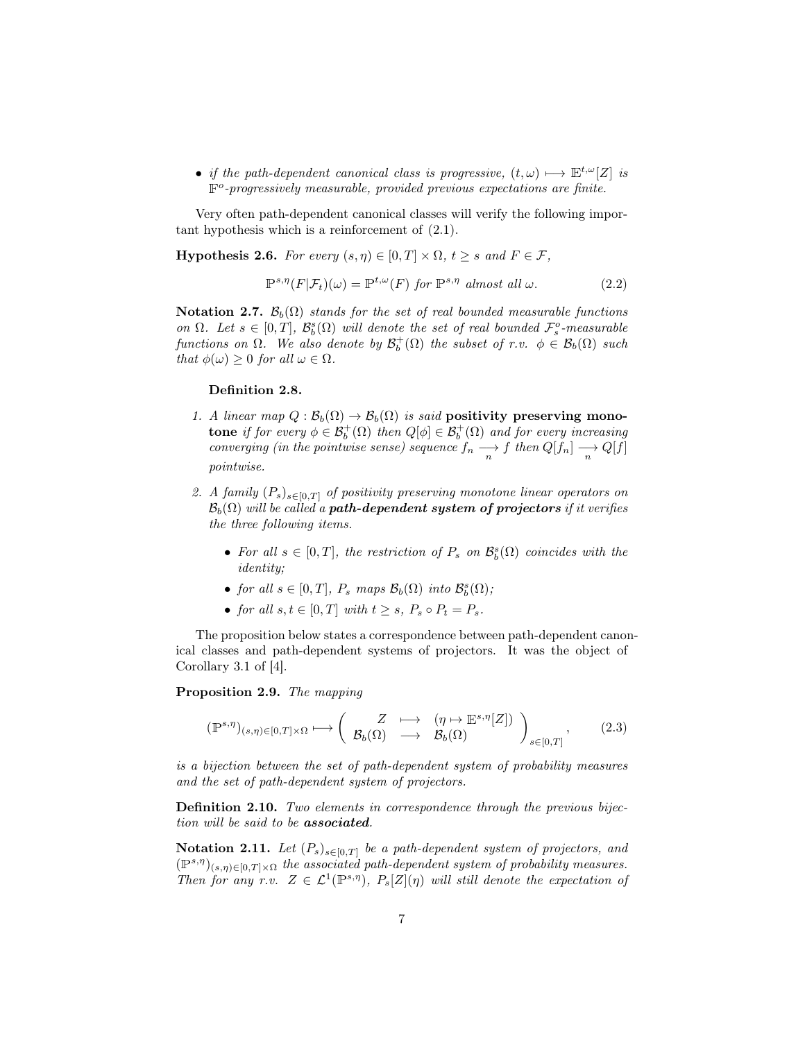- *if the path-dependent canonical class is progressive,* $(t,\omega) \longmapsto \mathbb{E}^{t,\omega}[Z]$ *is* $\mathbb{F}^o$*-progressively measurable, provided previous expectations are finite.*

Very often path-dependent canonical classes will verify the following important hypothesis which is a reinforcement of (2.1).

**Hypothesis 2.6.** *For every* $(s,\eta) \in [0,T] \times \Omega$*,* $t \geq s$ *and* $F \in \mathcal{F}$*,*

$$\mathbb{P}^{s,\eta}(F|\mathcal{F}_t)(\omega) = \mathbb{P}^{t,\omega}(F) \text{ for } \mathbb{P}^{s,\eta} \text{ almost all } \omega. \tag{2.2}$$

**Notation 2.7.** $\mathcal{B}_b(\Omega)$ *stands for the set of real bounded measurable functions on* $\Omega$*. Let* $s \in [0,T]$*,* $\mathcal{B}_b^s(\Omega)$ *will denote the set of real bounded* $\mathcal{F}_s^o$*-measurable functions on* $\Omega$*. We also denote by* $\mathcal{B}_b^+(\Omega)$ *the subset of r.v.* $\phi \in \mathcal{B}_b(\Omega)$ *such that* $\phi(\omega) \geq 0$ *for all* $\omega \in \Omega$*.*

**Definition 2.8.**

1. *A linear map* $Q : \mathcal{B}_b(\Omega) \to \mathcal{B}_b(\Omega)$ *is said* **positivity preserving monotone** *if for every* $\phi \in \mathcal{B}_b^+(\Omega)$ *then* $Q[\phi] \in \mathcal{B}_b^+(\Omega)$ *and for every increasing converging (in the pointwise sense) sequence* $f_n \underset{n}{\longrightarrow} f$ *then* $Q[f_n] \underset{n}{\longrightarrow} Q[f]$ *pointwise.*

2. *A family* $(P_s)_{s\in[0,T]}$ *of positivity preserving monotone linear operators on* $\mathcal{B}_b(\Omega)$ *will be called a* ***path-dependent system of projectors*** *if it verifies the three following items.*
   - *For all* $s \in [0,T]$*, the restriction of* $P_s$ *on* $\mathcal{B}_b^s(\Omega)$ *coincides with the identity;*
   - *for all* $s \in [0,T]$*,* $P_s$ *maps* $\mathcal{B}_b(\Omega)$ *into* $\mathcal{B}_b^s(\Omega)$*;*
   - *for all* $s,t \in [0,T]$ *with* $t \geq s$*,* $P_s \circ P_t = P_s$*.*

The proposition below states a correspondence between path-dependent canonical classes and path-dependent systems of projectors. It was the object of Corollary 3.1 of [4].

**Proposition 2.9.** *The mapping*

$$(\mathbb{P}^{s,\eta})_{(s,\eta)\in[0,T]\times\Omega} \longmapsto \left( \begin{array}{ccc} Z & \longmapsto & (\eta \mapsto \mathbb{E}^{s,\eta}[Z]) \\ \mathcal{B}_b(\Omega) & \longrightarrow & \mathcal{B}_b(\Omega) \end{array} \right)_{s\in[0,T]}, \tag{2.3}$$

*is a bijection between the set of path-dependent system of probability measures and the set of path-dependent system of projectors.*

**Definition 2.10.** *Two elements in correspondence through the previous bijection will be said to be* ***associated****.*

**Notation 2.11.** *Let* $(P_s)_{s\in[0,T]}$ *be a path-dependent system of projectors, and* $(\mathbb{P}^{s,\eta})_{(s,\eta)\in[0,T]\times\Omega}$ *the associated path-dependent system of probability measures. Then for any r.v.* $Z \in \mathcal{L}^1(\mathbb{P}^{s,\eta})$*,* $P_s[Z](\eta)$ *will still denote the expectation of*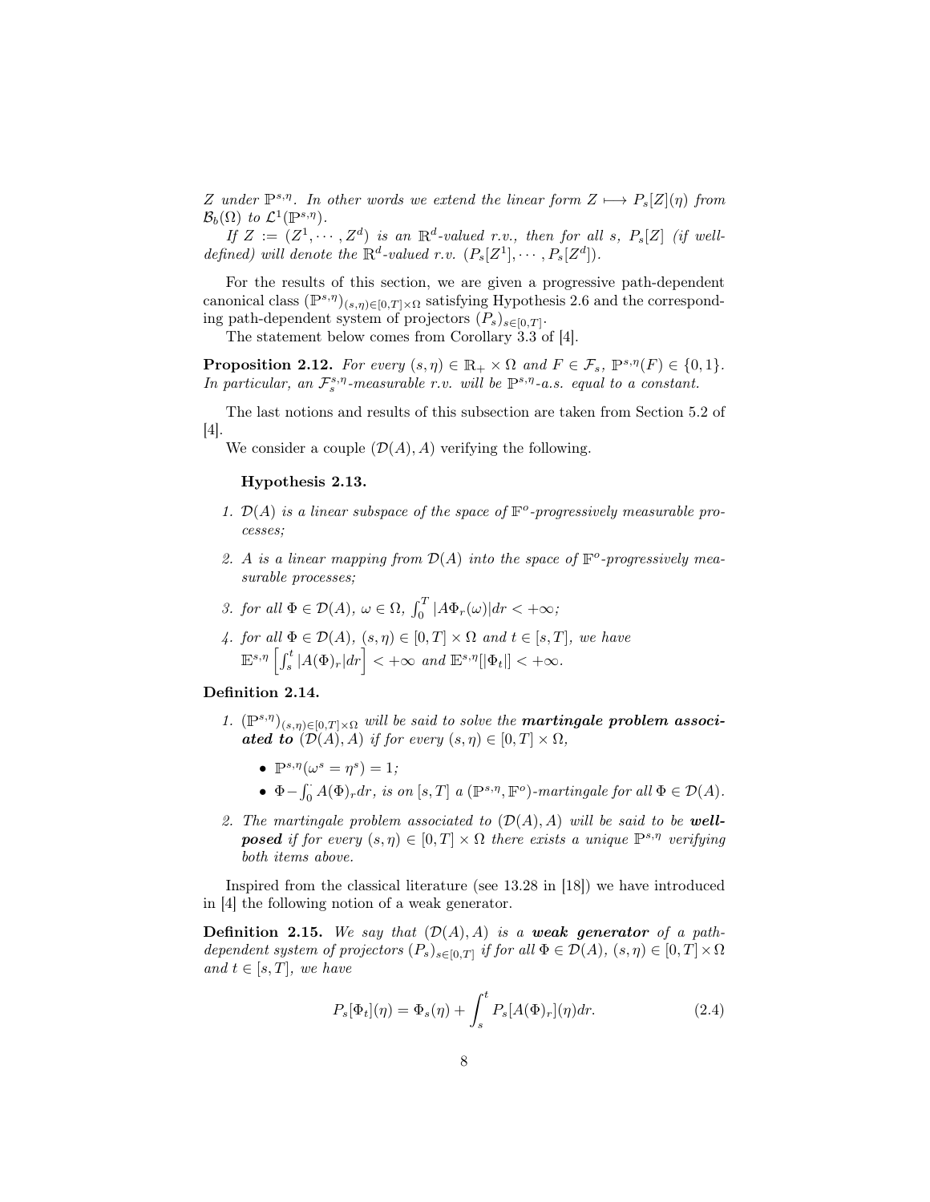*$Z$ under $\mathbb{P}^{s,\eta}$. In other words we extend the linear form $Z \longmapsto P_s[Z](\eta)$ from $\mathcal{B}_b(\Omega)$ to $\mathcal{L}^1(\mathbb{P}^{s,\eta})$.*

*If $Z := (Z^1, \cdots, Z^d)$ is an $\mathbb{R}^d$-valued r.v., then for all $s$, $P_s[Z]$ (if well-defined) will denote the $\mathbb{R}^d$-valued r.v. $(P_s[Z^1], \cdots, P_s[Z^d])$.*

For the results of this section, we are given a progressive path-dependent canonical class $(\mathbb{P}^{s,\eta})_{(s,\eta)\in[0,T]\times\Omega}$ satisfying Hypothesis 2.6 and the corresponding path-dependent system of projectors $(P_s)_{s\in[0,T]}$.

The statement below comes from Corollary 3.3 of [4].

**Proposition 2.12.** *For every $(s,\eta) \in \mathbb{R}_+ \times \Omega$ and $F \in \mathcal{F}_s$, $\mathbb{P}^{s,\eta}(F) \in \{0,1\}$. In particular, an $\mathcal{F}_s^{s,\eta}$-measurable r.v. will be $\mathbb{P}^{s,\eta}$-a.s. equal to a constant.*

The last notions and results of this subsection are taken from Section 5.2 of [4].

We consider a couple $(\mathcal{D}(A), A)$ verifying the following.

**Hypothesis 2.13.**

1. *$\mathcal{D}(A)$ is a linear subspace of the space of $\mathbb{F}^o$-progressively measurable processes;*
2. *$A$ is a linear mapping from $\mathcal{D}(A)$ into the space of $\mathbb{F}^o$-progressively measurable processes;*
3. *for all $\Phi \in \mathcal{D}(A)$, $\omega \in \Omega$, $\int_0^T |A\Phi_r(\omega)|dr < +\infty$;*
4. *for all $\Phi \in \mathcal{D}(A)$, $(s,\eta) \in [0,T]\times\Omega$ and $t \in [s,T]$, we have $\mathbb{E}^{s,\eta}\left[\int_s^t |A(\Phi)_r|dr\right] < +\infty$ and $\mathbb{E}^{s,\eta}[|\Phi_t|] < +\infty$.*

**Definition 2.14.**

1. *$(\mathbb{P}^{s,\eta})_{(s,\eta)\in[0,T]\times\Omega}$ will be said to solve the **martingale problem associated to** $(\mathcal{D}(A), A)$ if for every $(s,\eta) \in [0,T]\times\Omega$,*
   - *$\mathbb{P}^{s,\eta}(\omega^s = \eta^s) = 1$;*
   - *$\Phi - \int_0^{\cdot} A(\Phi)_r dr$, is on $[s,T]$ a $(\mathbb{P}^{s,\eta}, \mathbb{F}^o)$-martingale for all $\Phi \in \mathcal{D}(A)$.*
2. *The martingale problem associated to $(\mathcal{D}(A), A)$ will be said to be **well-posed** if for every $(s,\eta) \in [0,T]\times\Omega$ there exists a unique $\mathbb{P}^{s,\eta}$ verifying both items above.*

Inspired from the classical literature (see 13.28 in [18]) we have introduced in [4] the following notion of a weak generator.

**Definition 2.15.** *We say that $(\mathcal{D}(A), A)$ is a **weak generator** of a path-dependent system of projectors $(P_s)_{s\in[0,T]}$ if for all $\Phi \in \mathcal{D}(A)$, $(s,\eta) \in [0,T]\times\Omega$ and $t \in [s,T]$, we have*

$$P_s[\Phi_t](\eta) = \Phi_s(\eta) + \int_s^t P_s[A(\Phi)_r](\eta)dr. \tag{2.4}$$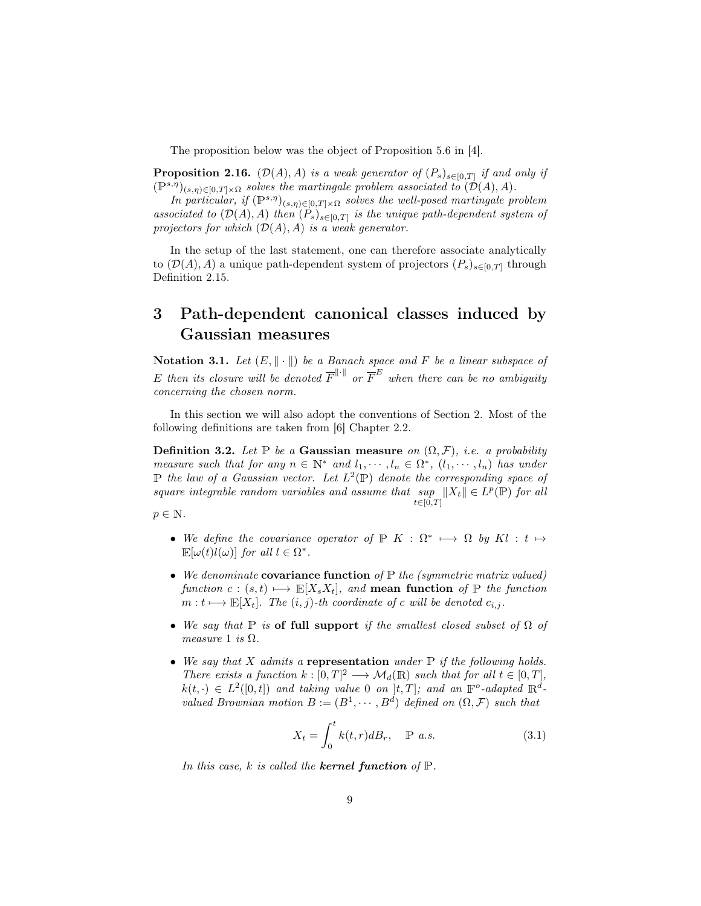The proposition below was the object of Proposition 5.6 in [4].

**Proposition 2.16.** *$(\mathcal{D}(A), A)$ is a weak generator of $(P_s)_{s\in[0,T]}$ if and only if $(\mathbb{P}^{s,\eta})_{(s,\eta)\in[0,T]\times\Omega}$ solves the martingale problem associated to $(\mathcal{D}(A), A)$.*

*In particular, if $(\mathbb{P}^{s,\eta})_{(s,\eta)\in[0,T]\times\Omega}$ solves the well-posed martingale problem associated to $(\mathcal{D}(A), A)$ then $(P_s)_{s\in[0,T]}$ is the unique path-dependent system of projectors for which $(\mathcal{D}(A), A)$ is a weak generator.*

In the setup of the last statement, one can therefore associate analytically to $(\mathcal{D}(A), A)$ a unique path-dependent system of projectors $(P_s)_{s\in[0,T]}$ through Definition 2.15.

# 3 Path-dependent canonical classes induced by Gaussian measures

**Notation 3.1.** *Let $(E, \|\cdot\|)$ be a Banach space and $F$ be a linear subspace of $E$ then its closure will be denoted $\overline{F}^{\|\cdot\|}$ or $\overline{F}^{E}$ when there can be no ambiguity concerning the chosen norm.*

In this section we will also adopt the conventions of Section 2. Most of the following definitions are taken from [6] Chapter 2.2.

**Definition 3.2.** *Let $\mathbb{P}$ be a* **Gaussian measure** *on $(\Omega, \mathcal{F})$, i.e. a probability measure such that for any $n \in \mathbb{N}^*$ and $l_1, \cdots, l_n \in \Omega^*$, $(l_1, \cdots, l_n)$ has under $\mathbb{P}$ the law of a Gaussian vector. Let $L^2(\mathbb{P})$ denote the corresponding space of square integrable random variables and assume that $\underset{t\in[0,T]}{sup} \|X_t\| \in L^p(\mathbb{P})$ for all $p \in \mathbb{N}$.*

- *We define the covariance operator of $\mathbb{P}$ $K : \Omega^* \longmapsto \Omega$ by $Kl : t \mapsto \mathbb{E}[\omega(t)l(\omega)]$ for all $l \in \Omega^*$.*
- *We denominate* **covariance function** *of $\mathbb{P}$ the (symmetric matrix valued) function $c : (s,t) \longmapsto \mathbb{E}[X_s X_t]$, and* **mean function** *of $\mathbb{P}$ the function $m : t \longmapsto \mathbb{E}[X_t]$. The $(i,j)$-th coordinate of $c$ will be denoted $c_{i,j}$.*
- *We say that $\mathbb{P}$ is* **of full support** *if the smallest closed subset of $\Omega$ of measure 1 is $\Omega$.*
- *We say that $X$ admits a* **representation** *under $\mathbb{P}$ if the following holds. There exists a function $k : [0,T]^2 \longrightarrow \mathcal{M}_d(\mathbb{R})$ such that for all $t \in [0,T]$, $k(t,\cdot) \in L^2([0,t])$ and taking value $0$ on $]t,T]$; and an $\mathbb{F}^o$-adapted $\mathbb{R}^d$-valued Brownian motion $B := (B^1, \cdots, B^d)$ defined on $(\Omega, \mathcal{F})$ such that*

$$X_t = \int_0^t k(t,r)dB_r, \quad \mathbb{P} \text{ a.s.} \tag{3.1}$$

*In this case, $k$ is called the* ***kernel function*** *of $\mathbb{P}$.*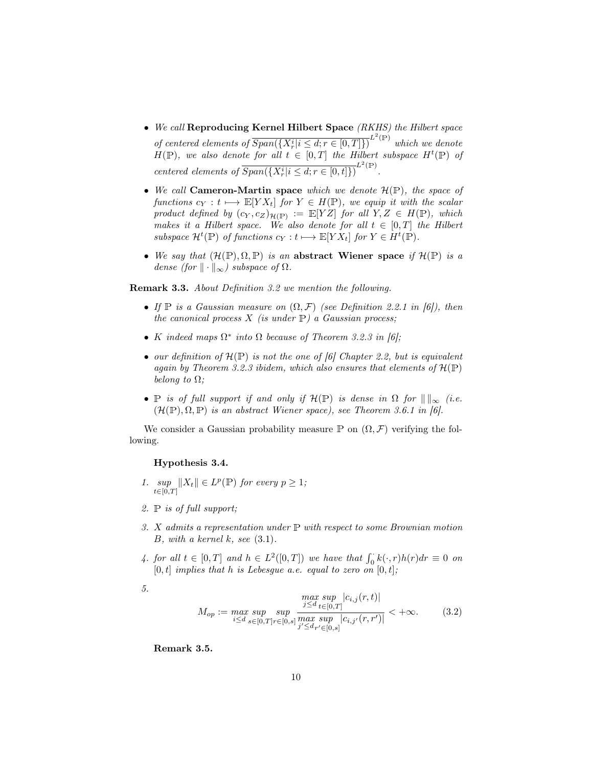- *We call* **Reproducing Kernel Hilbert Space** *(RKHS) the Hilbert space of centered elements of* $\overline{Span(\{X^i_r | i \leq d; r \in [0,T]\})}^{L^2(\mathbb{P})}$ *which we denote* $H(\mathbb{P})$*, we also denote for all* $t \in [0,T]$ *the Hilbert subspace* $H^t(\mathbb{P})$ *of centered elements of* $\overline{Span(\{X^i_r | i \leq d; r \in [0,t]\})}^{L^2(\mathbb{P})}$*.*

- *We call* **Cameron-Martin space** *which we denote* $\mathcal{H}(\mathbb{P})$*, the space of functions* $c_Y : t \longmapsto \mathbb{E}[YX_t]$ *for* $Y \in H(\mathbb{P})$*, we equip it with the scalar product defined by* $(c_Y, c_Z)_{\mathcal{H}(\mathbb{P})} := \mathbb{E}[YZ]$ *for all* $Y, Z \in H(\mathbb{P})$*, which makes it a Hilbert space. We also denote for all* $t \in [0,T]$ *the Hilbert subspace* $\mathcal{H}^t(\mathbb{P})$ *of functions* $c_Y : t \longmapsto \mathbb{E}[YX_t]$ *for* $Y \in H^t(\mathbb{P})$*.*

- *We say that* $(\mathcal{H}(\mathbb{P}), \Omega, \mathbb{P})$ *is an* **abstract Wiener space** *if* $\mathcal{H}(\mathbb{P})$ *is a dense (for* $\| \cdot \|_\infty$*) subspace of* $\Omega$*.*

**Remark 3.3.** *About Definition 3.2 we mention the following.*

- *If* $\mathbb{P}$ *is a Gaussian measure on* $(\Omega, \mathcal{F})$ *(see Definition 2.2.1 in [6]), then the canonical process* $X$ *(is under* $\mathbb{P}$*) a Gaussian process;*

- $K$ *indeed maps* $\Omega^*$ *into* $\Omega$ *because of Theorem 3.2.3 in [6];*

- *our definition of* $\mathcal{H}(\mathbb{P})$ *is not the one of [6] Chapter 2.2, but is equivalent again by Theorem 3.2.3 ibidem, which also ensures that elements of* $\mathcal{H}(\mathbb{P})$ *belong to* $\Omega$*;*

- $\mathbb{P}$ *is of full support if and only if* $\mathcal{H}(\mathbb{P})$ *is dense in* $\Omega$ *for* $\| \|_\infty$ *(i.e.* $(\mathcal{H}(\mathbb{P}), \Omega, \mathbb{P})$ *is an abstract Wiener space), see Theorem 3.6.1 in [6].*

We consider a Gaussian probability measure $\mathbb{P}$ on $(\Omega, \mathcal{F})$ verifying the following.

**Hypothesis 3.4.**

1. $\underset{t \in [0,T]}{sup} \|X_t\| \in L^p(\mathbb{P})$ *for every* $p \geq 1$*;*
2. $\mathbb{P}$ *is of full support;*
3. $X$ *admits a representation under* $\mathbb{P}$ *with respect to some Brownian motion* $B$*, with a kernel* $k$*, see* (3.1)*.*
4. *for all* $t \in [0,T]$ *and* $h \in L^2([0,T])$ *we have that* $\int_0^\cdot k(\cdot, r)h(r)dr \equiv 0$ *on* $[0,t]$ *implies that* $h$ *is Lebesgue a.e. equal to zero on* $[0,t]$*;*
5. $$M_{op} := \underset{i \leq d}{max} \underset{s \in [0,T]}{sup} \underset{r \in [0,s]}{sup} \frac{\underset{j \leq d}{max} \underset{t \in [0,T]}{sup} |c_{i,j}(r,t)|}{\underset{j' \leq d}{max} \underset{r' \in [0,s]}{sup} |c_{i,j'}(r,r')|} < +\infty. \tag{3.2}$$

**Remark 3.5.**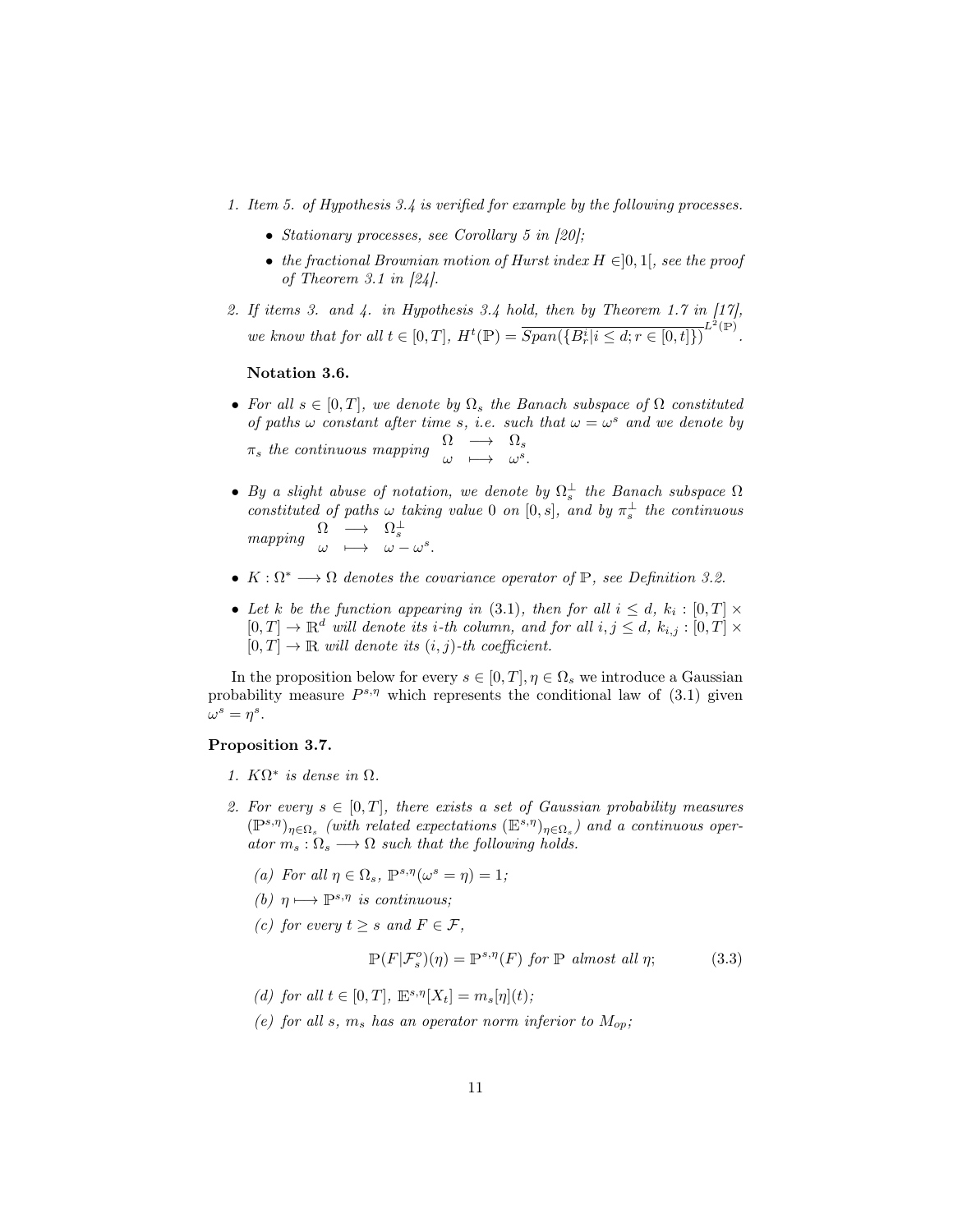1. *Item 5. of Hypothesis 3.4 is verified for example by the following processes.*
   - *Stationary processes, see Corollary 5 in [20];*
   - *the fractional Brownian motion of Hurst index $H \in ]0,1[$, see the proof of Theorem 3.1 in [24].*

2. *If items 3. and 4. in Hypothesis 3.4 hold, then by Theorem 1.7 in [17], we know that for all $t \in [0,T]$, $H^t(\mathbb{P}) = \overline{Span(\{B^i_r | i \leq d; r \in [0,t]\})}^{L^2(\mathbb{P})}$.*

**Notation 3.6.**

- *For all $s \in [0,T]$, we denote by $\Omega_s$ the Banach subspace of $\Omega$ constituted of paths $\omega$ constant after time $s$, i.e. such that $\omega = \omega^s$ and we denote by $\pi_s$ the continuous mapping* $\begin{array}{ccc} \Omega & \longrightarrow & \Omega_s \\ \omega & \longmapsto & \omega^s. \end{array}$

- *By a slight abuse of notation, we denote by $\Omega_s^{\perp}$ the Banach subspace $\Omega$ constituted of paths $\omega$ taking value 0 on $[0,s]$, and by $\pi_s^{\perp}$ the continuous mapping* $\begin{array}{ccc} \Omega & \longrightarrow & \Omega_s^{\perp} \\ \omega & \longmapsto & \omega - \omega^s. \end{array}$

- *$K : \Omega^* \longrightarrow \Omega$ denotes the covariance operator of $\mathbb{P}$, see Definition 3.2.*

- *Let $k$ be the function appearing in (3.1), then for all $i \leq d$, $k_i : [0,T] \times [0,T] \to \mathbb{R}^d$ will denote its $i$-th column, and for all $i,j \leq d$, $k_{i,j} : [0,T] \times [0,T] \to \mathbb{R}$ will denote its $(i,j)$-th coefficient.*

In the proposition below for every $s \in [0,T], \eta \in \Omega_s$ we introduce a Gaussian probability measure $P^{s,\eta}$ which represents the conditional law of (3.1) given $\omega^s = \eta^s$.

**Proposition 3.7.**

1. *$K\Omega^*$ is dense in $\Omega$.*

2. *For every $s \in [0,T]$, there exists a set of Gaussian probability measures $(\mathbb{P}^{s,\eta})_{\eta \in \Omega_s}$ (with related expectations $(\mathbb{E}^{s,\eta})_{\eta \in \Omega_s}$) and a continuous operator $m_s : \Omega_s \longrightarrow \Omega$ such that the following holds.*

   (a) *For all $\eta \in \Omega_s$, $\mathbb{P}^{s,\eta}(\omega^s = \eta) = 1$;*

   (b) *$\eta \longmapsto \mathbb{P}^{s,\eta}$ is continuous;*

   (c) *for every $t \geq s$ and $F \in \mathcal{F}$,*

   $$\mathbb{P}(F|\mathcal{F}^o_s)(\eta) = \mathbb{P}^{s,\eta}(F) \text{ for } \mathbb{P} \text{ almost all } \eta; \tag{3.3}$$

   (d) *for all $t \in [0,T]$, $\mathbb{E}^{s,\eta}[X_t] = m_s[\eta](t)$;*

   (e) *for all $s$, $m_s$ has an operator norm inferior to $M_{op}$;*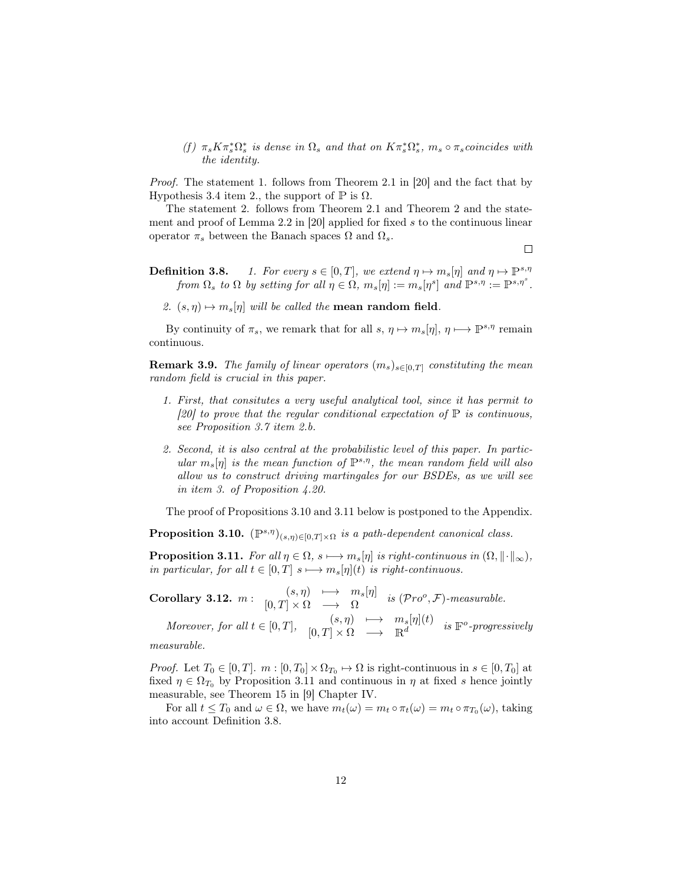(f) $\pi_s K \pi_s^* \Omega_s^*$ *is dense in* $\Omega_s$ *and that on* $K\pi_s^*\Omega_s^*$, $m_s \circ \pi_s$ *coincides with the identity.*

*Proof.* The statement 1. follows from Theorem 2.1 in [20] and the fact that by Hypothesis 3.4 item 2., the support of $\mathbb{P}$ is $\Omega$.

The statement 2. follows from Theorem 2.1 and Theorem 2 and the statement and proof of Lemma 2.2 in [20] applied for fixed $s$ to the continuous linear operator $\pi_s$ between the Banach spaces $\Omega$ and $\Omega_s$. □

**Definition 3.8.** *1. For every* $s \in [0,T]$, *we extend* $\eta \mapsto m_s[\eta]$ *and* $\eta \mapsto \mathbb{P}^{s,\eta}$ *from* $\Omega_s$ *to* $\Omega$ *by setting for all* $\eta \in \Omega$, $m_s[\eta] := m_s[\eta^s]$ *and* $\mathbb{P}^{s,\eta} := \mathbb{P}^{s,\eta^s}$.

*2.* $(s,\eta) \mapsto m_s[\eta]$ *will be called the* **mean random field**.

By continuity of $\pi_s$, we remark that for all $s$, $\eta \mapsto m_s[\eta]$, $\eta \longmapsto \mathbb{P}^{s,\eta}$ remain continuous.

**Remark 3.9.** *The family of linear operators* $(m_s)_{s\in[0,T]}$ *constituting the mean random field is crucial in this paper.*

1. *First, that consitutes a very useful analytical tool, since it has permit to [20] to prove that the regular conditional expectation of* $\mathbb{P}$ *is continuous, see Proposition 3.7 item 2.b.*
2. *Second, it is also central at the probabilistic level of this paper. In particular* $m_s[\eta]$ *is the mean function of* $\mathbb{P}^{s,\eta}$*, the mean random field will also allow us to construct driving martingales for our BSDEs, as we will see in item 3. of Proposition 4.20.*

The proof of Propositions 3.10 and 3.11 below is postponed to the Appendix.

**Proposition 3.10.** $(\mathbb{P}^{s,\eta})_{(s,\eta)\in[0,T]\times\Omega}$ *is a path-dependent canonical class.*

**Proposition 3.11.** *For all* $\eta \in \Omega$, $s \longmapsto m_s[\eta]$ *is right-continuous in* $(\Omega, \|\cdot\|_\infty)$*, in particular, for all* $t \in [0,T]$ $s \longmapsto m_s[\eta](t)$ *is right-continuous.*

**Corollary 3.12.** $m : \begin{array}{ccc} (s,\eta) & \longmapsto & m_s[\eta] \\ [0,T]\times\Omega & \longrightarrow & \Omega \end{array}$ *is* $(\mathcal{P}ro^o, \mathcal{F})$*-measurable.*

*Moreover, for all* $t \in [0,T]$, $\begin{array}{ccc} (s,\eta) & \longmapsto & m_s[\eta](t) \\ [0,T]\times\Omega & \longrightarrow & \mathbb{R}^d \end{array}$ *is* $\mathbb{F}^o$*-progressively measurable.*

*Proof.* Let $T_0 \in [0,T]$. $m : [0,T_0] \times \Omega_{T_0} \mapsto \Omega$ is right-continuous in $s \in [0,T_0]$ at fixed $\eta \in \Omega_{T_0}$ by Proposition 3.11 and continuous in $\eta$ at fixed $s$ hence jointly measurable, see Theorem 15 in [9] Chapter IV.

For all $t \leq T_0$ and $\omega \in \Omega$, we have $m_t(\omega) = m_t \circ \pi_t(\omega) = m_t \circ \pi_{T_0}(\omega)$, taking into account Definition 3.8.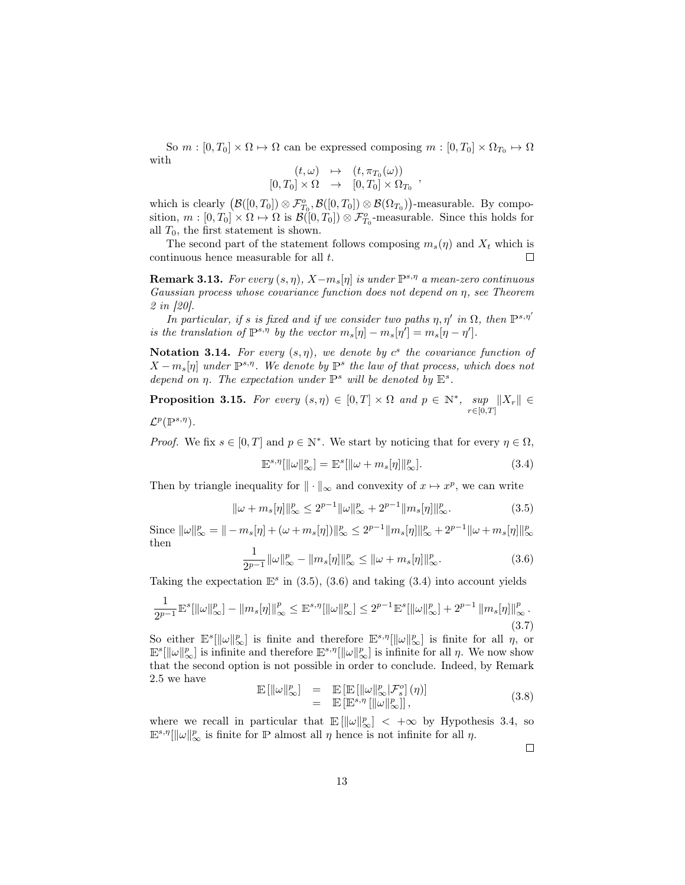So $m : [0, T_0] \times \Omega \mapsto \Omega$ can be expressed composing $m : [0, T_0] \times \Omega_{T_0} \mapsto \Omega$ with

$$\begin{array}{ccc} (t, \omega) & \mapsto & (t, \pi_{T_0}(\omega)) \\ [0, T_0] \times \Omega & \to & [0, T_0] \times \Omega_{T_0} \end{array},$$

which is clearly $\big(\mathcal{B}([0,T_0]) \otimes \mathcal{F}^o_{T_0}, \mathcal{B}([0,T_0]) \otimes \mathcal{B}(\Omega_{T_0})\big)$-measurable. By composition, $m : [0, T_0] \times \Omega \mapsto \Omega$ is $\mathcal{B}([0, T_0]) \otimes \mathcal{F}^o_{T_0}$-measurable. Since this holds for all $T_0$, the first statement is shown.

The second part of the statement follows composing $m_s(\eta)$ and $X_t$ which is continuous hence measurable for all $t$. $\square$

**Remark 3.13.** *For every $(s, \eta)$, $X - m_s[\eta]$ is under $\mathbb{P}^{s,\eta}$ a mean-zero continuous Gaussian process whose covariance function does not depend on $\eta$, see Theorem 2 in [20].*

*In particular, if $s$ is fixed and if we consider two paths $\eta, \eta'$ in $\Omega$, then $\mathbb{P}^{s,\eta'}$ is the translation of $\mathbb{P}^{s,\eta}$ by the vector $m_s[\eta] - m_s[\eta'] = m_s[\eta - \eta']$.*

**Notation 3.14.** *For every $(s, \eta)$, we denote by $c^s$ the covariance function of $X - m_s[\eta]$ under $\mathbb{P}^{s,\eta}$. We denote by $\mathbb{P}^s$ the law of that process, which does not depend on $\eta$. The expectation under $\mathbb{P}^s$ will be denoted by $\mathbb{E}^s$.*

**Proposition 3.15.** *For every $(s, \eta) \in [0, T] \times \Omega$ and $p \in \mathbb{N}^*$, $\underset{r\in[0,T]}{sup} \|X_r\| \in \mathcal{L}^p(\mathbb{P}^{s,\eta})$.*

*Proof.* We fix $s \in [0, T]$ and $p \in \mathbb{N}^*$. We start by noticing that for every $\eta \in \Omega$,

$$\mathbb{E}^{s,\eta}[\|\omega\|^p_\infty] = \mathbb{E}^s[\|\omega + m_s[\eta]\|^p_\infty]. \tag{3.4}$$

Then by triangle inequality for $\|\cdot\|_\infty$ and convexity of $x \mapsto x^p$, we can write

$$\|\omega + m_s[\eta]\|^p_\infty \leq 2^{p-1}\|\omega\|^p_\infty + 2^{p-1}\|m_s[\eta]\|^p_\infty. \tag{3.5}$$

Since $\|\omega\|^p_\infty = \| - m_s[\eta] + (\omega + m_s[\eta])\|^p_\infty \leq 2^{p-1}\|m_s[\eta]\|^p_\infty + 2^{p-1}\|\omega + m_s[\eta]\|^p_\infty$ then

$$\frac{1}{2^{p-1}}\|\omega\|^p_\infty - \|m_s[\eta]\|^p_\infty \leq \|\omega + m_s[\eta]\|^p_\infty. \tag{3.6}$$

Taking the expectation $\mathbb{E}^s$ in (3.5), (3.6) and taking (3.4) into account yields

$$\frac{1}{2^{p-1}}\mathbb{E}^s[\|\omega\|^p_\infty] - \|m_s[\eta]\|^p_\infty \leq \mathbb{E}^{s,\eta}[\|\omega\|^p_\infty] \leq 2^{p-1}\mathbb{E}^s[\|\omega\|^p_\infty] + 2^{p-1}\|m_s[\eta]\|^p_\infty. \tag{3.7}$$

So either $\mathbb{E}^s[\|\omega\|^p_\infty]$ is finite and therefore $\mathbb{E}^{s,\eta}[\|\omega\|^p_\infty]$ is finite for all $\eta$, or $\mathbb{E}^s[\|\omega\|^p_\infty]$ is infinite and therefore $\mathbb{E}^{s,\eta}[\|\omega\|^p_\infty]$ is infinite for all $\eta$. We now show that the second option is not possible in order to conclude. Indeed, by Remark 2.5 we have

$$\begin{array}{rcl} \mathbb{E}\left[\|\omega\|^p_\infty\right] & = & \mathbb{E}\left[\mathbb{E}\left[\|\omega\|^p_\infty|\mathcal{F}^o_s\right](\eta)\right] \\ & = & \mathbb{E}\left[\mathbb{E}^{s,\eta}\left[\|\omega\|^p_\infty\right]\right], \end{array} \tag{3.8}$$

where we recall in particular that $\mathbb{E}\left[\|\omega\|^p_\infty\right] < +\infty$ by Hypothesis 3.4, so $\mathbb{E}^{s,\eta}[\|\omega\|^p_\infty$ is finite for $\mathbb{P}$ almost all $\eta$ hence is not infinite for all $\eta$.

$\square$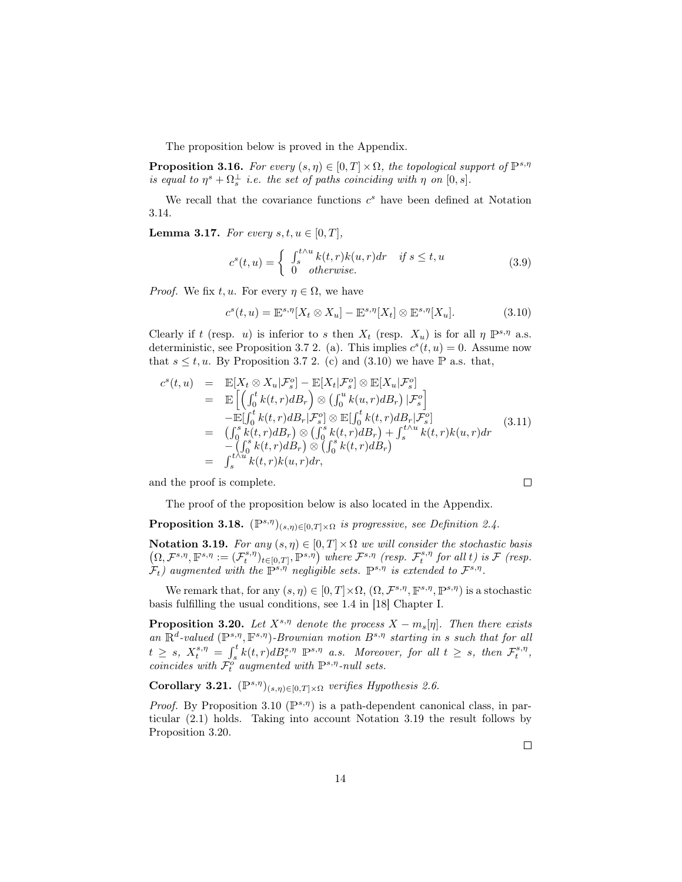The proposition below is proved in the Appendix.

**Proposition 3.16.** *For every $(s,\eta) \in [0,T] \times \Omega$, the topological support of $\mathbb{P}^{s,\eta}$ is equal to $\eta^s + \Omega_s^{\perp}$ i.e. the set of paths coinciding with $\eta$ on $[0,s]$.*

We recall that the covariance functions $c^s$ have been defined at Notation 3.14.

**Lemma 3.17.** *For every $s,t,u \in [0,T]$,*

$$c^s(t,u) = \begin{cases} \int_s^{t \wedge u} k(t,r)k(u,r)dr & \text{if } s \le t,u \\ 0 & \text{otherwise.} \end{cases} \tag{3.9}$$

*Proof.* We fix $t,u$. For every $\eta \in \Omega$, we have

$$c^s(t,u) = \mathbb{E}^{s,\eta}[X_t \otimes X_u] - \mathbb{E}^{s,\eta}[X_t] \otimes \mathbb{E}^{s,\eta}[X_u]. \tag{3.10}$$

Clearly if $t$ (resp. $u$) is inferior to $s$ then $X_t$ (resp. $X_u$) is for all $\eta$ $\mathbb{P}^{s,\eta}$ a.s. deterministic, see Proposition 3.7 2. (a). This implies $c^s(t,u) = 0$. Assume now that $s \le t,u$. By Proposition 3.7 2. (c) and (3.10) we have $\mathbb{P}$ a.s. that,

$$\begin{array}{rcl} c^s(t,u) & = & \mathbb{E}[X_t \otimes X_u|\mathcal{F}_s^o] - \mathbb{E}[X_t|\mathcal{F}_s^o] \otimes \mathbb{E}[X_u|\mathcal{F}_s^o] \\ & = & \mathbb{E}\left[\left(\int_0^t k(t,r)dB_r\right) \otimes \left(\int_0^u k(u,r)dB_r\right)|\mathcal{F}_s^o\right] \\ & & -\mathbb{E}[\int_0^t k(t,r)dB_r|\mathcal{F}_s^o] \otimes \mathbb{E}[\int_0^t k(t,r)dB_r|\mathcal{F}_s^o] \\ & = & \left(\int_0^s k(t,r)dB_r\right) \otimes \left(\int_0^s k(t,r)dB_r\right) + \int_s^{t\wedge u} k(t,r)k(u,r)dr \\ & & -\left(\int_0^s k(t,r)dB_r\right) \otimes \left(\int_0^s k(t,r)dB_r\right) \\ & = & \int_s^{t\wedge u} k(t,r)k(u,r)dr, \end{array} \tag{3.11}$$

and the proof is complete. $\square$

The proof of the proposition below is also located in the Appendix.

**Proposition 3.18.** *$(\mathbb{P}^{s,\eta})_{(s,\eta)\in[0,T]\times\Omega}$ is progressive, see Definition 2.4.*

**Notation 3.19.** *For any $(s,\eta) \in [0,T] \times \Omega$ we will consider the stochastic basis $\left(\Omega, \mathcal{F}^{s,\eta}, \mathbb{F}^{s,\eta} := (\mathcal{F}_t^{s,\eta})_{t\in[0,T]}, \mathbb{P}^{s,\eta}\right)$ where $\mathcal{F}^{s,\eta}$ (resp. $\mathcal{F}_t^{s,\eta}$ for all $t$) is $\mathcal{F}$ (resp. $\mathcal{F}_t$) augmented with the $\mathbb{P}^{s,\eta}$ negligible sets. $\mathbb{P}^{s,\eta}$ is extended to $\mathcal{F}^{s,\eta}$.*

We remark that, for any $(s,\eta) \in [0,T]\times\Omega$, $(\Omega, \mathcal{F}^{s,\eta}, \mathbb{F}^{s,\eta}, \mathbb{P}^{s,\eta})$ is a stochastic basis fulfilling the usual conditions, see 1.4 in [18] Chapter I.

**Proposition 3.20.** *Let $X^{s,\eta}$ denote the process $X - m_s[\eta]$. Then there exists an $\mathbb{R}^d$-valued $(\mathbb{P}^{s,\eta}, \mathbb{F}^{s,\eta})$-Brownian motion $B^{s,\eta}$ starting in $s$ such that for all $t \ge s$, $X_t^{s,\eta} = \int_s^t k(t,r)dB_r^{s,\eta}$ $\mathbb{P}^{s,\eta}$ a.s. Moreover, for all $t \ge s$, then $\mathcal{F}_t^{s,\eta}$, coincides with $\mathcal{F}_t^o$ augmented with $\mathbb{P}^{s,\eta}$-null sets.*

**Corollary 3.21.** *$(\mathbb{P}^{s,\eta})_{(s,\eta)\in[0,T]\times\Omega}$ verifies Hypothesis 2.6.*

*Proof.* By Proposition 3.10 $(\mathbb{P}^{s,\eta})$ is a path-dependent canonical class, in particular (2.1) holds. Taking into account Notation 3.19 the result follows by Proposition 3.20. $\square$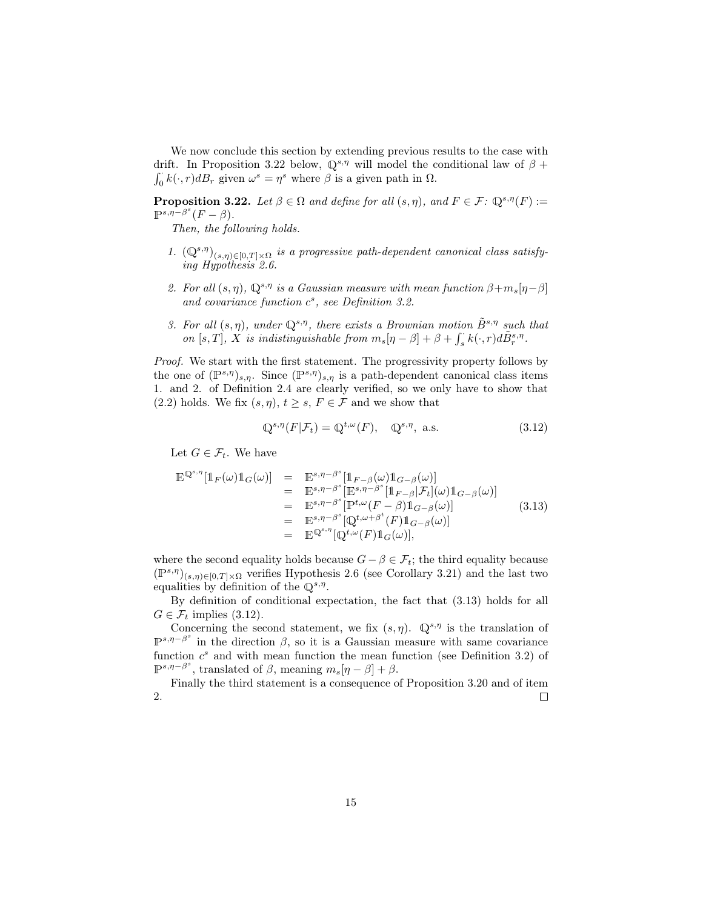We now conclude this section by extending previous results to the case with drift. In Proposition 3.22 below, $\mathbb{Q}^{s,\eta}$ will model the conditional law of $\beta + \int_0^\cdot k(\cdot, r)dB_r$ given $\omega^s = \eta^s$ where $\beta$ is a given path in $\Omega$.

**Proposition 3.22.** *Let $\beta \in \Omega$ and define for all $(s,\eta)$, and $F \in \mathcal{F}$: $\mathbb{Q}^{s,\eta}(F) := \mathbb{P}^{s,\eta-\beta^s}(F - \beta)$.*

*Then, the following holds.*

1. *$(\mathbb{Q}^{s,\eta})_{(s,\eta)\in[0,T]\times\Omega}$ is a progressive path-dependent canonical class satisfying Hypothesis 2.6.*
2. *For all $(s,\eta)$, $\mathbb{Q}^{s,\eta}$ is a Gaussian measure with mean function $\beta + m_s[\eta - \beta]$ and covariance function $c^s$, see Definition 3.2.*
3. *For all $(s,\eta)$, under $\mathbb{Q}^{s,\eta}$, there exists a Brownian motion $\tilde{B}^{s,\eta}$ such that on $[s,T]$, $X$ is indistinguishable from $m_s[\eta - \beta] + \beta + \int_s^\cdot k(\cdot, r)d\tilde{B}^{s,\eta}_r$.*

*Proof.* We start with the first statement. The progressivity property follows by the one of $(\mathbb{P}^{s,\eta})_{s,\eta}$. Since $(\mathbb{P}^{s,\eta})_{s,\eta}$ is a path-dependent canonical class items 1. and 2. of Definition 2.4 are clearly verified, so we only have to show that (2.2) holds. We fix $(s,\eta)$, $t \geq s$, $F \in \mathcal{F}$ and we show that

$$\mathbb{Q}^{s,\eta}(F|\mathcal{F}_t) = \mathbb{Q}^{t,\omega}(F), \quad \mathbb{Q}^{s,\eta}, \text{ a.s.} \tag{3.12}$$

Let $G \in \mathcal{F}_t$. We have

$$\begin{array}{rcl} \mathbb{E}^{\mathbb{Q}^{s,\eta}}[\mathbb{1}_F(\omega)\mathbb{1}_G(\omega)] & = & \mathbb{E}^{s,\eta-\beta^s}[\mathbb{1}_{F-\beta}(\omega)\mathbb{1}_{G-\beta}(\omega)] \\ & = & \mathbb{E}^{s,\eta-\beta^s}[\mathbb{E}^{s,\eta-\beta^s}[\mathbb{1}_{F-\beta}|\mathcal{F}_t](\omega)\mathbb{1}_{G-\beta}(\omega)] \\ & = & \mathbb{E}^{s,\eta-\beta^s}[\mathbb{P}^{t,\omega}(F-\beta)\mathbb{1}_{G-\beta}(\omega)] \\ & = & \mathbb{E}^{s,\eta-\beta^s}[\mathbb{Q}^{t,\omega+\beta^t}(F)\mathbb{1}_{G-\beta}(\omega)] \\ & = & \mathbb{E}^{\mathbb{Q}^{s,\eta}}[\mathbb{Q}^{t,\omega}(F)\mathbb{1}_G(\omega)], \end{array} \tag{3.13}$$

where the second equality holds because $G - \beta \in \mathcal{F}_t$; the third equality because $(\mathbb{P}^{s,\eta})_{(s,\eta)\in[0,T]\times\Omega}$ verifies Hypothesis 2.6 (see Corollary 3.21) and the last two equalities by definition of the $\mathbb{Q}^{s,\eta}$.

By definition of conditional expectation, the fact that (3.13) holds for all $G \in \mathcal{F}_t$ implies (3.12).

Concerning the second statement, we fix $(s,\eta)$. $\mathbb{Q}^{s,\eta}$ is the translation of $\mathbb{P}^{s,\eta-\beta^s}$ in the direction $\beta$, so it is a Gaussian measure with same covariance function $c^s$ and with mean function the mean function (see Definition 3.2) of $\mathbb{P}^{s,\eta-\beta^s}$, translated of $\beta$, meaning $m_s[\eta-\beta] + \beta$.

Finally the third statement is a consequence of Proposition 3.20 and of item 2. $\square$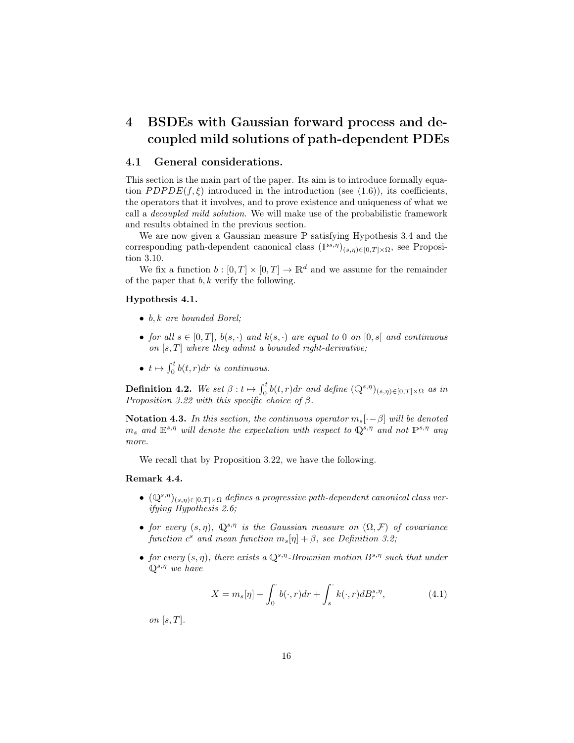# 4 BSDEs with Gaussian forward process and decoupled mild solutions of path-dependent PDEs

## 4.1 General considerations.

This section is the main part of the paper. Its aim is to introduce formally equation $PDPDE(f, \xi)$ introduced in the introduction (see (1.6)), its coefficients, the operators that it involves, and to prove existence and uniqueness of what we call a *decoupled mild solution*. We will make use of the probabilistic framework and results obtained in the previous section.

We are now given a Gaussian measure $\mathbb{P}$ satisfying Hypothesis 3.4 and the corresponding path-dependent canonical class $(\mathbb{P}^{s,\eta})_{(s,\eta)\in[0,T]\times\Omega}$, see Proposition 3.10.

We fix a function $b : [0,T] \times [0,T] \to \mathbb{R}^d$ and we assume for the remainder of the paper that $b, k$ verify the following.

**Hypothesis 4.1.**

- *$b, k$ are bounded Borel;*
- *for all $s \in [0,T]$, $b(s,\cdot)$ and $k(s,\cdot)$ are equal to 0 on $[0, s[$ and continuous on $[s,T]$ where they admit a bounded right-derivative;*
- *$t \mapsto \int_0^t b(t,r)dr$ is continuous.*

**Definition 4.2.** *We set $\beta : t \mapsto \int_0^t b(t,r)dr$ and define $(\mathbb{Q}^{s,\eta})_{(s,\eta)\in[0,T]\times\Omega}$ as in Proposition 3.22 with this specific choice of $\beta$.*

**Notation 4.3.** *In this section, the continuous operator $m_s[\cdot - \beta]$ will be denoted $m_s$ and $\mathbb{E}^{s,\eta}$ will denote the expectation with respect to $\mathbb{Q}^{s,\eta}$ and not $\mathbb{P}^{s,\eta}$ any more.*

We recall that by Proposition 3.22, we have the following.

**Remark 4.4.**

- *$(\mathbb{Q}^{s,\eta})_{(s,\eta)\in[0,T]\times\Omega}$ defines a progressive path-dependent canonical class verifying Hypothesis 2.6;*
- *for every $(s,\eta)$, $\mathbb{Q}^{s,\eta}$ is the Gaussian measure on $(\Omega, \mathcal{F})$ of covariance function $c^s$ and mean function $m_s[\eta] + \beta$, see Definition 3.2;*
- *for every $(s,\eta)$, there exists a $\mathbb{Q}^{s,\eta}$-Brownian motion $B^{s,\eta}$ such that under $\mathbb{Q}^{s,\eta}$ we have*

$$X = m_s[\eta] + \int_0^{\cdot} b(\cdot, r)dr + \int_s^{\cdot} k(\cdot, r)dB_r^{s,\eta}, \tag{4.1}$$

*on $[s,T]$.*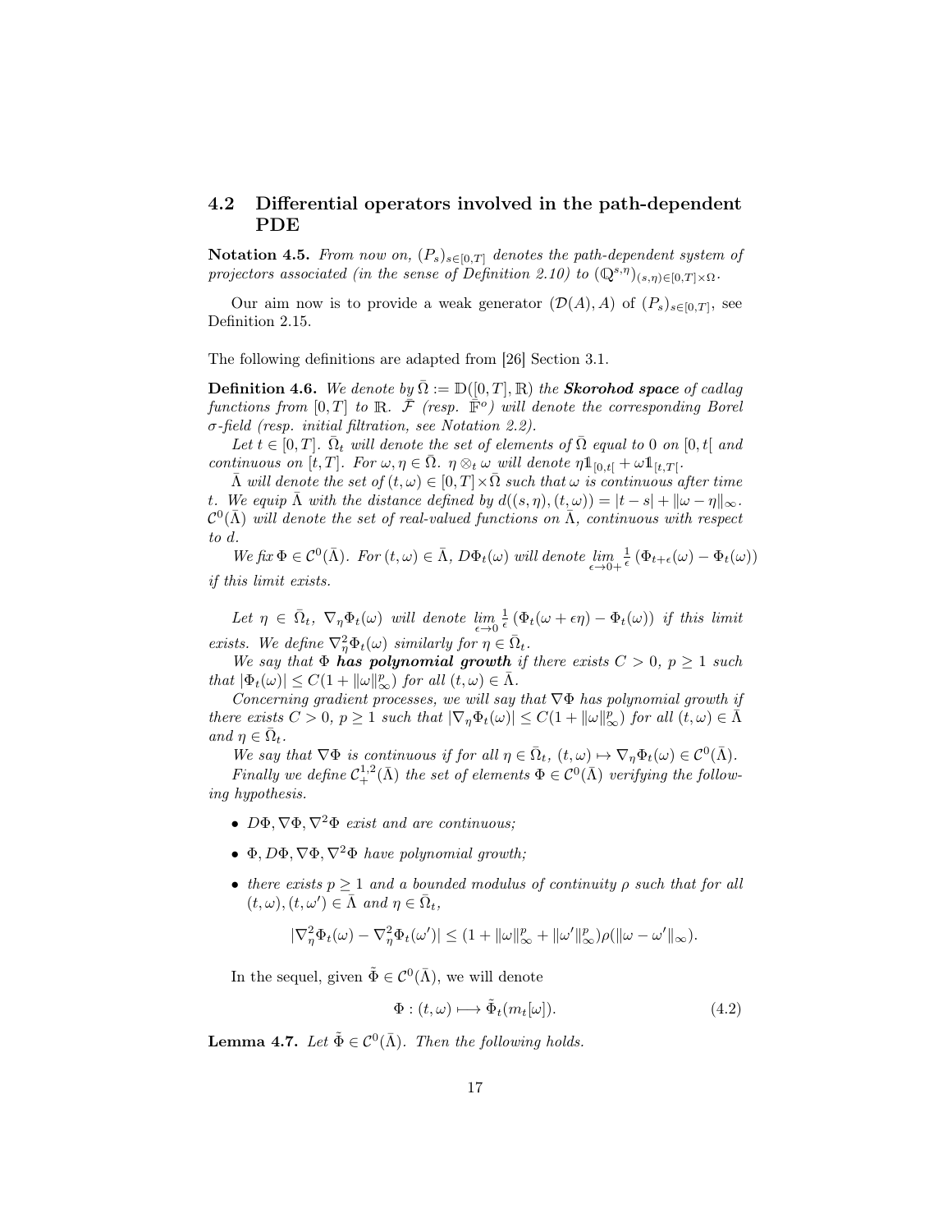## 4.2 Differential operators involved in the path-dependent PDE

**Notation 4.5.** *From now on, $(P_s)_{s\in[0,T]}$ denotes the path-dependent system of projectors associated (in the sense of Definition 2.10) to $(\mathbb{Q}^{s,\eta})_{(s,\eta)\in[0,T]\times\Omega}$.*

Our aim now is to provide a weak generator $(\mathcal{D}(A), A)$ of $(P_s)_{s\in[0,T]}$, see Definition 2.15.

The following definitions are adapted from [26] Section 3.1.

**Definition 4.6.** *We denote by $\bar{\Omega} := \mathbb{D}([0,T],\mathbb{R})$ the* ***Skorohod space*** *of cadlag functions from $[0,T]$ to $\mathbb{R}$. $\bar{\mathcal{F}}$ (resp. $\bar{\mathbb{F}}^o$) will denote the corresponding Borel $\sigma$-field (resp. initial filtration, see Notation 2.2).*

*Let $t\in[0,T]$. $\bar{\Omega}_t$ will denote the set of elements of $\bar{\Omega}$ equal to 0 on $[0,t[$ and continuous on $[t,T]$. For $\omega,\eta\in\bar{\Omega}$. $\eta\otimes_t\omega$ will denote $\eta\mathbb{1}_{[0,t[}+\omega\mathbb{1}_{[t,T[}$.*

*$\bar{\Lambda}$ will denote the set of $(t,\omega)\in[0,T]\times\bar{\Omega}$ such that $\omega$ is continuous after time $t$. We equip $\bar{\Lambda}$ with the distance defined by $d((s,\eta),(t,\omega)) = |t-s| + \|\omega-\eta\|_\infty$. $\mathcal{C}^0(\bar{\Lambda})$ will denote the set of real-valued functions on $\bar{\Lambda}$, continuous with respect to $d$.*

*We fix $\Phi\in\mathcal{C}^0(\bar{\Lambda})$. For $(t,\omega)\in\bar{\Lambda}$, $D\Phi_t(\omega)$ will denote $\underset{\epsilon\rightarrow 0+}{\lim}\frac{1}{\epsilon}\left(\Phi_{t+\epsilon}(\omega)-\Phi_t(\omega)\right)$ if this limit exists.*

*Let $\eta\in\bar{\Omega}_t$, $\nabla_\eta\Phi_t(\omega)$ will denote $\underset{\epsilon\rightarrow 0}{\lim}\frac{1}{\epsilon}\left(\Phi_t(\omega+\epsilon\eta)-\Phi_t(\omega)\right)$ if this limit exists. We define $\nabla^2_\eta\Phi_t(\omega)$ similarly for $\eta\in\bar{\Omega}_t$.*

*We say that $\Phi$* ***has polynomial growth*** *if there exists $C>0$, $p\geq 1$ such that $|\Phi_t(\omega)|\leq C(1+\|\omega\|^p_\infty)$ for all $(t,\omega)\in\bar{\Lambda}$.*

*Concerning gradient processes, we will say that $\nabla\Phi$ has polynomial growth if there exists $C>0$, $p\geq 1$ such that $|\nabla_\eta\Phi_t(\omega)|\leq C(1+\|\omega\|^p_\infty)$ for all $(t,\omega)\in\bar{\Lambda}$ and $\eta\in\bar{\Omega}_t$.*

*We say that $\nabla\Phi$ is continuous if for all $\eta\in\bar{\Omega}_t$, $(t,\omega)\mapsto\nabla_\eta\Phi_t(\omega)\in\mathcal{C}^0(\bar{\Lambda})$.*

*Finally we define $\mathcal{C}^{1,2}_+(\bar{\Lambda})$ the set of elements $\Phi\in\mathcal{C}^0(\bar{\Lambda})$ verifying the following hypothesis.*

- *$D\Phi,\nabla\Phi,\nabla^2\Phi$ exist and are continuous;*
- *$\Phi, D\Phi,\nabla\Phi,\nabla^2\Phi$ have polynomial growth;*
- *there exists $p\geq 1$ and a bounded modulus of continuity $\rho$ such that for all $(t,\omega),(t,\omega')\in\bar{\Lambda}$ and $\eta\in\bar{\Omega}_t$,*

$$|\nabla^2_\eta\Phi_t(\omega)-\nabla^2_\eta\Phi_t(\omega')|\leq(1+\|\omega\|^p_\infty+\|\omega'\|^p_\infty)\rho(\|\omega-\omega'\|_\infty).$$

In the sequel, given $\tilde{\Phi}\in\mathcal{C}^0(\bar{\Lambda})$, we will denote

$$\Phi:(t,\omega)\longmapsto\tilde{\Phi}_t(m_t[\omega]). \tag{4.2}$$

**Lemma 4.7.** *Let $\tilde{\Phi}\in\mathcal{C}^0(\bar{\Lambda})$. Then the following holds.*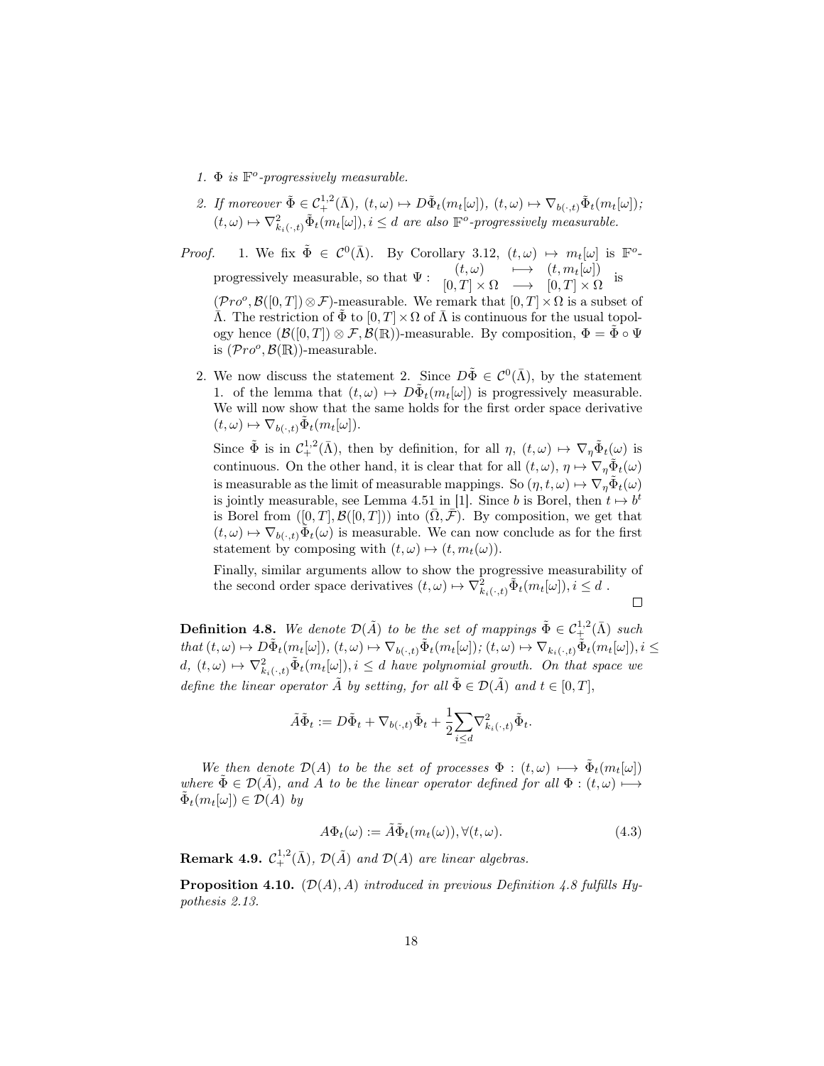1. $\Phi$ *is* $\mathbb{F}^o$*-progressively measurable.*

2. *If moreover* $\tilde{\Phi} \in \mathcal{C}^{1,2}_+(\bar{\Lambda})$*,* $(t,\omega) \mapsto D\tilde{\Phi}_t(m_t[\omega])$*,* $(t,\omega) \mapsto \nabla_{b(\cdot,t)}\tilde{\Phi}_t(m_t[\omega])$*;* $(t,\omega) \mapsto \nabla^2_{k_i(\cdot,t)}\tilde{\Phi}_t(m_t[\omega]), i \leq d$ *are also* $\mathbb{F}^o$*-progressively measurable.*

*Proof.* 1. We fix $\tilde{\Phi} \in \mathcal{C}^0(\bar{\Lambda})$. By Corollary 3.12, $(t,\omega) \mapsto m_t[\omega]$ is $\mathbb{F}^o$-progressively measurable, so that $\Psi : \begin{array}{ccc} (t,\omega) & \longmapsto & (t, m_t[\omega]) \\ [0,T]\times\Omega & \longrightarrow & [0,T]\times\Omega \end{array}$ is $(\mathcal{P}ro^o, \mathcal{B}([0,T])\otimes\mathcal{F})$-measurable. We remark that $[0,T]\times\Omega$ is a subset of $\bar{\Lambda}$. The restriction of $\tilde{\Phi}$ to $[0,T]\times\Omega$ of $\bar{\Lambda}$ is continuous for the usual topology hence $(\mathcal{B}([0,T])\otimes\mathcal{F}, \mathcal{B}(\mathbb{R}))$-measurable. By composition, $\Phi = \tilde{\Phi}\circ\Psi$ is $(\mathcal{P}ro^o, \mathcal{B}(\mathbb{R}))$-measurable.

2. We now discuss the statement 2. Since $D\tilde{\Phi} \in \mathcal{C}^0(\bar{\Lambda})$, by the statement 1. of the lemma that $(t,\omega) \mapsto D\tilde{\Phi}_t(m_t[\omega])$ is progressively measurable. We will now show that the same holds for the first order space derivative $(t,\omega) \mapsto \nabla_{b(\cdot,t)}\tilde{\Phi}_t(m_t[\omega])$.

   Since $\tilde{\Phi}$ is in $\mathcal{C}^{1,2}_+(\bar{\Lambda})$, then by definition, for all $\eta$, $(t,\omega) \mapsto \nabla_\eta\tilde{\Phi}_t(\omega)$ is continuous. On the other hand, it is clear that for all $(t,\omega)$, $\eta \mapsto \nabla_\eta\tilde{\Phi}_t(\omega)$ is measurable as the limit of measurable mappings. So $(\eta, t, \omega) \mapsto \nabla_\eta\tilde{\Phi}_t(\omega)$ is jointly measurable, see Lemma 4.51 in [1]. Since $b$ is Borel, then $t \mapsto b^t$ is Borel from $([0,T], \mathcal{B}([0,T]))$ into $(\bar{\Omega}, \bar{\mathcal{F}})$. By composition, we get that $(t,\omega) \mapsto \nabla_{b(\cdot,t)}\tilde{\Phi}_t(\omega)$ is measurable. We can now conclude as for the first statement by composing with $(t,\omega) \mapsto (t, m_t(\omega))$.

   Finally, similar arguments allow to show the progressive measurability of the second order space derivatives $(t,\omega) \mapsto \nabla^2_{k_i(\cdot,t)}\tilde{\Phi}_t(m_t[\omega]), i \leq d$ . ◻

**Definition 4.8.** *We denote* $\mathcal{D}(\tilde{A})$ *to be the set of mappings* $\tilde{\Phi} \in \mathcal{C}^{1,2}_+(\bar{\Lambda})$ *such that* $(t,\omega) \mapsto D\tilde{\Phi}_t(m_t[\omega])$*,* $(t,\omega) \mapsto \nabla_{b(\cdot,t)}\tilde{\Phi}_t(m_t[\omega])$*;* $(t,\omega) \mapsto \nabla_{k_i(\cdot,t)}\tilde{\Phi}_t(m_t[\omega]), i \leq d$*,* $(t,\omega) \mapsto \nabla^2_{k_i(\cdot,t)}\tilde{\Phi}_t(m_t[\omega]), i \leq d$ *have polynomial growth. On that space we define the linear operator* $\tilde{A}$ *by setting, for all* $\tilde{\Phi} \in \mathcal{D}(\tilde{A})$ *and* $t \in [0,T]$*,*

$$\tilde{A}\tilde{\Phi}_t := D\tilde{\Phi}_t + \nabla_{b(\cdot,t)}\tilde{\Phi}_t + \frac{1}{2}\sum_{i\leq d}\nabla^2_{k_i(\cdot,t)}\tilde{\Phi}_t.$$

*We then denote* $\mathcal{D}(A)$ *to be the set of processes* $\Phi : (t,\omega) \longmapsto \tilde{\Phi}_t(m_t[\omega])$ *where* $\tilde{\Phi} \in \mathcal{D}(\tilde{A})$*, and* $A$ *to be the linear operator defined for all* $\Phi : (t,\omega) \longmapsto \tilde{\Phi}_t(m_t[\omega]) \in \mathcal{D}(A)$ *by*

$$A\Phi_t(\omega) := \tilde{A}\tilde{\Phi}_t(m_t(\omega)), \forall(t,\omega). \tag{4.3}$$

**Remark 4.9.** $\mathcal{C}^{1,2}_+(\bar{\Lambda})$*,* $\mathcal{D}(\tilde{A})$ *and* $\mathcal{D}(A)$ *are linear algebras.*

**Proposition 4.10.** $(\mathcal{D}(A), A)$ *introduced in previous Definition 4.8 fulfills Hypothesis 2.13.*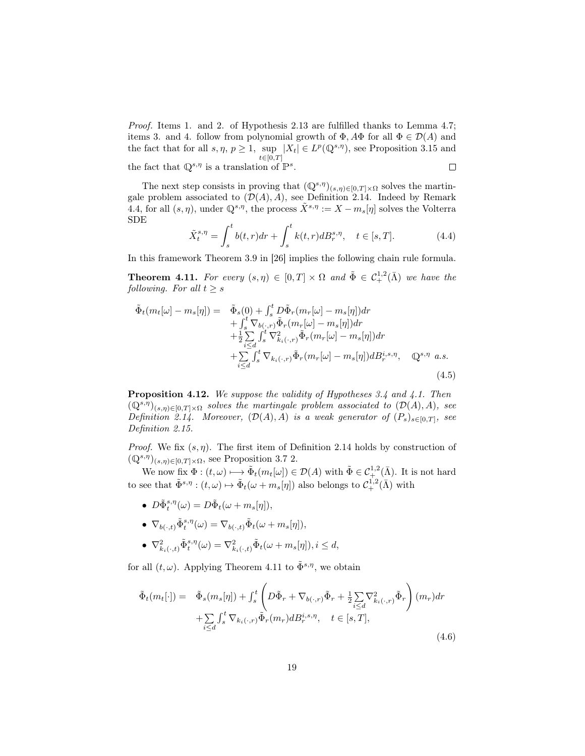*Proof.* Items 1. and 2. of Hypothesis 2.13 are fulfilled thanks to Lemma 4.7; items 3. and 4. follow from polynomial growth of $\Phi, A\Phi$ for all $\Phi \in \mathcal{D}(A)$ and the fact that for all $s, \eta$, $p \geq 1$, $\underset{t\in[0,T]}{\sup} |X_t| \in L^p(\mathbb{Q}^{s,\eta})$, see Proposition 3.15 and the fact that $\mathbb{Q}^{s,\eta}$ is a translation of $\mathbb{P}^s$. $\square$

The next step consists in proving that $(\mathbb{Q}^{s,\eta})_{(s,\eta)\in[0,T]\times\Omega}$ solves the martingale problem associated to $(\mathcal{D}(A), A)$, see Definition 2.14. Indeed by Remark 4.4, for all $(s,\eta)$, under $\mathbb{Q}^{s,\eta}$, the process $\tilde{X}^{s,\eta} := X - m_s[\eta]$ solves the Volterra SDE

$$\tilde{X}^{s,\eta}_t = \int_s^t b(t,r)dr + \int_s^t k(t,r)dB^{s,\eta}_r, \quad t \in [s,T]. \tag{4.4}$$

In this framework Theorem 3.9 in [26] implies the following chain rule formula.

**Theorem 4.11.** *For every $(s,\eta) \in [0,T]\times\Omega$ and $\tilde{\Phi} \in \mathcal{C}^{1,2}_+(\bar{\Lambda})$ we have the following. For all $t \geq s$*

$$\begin{aligned}
\tilde{\Phi}_t(m_t[\omega] - m_s[\eta]) = \;& \tilde{\Phi}_s(0) + \int_s^t D\tilde{\Phi}_r(m_r[\omega] - m_s[\eta])dr \\
&+ \int_s^t \nabla_{b(\cdot,r)}\tilde{\Phi}_r(m_r[\omega] - m_s[\eta])dr \\
&+ \frac{1}{2}\sum_{i\leq d}\int_s^t \nabla^2_{k_i(\cdot,r)}\tilde{\Phi}_r(m_r[\omega] - m_s[\eta])dr \\
&+ \sum_{i\leq d}\int_s^t \nabla_{k_i(\cdot,r)}\tilde{\Phi}_r(m_r[\omega] - m_s[\eta])dB^{i,s,\eta}_r, \quad \mathbb{Q}^{s,\eta} \text{ a.s.}
\end{aligned} \tag{4.5}$$

**Proposition 4.12.** *We suppose the validity of Hypotheses 3.4 and 4.1. Then $(\mathbb{Q}^{s,\eta})_{(s,\eta)\in[0,T]\times\Omega}$ solves the martingale problem associated to $(\mathcal{D}(A), A)$, see Definition 2.14. Moreover, $(\mathcal{D}(A), A)$ is a weak generator of $(P_s)_{s\in[0,T]}$, see Definition 2.15.*

*Proof.* We fix $(s,\eta)$. The first item of Definition 2.14 holds by construction of $(\mathbb{Q}^{s,\eta})_{(s,\eta)\in[0,T]\times\Omega}$, see Proposition 3.7 2.

We now fix $\Phi : (t,\omega) \longmapsto \tilde{\Phi}_t(m_t[\omega]) \in \mathcal{D}(A)$ with $\tilde{\Phi} \in \mathcal{C}^{1,2}_+(\bar{\Lambda})$. It is not hard to see that $\tilde{\Phi}^{s,\eta} : (t,\omega) \mapsto \tilde{\Phi}_t(\omega + m_s[\eta])$ also belongs to $\mathcal{C}^{1,2}_+(\bar{\Lambda})$ with

- $D\tilde{\Phi}^{s,\eta}_t(\omega) = D\tilde{\Phi}_t(\omega + m_s[\eta])$,
- $\nabla_{b(\cdot,t)}\tilde{\Phi}^{s,\eta}_t(\omega) = \nabla_{b(\cdot,t)}\tilde{\Phi}_t(\omega + m_s[\eta])$,
- $\nabla^2_{k_i(\cdot,t)}\tilde{\Phi}^{s,\eta}_t(\omega) = \nabla^2_{k_i(\cdot,t)}\tilde{\Phi}_t(\omega + m_s[\eta]), i \leq d$,

for all $(t,\omega)$. Applying Theorem 4.11 to $\tilde{\Phi}^{s,\eta}$, we obtain

$$\begin{aligned}
\tilde{\Phi}_t(m_t[\cdot]) = \;& \tilde{\Phi}_s(m_s[\eta]) + \int_s^t \left( D\tilde{\Phi}_r + \nabla_{b(\cdot,r)}\tilde{\Phi}_r + \frac{1}{2}\sum_{i\leq d}\nabla^2_{k_i(\cdot,r)}\tilde{\Phi}_r \right)(m_r)dr \\
&+ \sum_{i\leq d}\int_s^t \nabla_{k_i(\cdot,r)}\tilde{\Phi}_r(m_r)dB^{i,s,\eta}_r, \quad t \in [s,T],
\end{aligned} \tag{4.6}$$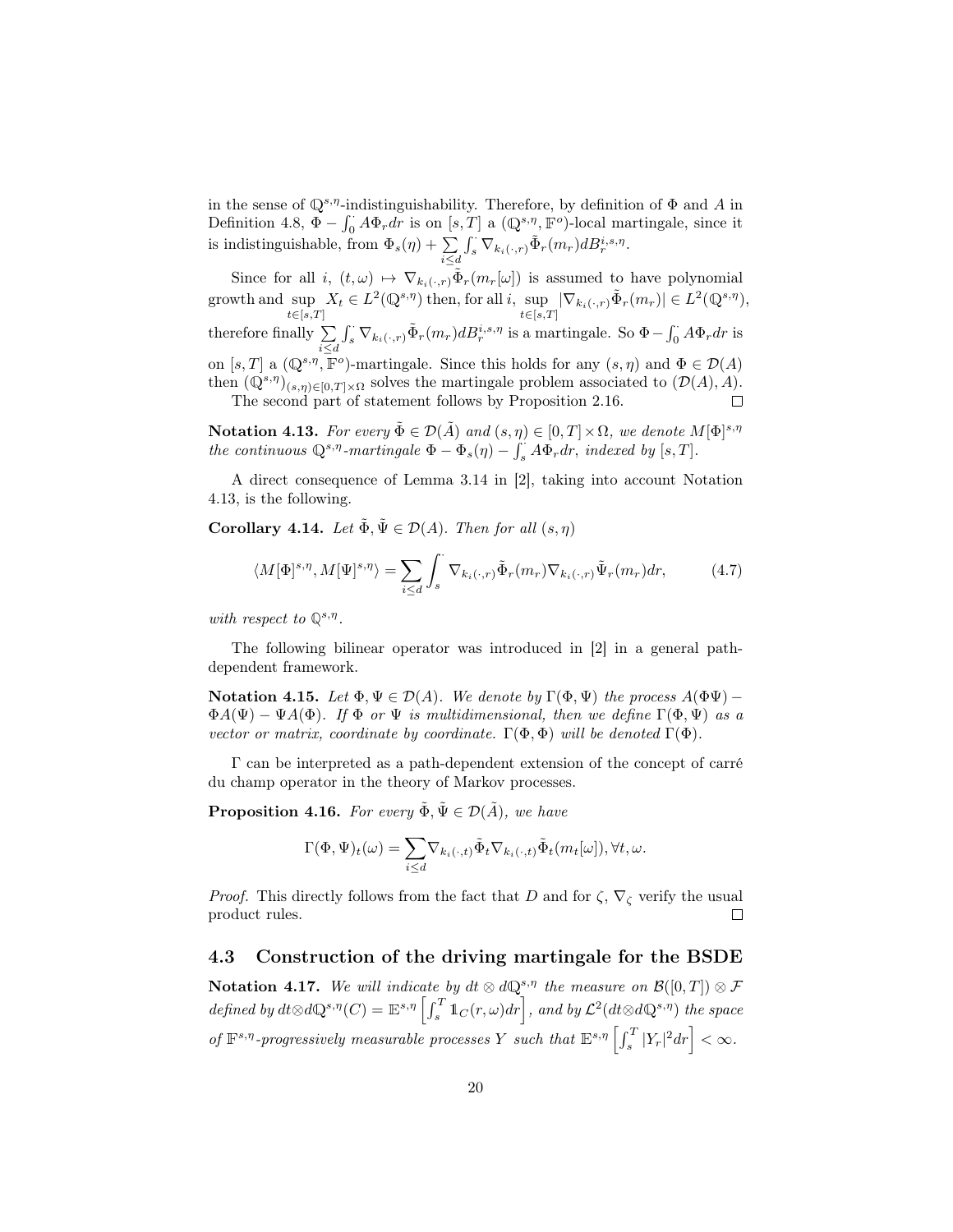in the sense of $\mathbb{Q}^{s,\eta}$-indistinguishability. Therefore, by definition of $\Phi$ and $A$ in Definition 4.8, $\Phi - \int_0^\cdot A\Phi_r dr$ is on $[s,T]$ a $(\mathbb{Q}^{s,\eta},\mathbb{F}^o)$-local martingale, since it is indistinguishable, from $\Phi_s(\eta) + \sum_{i\leq d}\int_s^\cdot \nabla_{k_i(\cdot,r)}\tilde{\Phi}_r(m_r)dB_r^{i,s,\eta}$.

Since for all $i$, $(t,\omega)\mapsto \nabla_{k_i(\cdot,r)}\tilde{\Phi}_r(m_r[\omega])$ is assumed to have polynomial growth and $\sup_{t\in[s,T]} X_t \in L^2(\mathbb{Q}^{s,\eta})$ then, for all $i$, $\sup_{t\in[s,T]}|\nabla_{k_i(\cdot,r)}\tilde{\Phi}_r(m_r)| \in L^2(\mathbb{Q}^{s,\eta})$, therefore finally $\sum_{i\leq d}\int_s^\cdot \nabla_{k_i(\cdot,r)}\tilde{\Phi}_r(m_r)dB_r^{i,s,\eta}$ is a martingale. So $\Phi - \int_0^\cdot A\Phi_r dr$ is on $[s,T]$ a $(\mathbb{Q}^{s,\eta},\mathbb{F}^o)$-martingale. Since this holds for any $(s,\eta)$ and $\Phi\in\mathcal{D}(A)$ then $(\mathbb{Q}^{s,\eta})_{(s,\eta)\in[0,T]\times\Omega}$ solves the martingale problem associated to $(\mathcal{D}(A),A)$.

The second part of statement follows by Proposition 2.16. $\square$

**Notation 4.13.** *For every $\tilde{\Phi}\in\mathcal{D}(\tilde{A})$ and $(s,\eta)\in[0,T]\times\Omega$, we denote $M[\Phi]^{s,\eta}$ the continuous $\mathbb{Q}^{s,\eta}$-martingale $\Phi - \Phi_s(\eta) - \int_s^\cdot A\Phi_r dr$, indexed by $[s,T]$.*

A direct consequence of Lemma 3.14 in [2], taking into account Notation 4.13, is the following.

**Corollary 4.14.** *Let $\tilde{\Phi},\tilde{\Psi}\in\mathcal{D}(A)$. Then for all $(s,\eta)$*

$$\langle M[\Phi]^{s,\eta}, M[\Psi]^{s,\eta}\rangle = \sum_{i\leq d}\int_s^\cdot \nabla_{k_i(\cdot,r)}\tilde{\Phi}_r(m_r)\nabla_{k_i(\cdot,r)}\tilde{\Psi}_r(m_r)dr, \tag{4.7}$$

*with respect to $\mathbb{Q}^{s,\eta}$.*

The following bilinear operator was introduced in [2] in a general path-dependent framework.

**Notation 4.15.** *Let $\Phi,\Psi\in\mathcal{D}(A)$. We denote by $\Gamma(\Phi,\Psi)$ the process $A(\Phi\Psi) - \Phi A(\Psi) - \Psi A(\Phi)$. If $\Phi$ or $\Psi$ is multidimensional, then we define $\Gamma(\Phi,\Psi)$ as a vector or matrix, coordinate by coordinate. $\Gamma(\Phi,\Phi)$ will be denoted $\Gamma(\Phi)$.*

$\Gamma$ can be interpreted as a path-dependent extension of the concept of carré du champ operator in the theory of Markov processes.

**Proposition 4.16.** *For every $\tilde{\Phi},\tilde{\Psi}\in\mathcal{D}(\tilde{A})$, we have*

$$\Gamma(\Phi,\Psi)_t(\omega) = \sum_{i\leq d}\nabla_{k_i(\cdot,t)}\tilde{\Phi}_t\nabla_{k_i(\cdot,t)}\tilde{\Phi}_t(m_t[\omega]), \forall t,\omega.$$

*Proof.* This directly follows from the fact that $D$ and for $\zeta$, $\nabla_\zeta$ verify the usual product rules. $\square$

### 4.3 Construction of the driving martingale for the BSDE

**Notation 4.17.** *We will indicate by $dt\otimes d\mathbb{Q}^{s,\eta}$ the measure on $\mathcal{B}([0,T])\otimes\mathcal{F}$ defined by $dt\otimes d\mathbb{Q}^{s,\eta}(C) = \mathbb{E}^{s,\eta}\left[\int_s^T \mathbb{1}_C(r,\omega)dr\right]$, and by $\mathcal{L}^2(dt\otimes d\mathbb{Q}^{s,\eta})$ the space of $\mathbb{F}^{s,\eta}$-progressively measurable processes $Y$ such that $\mathbb{E}^{s,\eta}\left[\int_s^T |Y_r|^2 dr\right] < \infty$.*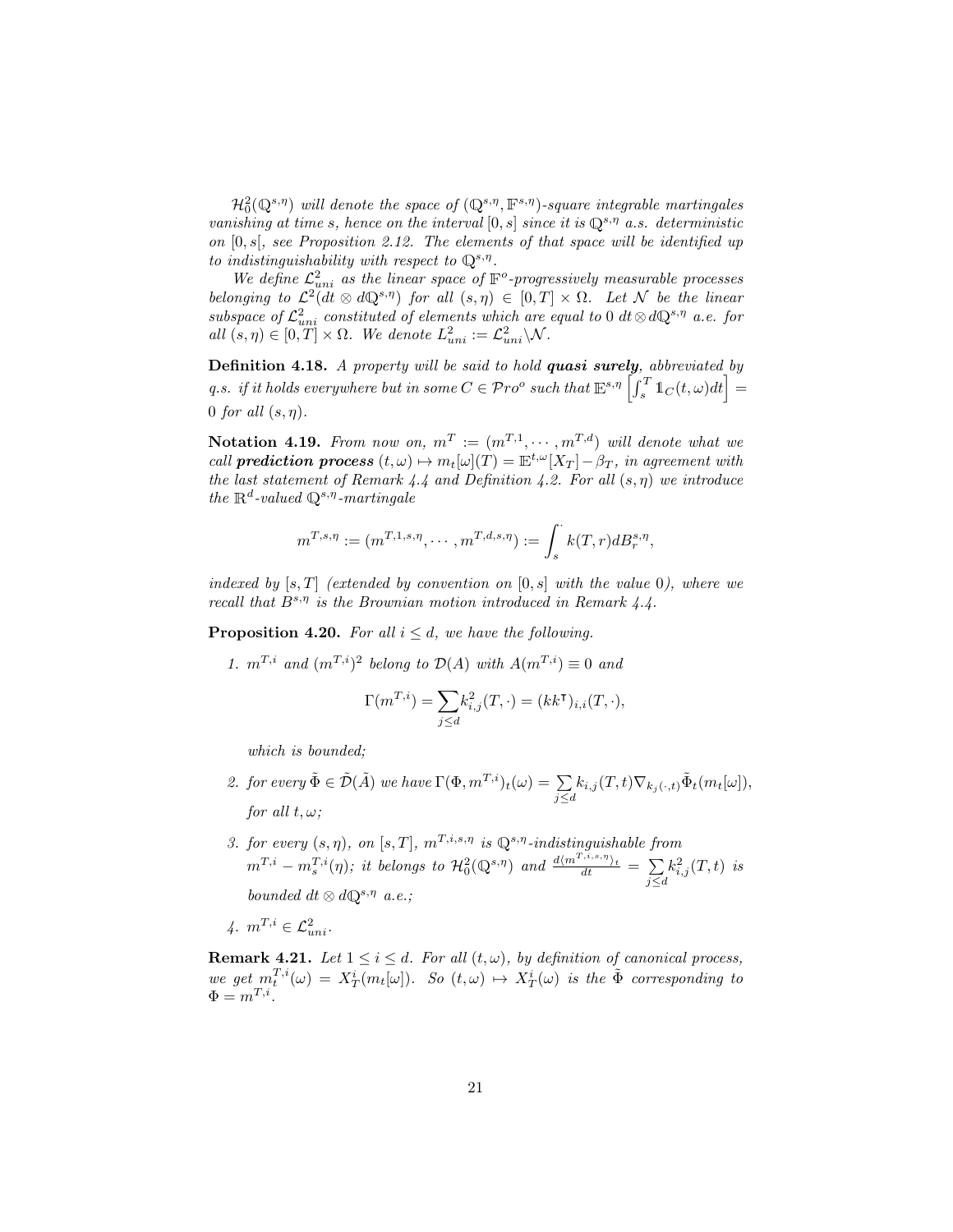$\mathcal{H}^2_0(\mathbb{Q}^{s,\eta})$ *will denote the space of* $(\mathbb{Q}^{s,\eta}, \mathbb{F}^{s,\eta})$*-square integrable martingales vanishing at time* $s$*, hence on the interval* $[0,s]$ *since it is* $\mathbb{Q}^{s,\eta}$ *a.s. deterministic on* $[0,s[$*, see Proposition 2.12. The elements of that space will be identified up to indistinguishability with respect to* $\mathbb{Q}^{s,\eta}$*.*

*We define* $\mathcal{L}^2_{uni}$ *as the linear space of* $\mathbb{F}^o$*-progressively measurable processes belonging to* $\mathcal{L}^2(dt \otimes d\mathbb{Q}^{s,\eta})$ *for all* $(s,\eta) \in [0,T] \times \Omega$*. Let* $\mathcal{N}$ *be the linear subspace of* $\mathcal{L}^2_{uni}$ *constituted of elements which are equal to* $0$ $dt \otimes d\mathbb{Q}^{s,\eta}$ *a.e. for all* $(s,\eta) \in [0,T] \times \Omega$*. We denote* $L^2_{uni} := \mathcal{L}^2_{uni} \backslash \mathcal{N}$*.*

**Definition 4.18.** *A property will be said to hold* ***quasi surely****, abbreviated by q.s. if it holds everywhere but in some* $C \in \mathcal{P}ro^o$ *such that* $\mathbb{E}^{s,\eta}\left[\int_s^T \mathbb{1}_C(t,\omega)dt\right] = 0$ *for all* $(s,\eta)$*.*

**Notation 4.19.** *From now on,* $m^T := (m^{T,1}, \cdots, m^{T,d})$ *will denote what we call* ***prediction process*** $(t,\omega) \mapsto m_t[\omega](T) = \mathbb{E}^{t,\omega}[X_T] - \beta_T$*, in agreement with the last statement of Remark 4.4 and Definition 4.2. For all* $(s,\eta)$ *we introduce the* $\mathbb{R}^d$*-valued* $\mathbb{Q}^{s,\eta}$*-martingale*

$$m^{T,s,\eta} := (m^{T,1,s,\eta}, \cdots, m^{T,d,s,\eta}) := \int_s^{\cdot} k(T,r)dB^{s,\eta}_r,$$

*indexed by* $[s,T]$ *(extended by convention on* $[0,s]$ *with the value* $0$*), where we recall that* $B^{s,\eta}$ *is the Brownian motion introduced in Remark 4.4.*

**Proposition 4.20.** *For all* $i \leq d$*, we have the following.*

1. $m^{T,i}$ *and* $(m^{T,i})^2$ *belong to* $\mathcal{D}(A)$ *with* $A(m^{T,i}) \equiv 0$ *and*

$$\Gamma(m^{T,i}) = \sum_{j\leq d} k^2_{i,j}(T,\cdot) = (kk^\intercal)_{i,i}(T,\cdot),$$

   *which is bounded;*

2. *for every* $\tilde{\Phi} \in \tilde{\mathcal{D}}(\tilde{A})$ *we have* $\Gamma(\Phi, m^{T,i})_t(\omega) = \sum_{j\leq d} k_{i,j}(T,t)\nabla_{k_j(\cdot,t)}\tilde{\Phi}_t(m_t[\omega])$*, for all* $t,\omega$*;*

3. *for every* $(s,\eta)$*, on* $[s,T]$*,* $m^{T,i,s,\eta}$ *is* $\mathbb{Q}^{s,\eta}$*-indistinguishable from* $m^{T,i} - m^{T,i}_s(\eta)$*; it belongs to* $\mathcal{H}^2_0(\mathbb{Q}^{s,\eta})$ *and* $\frac{d\langle m^{T,i,s,\eta}\rangle_t}{dt} = \sum_{j\leq d} k^2_{i,j}(T,t)$ *is bounded* $dt \otimes d\mathbb{Q}^{s,\eta}$ *a.e.;*

4. $m^{T,i} \in \mathcal{L}^2_{uni}$*.*

**Remark 4.21.** *Let* $1 \leq i \leq d$*. For all* $(t,\omega)$*, by definition of canonical process, we get* $m^{T,i}_t(\omega) = X^i_T(m_t[\omega])$*. So* $(t,\omega) \mapsto X^i_T(\omega)$ *is the* $\tilde{\Phi}$ *corresponding to* $\Phi = m^{T,i}$*.*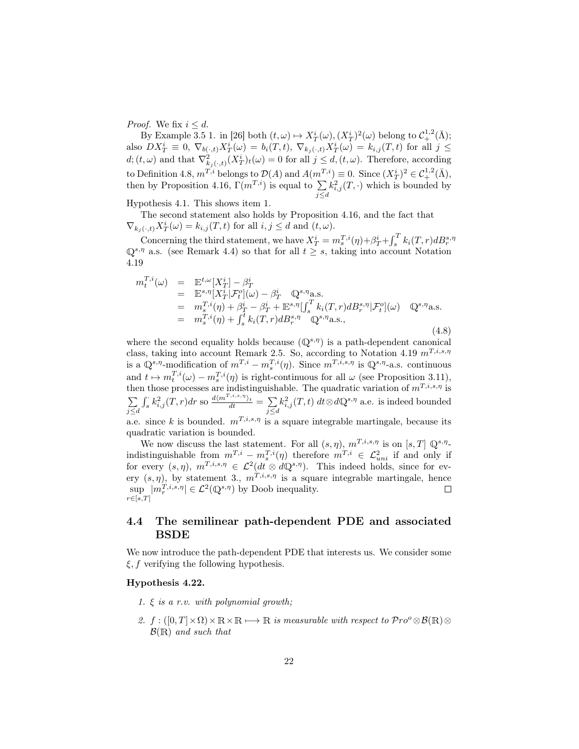*Proof.* We fix $i \leq d$.

By Example 3.5 1. in [26] both $(t,\omega) \mapsto X^i_T(\omega), (X^i_T)^2(\omega)$ belong to $\mathcal{C}^{1,2}_+(\bar{\Lambda})$; also $DX^i_T \equiv 0$, $\nabla_{b(\cdot,t)} X^i_T(\omega) = b_i(T,t)$, $\nabla_{k_j(\cdot,t)} X^i_T(\omega) = k_{i,j}(T,t)$ for all $j \leq d; (t,\omega)$ and that $\nabla^2_{k_j(\cdot,t)} (X^i_T)_t(\omega) = 0$ for all $j \leq d, (t,\omega)$. Therefore, according to Definition 4.8, $m^{T,i}$ belongs to $\mathcal{D}(A)$ and $A(m^{T,i}) \equiv 0$. Since $(X^i_T)^2 \in \mathcal{C}^{1,2}_+(\bar{\Lambda})$, then by Proposition 4.16, $\Gamma(m^{T,i})$ is equal to $\sum_{j \leq d} k^2_{i,j}(T,\cdot)$ which is bounded by Hypothesis 4.1. This shows item 1.

The second statement also holds by Proposition 4.16, and the fact that $\nabla_{k_j(\cdot,t)} X^i_T(\omega) = k_{i,j}(T,t)$ for all $i,j \leq d$ and $(t,\omega)$.

Concerning the third statement, we have $X^i_T = m^{T,i}_s(\eta) + \beta^i_T + \int_s^T k_i(T,r) dB^{s,\eta}_r$ $\mathbb{Q}^{s,\eta}$ a.s. (see Remark 4.4) so that for all $t \geq s$, taking into account Notation 4.19

$$
\begin{array}{rcl}
m^{T,i}_t(\omega) & = & \mathbb{E}^{t,\omega}[X^i_T] - \beta^i_T \\
& = & \mathbb{E}^{s,\eta}[X^i_T | \mathcal{F}^o_t](\omega) - \beta^i_T \quad \mathbb{Q}^{s,\eta}\text{a.s.} \\
& = & m^{T,i}_s(\eta) + \beta^i_T - \beta^i_T + \mathbb{E}^{s,\eta}[\int_s^T k_i(T,r) dB^{s,\eta}_r | \mathcal{F}^o_t](\omega) \quad \mathbb{Q}^{s,\eta}\text{a.s.} \\
& = & m^{T,i}_s(\eta) + \int_s^t k_i(T,r) dB^{s,\eta}_r \quad \mathbb{Q}^{s,\eta}\text{a.s.},
\end{array}
\tag{4.8}
$$

where the second equality holds because $(\mathbb{Q}^{s,\eta})$ is a path-dependent canonical class, taking into account Remark 2.5. So, according to Notation 4.19 $m^{T,i,s,\eta}$ is a $\mathbb{Q}^{s,\eta}$-modification of $m^{T,i} - m^{T,i}_s(\eta)$. Since $m^{T,i,s,\eta}$ is $\mathbb{Q}^{s,\eta}$-a.s. continuous and $t \mapsto m^{T,i}_t(\omega) - m^{T,i}_s(\eta)$ is right-continuous for all $\omega$ (see Proposition 3.11), then those processes are indistinguishable. The quadratic variation of $m^{T,i,s,\eta}$ is $\sum_{j \leq d} \int_s^\cdot k^2_{i,j}(T,r) dr$ so $\frac{d\langle m^{T,i,s,\eta}\rangle_t}{dt} = \sum_{j \leq d} k^2_{i,j}(T,t)$ $dt \otimes d\mathbb{Q}^{s,\eta}$ a.e. is indeed bounded a.e. since $k$ is bounded. $m^{T,i,s,\eta}$ is a square integrable martingale, because its quadratic variation is bounded.

We now discuss the last statement. For all $(s,\eta)$, $m^{T,i,s,\eta}$ is on $[s,T]$ $\mathbb{Q}^{s,\eta}$-indistinguishable from $m^{T,i} - m^{T,i}_s(\eta)$ therefore $m^{T,i} \in \mathcal{L}^2_{uni}$ if and only if for every $(s,\eta)$, $m^{T,i,s,\eta} \in \mathcal{L}^2(dt \otimes d\mathbb{Q}^{s,\eta})$. This indeed holds, since for every $(s,\eta)$, by statement 3., $m^{T,i,s,\eta}$ is a square integrable martingale, hence $\sup_{r \in [s,T]} |m^{T,i,s,\eta}_r| \in \mathcal{L}^2(\mathbb{Q}^{s,\eta})$ by Doob inequality. $\square$

## 4.4 The semilinear path-dependent PDE and associated BSDE

We now introduce the path-dependent PDE that interests us. We consider some $\xi, f$ verifying the following hypothesis.

**Hypothesis 4.22.**

1. *$\xi$ is a r.v. with polynomial growth;*
2. *$f : ([0,T] \times \Omega) \times \mathbb{R} \times \mathbb{R} \longmapsto \mathbb{R}$ is measurable with respect to $\mathcal{P}ro^o \otimes \mathcal{B}(\mathbb{R}) \otimes \mathcal{B}(\mathbb{R})$ and such that*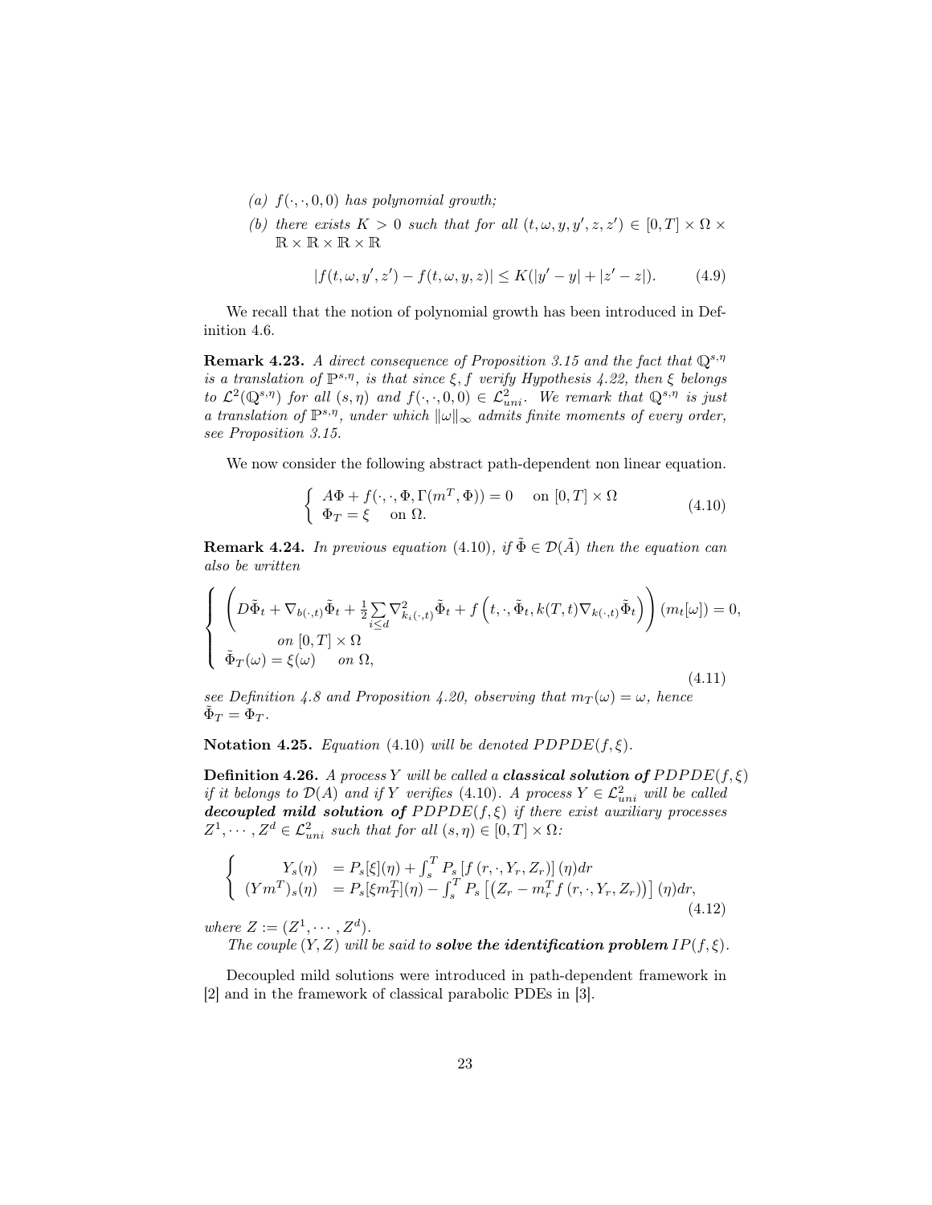(a) $f(\cdot,\cdot,0,0)$ *has polynomial growth;*

(b) *there exists* $K > 0$ *such that for all* $(t,\omega,y,y',z,z') \in [0,T] \times \Omega \times \mathbb{R} \times \mathbb{R} \times \mathbb{R} \times \mathbb{R}$

$$|f(t,\omega,y',z') - f(t,\omega,y,z)| \leq K(|y'-y| + |z'-z|). \tag{4.9}$$

We recall that the notion of polynomial growth has been introduced in Definition 4.6.

**Remark 4.23.** *A direct consequence of Proposition 3.15 and the fact that* $\mathbb{Q}^{s,\eta}$ *is a translation of* $\mathbb{P}^{s,\eta}$*, is that since* $\xi, f$ *verify Hypothesis 4.22, then* $\xi$ *belongs to* $\mathcal{L}^2(\mathbb{Q}^{s,\eta})$ *for all* $(s,\eta)$ *and* $f(\cdot,\cdot,0,0) \in \mathcal{L}^2_{uni}$*. We remark that* $\mathbb{Q}^{s,\eta}$ *is just a translation of* $\mathbb{P}^{s,\eta}$*, under which* $\|\omega\|_\infty$ *admits finite moments of every order, see Proposition 3.15.*

We now consider the following abstract path-dependent non linear equation.

$$\left\{ \begin{array}{l} A\Phi + f(\cdot,\cdot,\Phi,\Gamma(m^T,\Phi)) = 0 \quad \text{ on } [0,T]\times\Omega \\ \Phi_T = \xi \quad \text{ on } \Omega. \end{array} \right. \tag{4.10}$$

**Remark 4.24.** *In previous equation (4.10), if* $\tilde{\Phi} \in \mathcal{D}(\tilde{A})$ *then the equation can also be written*

$$\left\{ \begin{array}{l} \left( D\tilde{\Phi}_t + \nabla_{b(\cdot,t)}\tilde{\Phi}_t + \frac{1}{2}\sum_{i\leq d}\nabla^2_{k_i(\cdot,t)}\tilde{\Phi}_t + f\left(t,\cdot,\tilde{\Phi}_t, k(T,t)\nabla_{k(\cdot,t)}\tilde{\Phi}_t\right)\right)(m_t[\omega]) = 0, \\ \qquad \text{on } [0,T]\times\Omega \\ \tilde{\Phi}_T(\omega) = \xi(\omega) \quad \text{ on } \Omega, \end{array} \right. \tag{4.11}$$

*see Definition 4.8 and Proposition 4.20, observing that* $m_T(\omega) = \omega$*, hence* $\tilde{\Phi}_T = \Phi_T$*.*

**Notation 4.25.** *Equation (4.10) will be denoted* $PDPDE(f,\xi)$*.*

**Definition 4.26.** *A process* $Y$ *will be called a* ***classical solution of*** $PDPDE(f,\xi)$ *if it belongs to* $\mathcal{D}(A)$ *and if* $Y$ *verifies (4.10). A process* $Y \in \mathcal{L}^2_{uni}$ *will be called* ***decoupled mild solution of*** $PDPDE(f,\xi)$ *if there exist auxiliary processes* $Z^1,\cdots,Z^d \in \mathcal{L}^2_{uni}$ *such that for all* $(s,\eta) \in [0,T]\times\Omega$*:*

$$\left\{ \begin{array}{rl} Y_s(\eta) & = P_s[\xi](\eta) + \int_s^T P_s\left[f\left(r,\cdot,Y_r,Z_r\right)\right](\eta)dr \\ (Ym^T)_s(\eta) & = P_s[\xi m^T_T](\eta) - \int_s^T P_s\left[\left(Z_r - m^T_r f\left(r,\cdot,Y_r,Z_r\right)\right)\right](\eta)dr, \end{array} \right. \tag{4.12}$$

*where* $Z := (Z^1,\cdots,Z^d)$*.*

*The couple* $(Y,Z)$ *will be said to* ***solve the identification problem*** $IP(f,\xi)$*.*

Decoupled mild solutions were introduced in path-dependent framework in [2] and in the framework of classical parabolic PDEs in [3].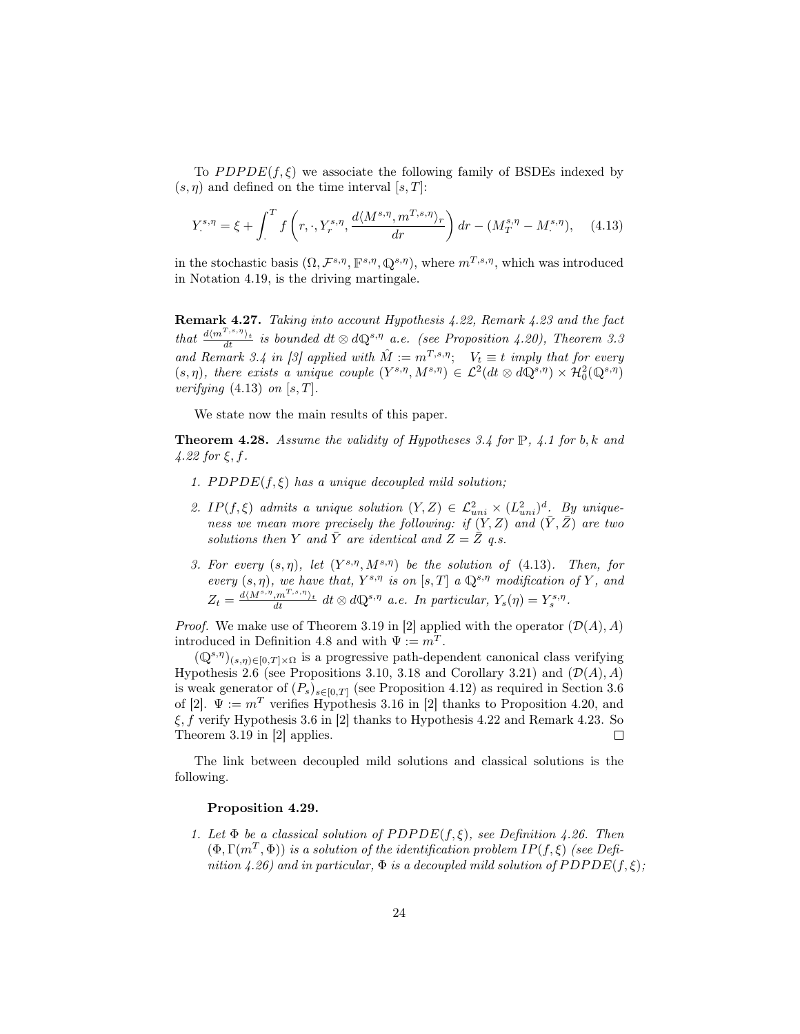To $PDPDE(f,\xi)$ we associate the following family of BSDEs indexed by $(s,\eta)$ and defined on the time interval $[s,T]$:

$$Y^{s,\eta}_{\cdot} = \xi + \int_{\cdot}^{T} f\left(r,\cdot,Y^{s,\eta}_r, \frac{d\langle M^{s,\eta}, m^{T,s,\eta}\rangle_r}{dr}\right) dr - (M^{s,\eta}_T - M^{s,\eta}_{\cdot}), \qquad (4.13)$$

in the stochastic basis $(\Omega, \mathcal{F}^{s,\eta}, \mathbb{F}^{s,\eta}, \mathbb{Q}^{s,\eta})$, where $m^{T,s,\eta}$, which was introduced in Notation 4.19, is the driving martingale.

**Remark 4.27.** *Taking into account Hypothesis 4.22, Remark 4.23 and the fact that $\frac{d\langle m^{T,s,\eta}\rangle_t}{dt}$ is bounded $dt \otimes d\mathbb{Q}^{s,\eta}$ a.e. (see Proposition 4.20), Theorem 3.3 and Remark 3.4 in [3] applied with $\hat{M} := m^{T,s,\eta}$; $V_t \equiv t$ imply that for every $(s,\eta)$, there exists a unique couple $(Y^{s,\eta}, M^{s,\eta}) \in \mathcal{L}^2(dt \otimes d\mathbb{Q}^{s,\eta}) \times \mathcal{H}^2_0(\mathbb{Q}^{s,\eta})$ verifying (4.13) on $[s,T]$.*

We state now the main results of this paper.

**Theorem 4.28.** *Assume the validity of Hypotheses 3.4 for $\mathbb{P}$, 4.1 for $b, k$ and 4.22 for $\xi, f$.*

1. *$PDPDE(f,\xi)$ has a unique decoupled mild solution;*
2. *$IP(f,\xi)$ admits a unique solution $(Y,Z) \in \mathcal{L}^2_{uni} \times (L^2_{uni})^d$. By uniqueness we mean more precisely the following: if $(Y,Z)$ and $(\bar{Y},\bar{Z})$ are two solutions then $Y$ and $\bar{Y}$ are identical and $Z = \bar{Z}$ q.s.*
3. *For every $(s,\eta)$, let $(Y^{s,\eta}, M^{s,\eta})$ be the solution of (4.13). Then, for every $(s,\eta)$, we have that, $Y^{s,\eta}$ is on $[s,T]$ a $\mathbb{Q}^{s,\eta}$ modification of $Y$, and $Z_t = \frac{d\langle M^{s,\eta}, m^{T,s,\eta}\rangle_t}{dt}$ $dt \otimes d\mathbb{Q}^{s,\eta}$ a.e. In particular, $Y_s(\eta) = Y^{s,\eta}_s$.*

*Proof.* We make use of Theorem 3.19 in [2] applied with the operator $(\mathcal{D}(A), A)$ introduced in Definition 4.8 and with $\Psi := m^T$.

$(\mathbb{Q}^{s,\eta})_{(s,\eta)\in[0,T]\times\Omega}$ is a progressive path-dependent canonical class verifying Hypothesis 2.6 (see Propositions 3.10, 3.18 and Corollary 3.21) and $(\mathcal{D}(A), A)$ is weak generator of $(P_s)_{s\in[0,T]}$ (see Proposition 4.12) as required in Section 3.6 of [2]. $\Psi := m^T$ verifies Hypothesis 3.16 in [2] thanks to Proposition 4.20, and $\xi, f$ verify Hypothesis 3.6 in [2] thanks to Hypothesis 4.22 and Remark 4.23. So Theorem 3.19 in [2] applies. $\square$

The link between decoupled mild solutions and classical solutions is the following.

**Proposition 4.29.**

1. *Let $\Phi$ be a classical solution of $PDPDE(f,\xi)$, see Definition 4.26. Then $(\Phi, \Gamma(m^T, \Phi))$ is a solution of the identification problem $IP(f,\xi)$ (see Definition 4.26) and in particular, $\Phi$ is a decoupled mild solution of $PDPDE(f,\xi)$;*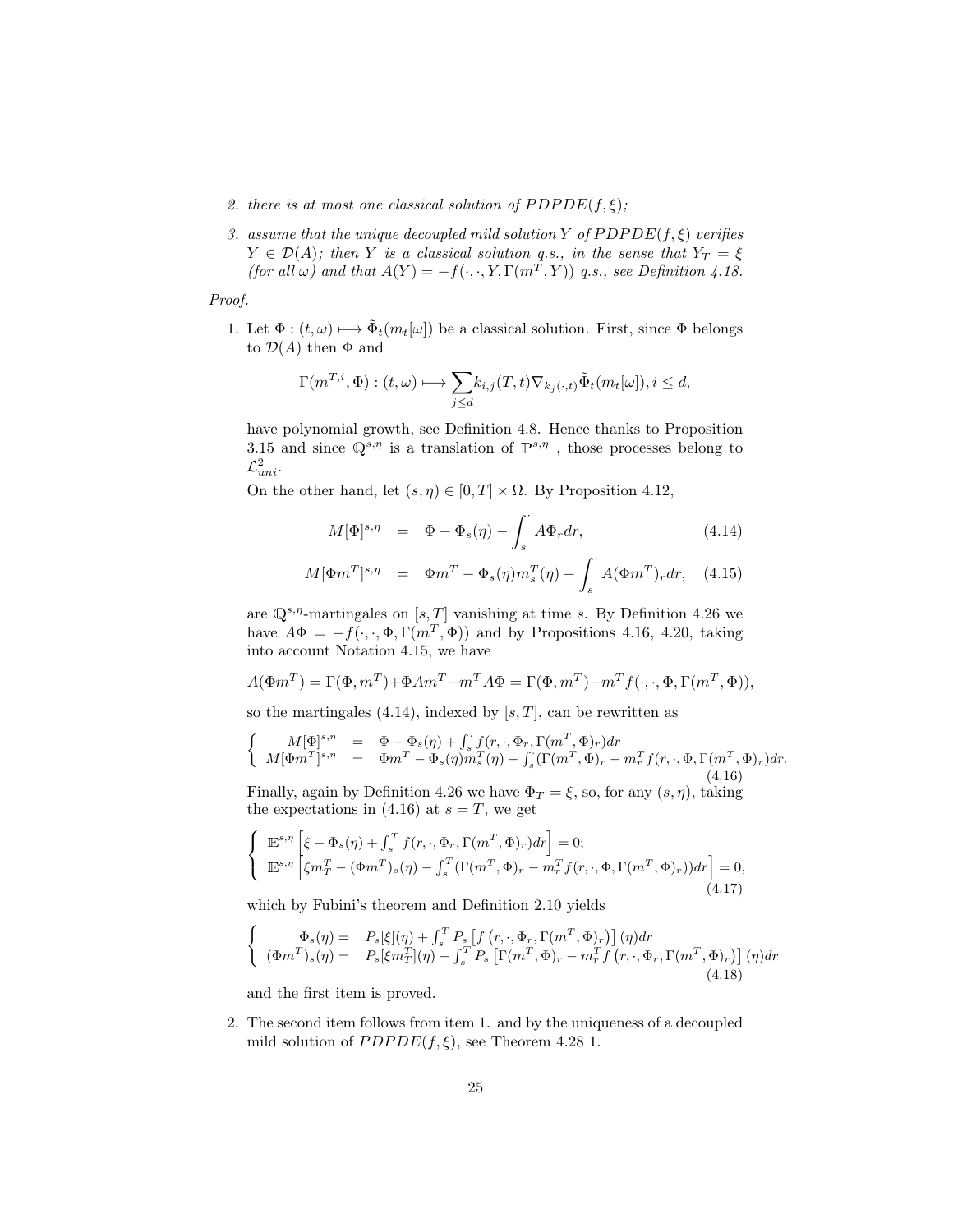2. *there is at most one classical solution of $PDPDE(f,\xi)$;*
3. *assume that the unique decoupled mild solution $Y$ of $PDPDE(f,\xi)$ verifies $Y \in \mathcal{D}(A)$; then $Y$ is a classical solution q.s., in the sense that $Y_T = \xi$ (for all $\omega$) and that $A(Y) = -f(\cdot,\cdot,Y,\Gamma(m^T,Y))$ q.s., see Definition 4.18.*

*Proof.*

1. Let $\Phi : (t,\omega) \longmapsto \tilde{\Phi}_t(m_t[\omega])$ be a classical solution. First, since $\Phi$ belongs to $\mathcal{D}(A)$ then $\Phi$ and

$$\Gamma(m^{T,i},\Phi) : (t,\omega) \longmapsto \sum_{j\le d} k_{i,j}(T,t)\nabla_{k_j(\cdot,t)}\tilde{\Phi}_t(m_t[\omega]), i \le d,$$

have polynomial growth, see Definition 4.8. Hence thanks to Proposition 3.15 and since $\mathbb{Q}^{s,\eta}$ is a translation of $\mathbb{P}^{s,\eta}$ , those processes belong to $\mathcal{L}^2_{uni}$.

On the other hand, let $(s,\eta) \in [0,T] \times \Omega$. By Proposition 4.12,

$$\begin{aligned} M[\Phi]^{s,\eta} &= \Phi - \Phi_s(\eta) - \int_s^{\cdot} A\Phi_r dr, & (4.14)\\ M[\Phi m^T]^{s,\eta} &= \Phi m^T - \Phi_s(\eta) m^T_s(\eta) - \int_s^{\cdot} A(\Phi m^T)_r dr, & (4.15)\end{aligned}$$

are $\mathbb{Q}^{s,\eta}$-martingales on $[s,T]$ vanishing at time $s$. By Definition 4.26 we have $A\Phi = -f(\cdot,\cdot,\Phi,\Gamma(m^T,\Phi))$ and by Propositions 4.16, 4.20, taking into account Notation 4.15, we have

$$A(\Phi m^T) = \Gamma(\Phi, m^T) + \Phi A m^T + m^T A\Phi = \Gamma(\Phi, m^T) - m^T f(\cdot,\cdot,\Phi,\Gamma(m^T,\Phi)),$$

so the martingales (4.14), indexed by $[s,T]$, can be rewritten as

$$\left\{\begin{array}{lll} M[\Phi]^{s,\eta} &=& \Phi - \Phi_s(\eta) + \int_s^{\cdot} f(r,\cdot,\Phi_r,\Gamma(m^T,\Phi)_r)dr \\ M[\Phi m^T]^{s,\eta} &=& \Phi m^T - \Phi_s(\eta)m^T_s(\eta) - \int_s^{\cdot}(\Gamma(m^T,\Phi)_r - m^T_r f(r,\cdot,\Phi,\Gamma(m^T,\Phi)_r)dr. \end{array}\right. \quad (4.16)$$

Finally, again by Definition 4.26 we have $\Phi_T = \xi$, so, for any $(s,\eta)$, taking the expectations in (4.16) at $s = T$, we get

$$\left\{\begin{array}{l} \mathbb{E}^{s,\eta}\left[\xi - \Phi_s(\eta) + \int_s^T f(r,\cdot,\Phi_r,\Gamma(m^T,\Phi)_r)dr\right] = 0; \\ \mathbb{E}^{s,\eta}\left[\xi m^T_T - (\Phi m^T)_s(\eta) - \int_s^T(\Gamma(m^T,\Phi)_r - m^T_r f(r,\cdot,\Phi,\Gamma(m^T,\Phi)_r))dr\right] = 0, \end{array}\right. \quad (4.17)$$

which by Fubini's theorem and Definition 2.10 yields

$$\left\{\begin{array}{ll} \Phi_s(\eta) = & P_s[\xi](\eta) + \int_s^T P_s\left[f\left(r,\cdot,\Phi_r,\Gamma(m^T,\Phi)_r\right)\right](\eta)dr \\ (\Phi m^T)_s(\eta) = & P_s[\xi m^T_T](\eta) - \int_s^T P_s\left[\Gamma(m^T,\Phi)_r - m^T_r f\left(r,\cdot,\Phi_r,\Gamma(m^T,\Phi)_r\right)\right](\eta)dr \end{array}\right. \quad (4.18)$$

and the first item is proved.

2. The second item follows from item 1. and by the uniqueness of a decoupled mild solution of $PDPDE(f,\xi)$, see Theorem 4.28 1.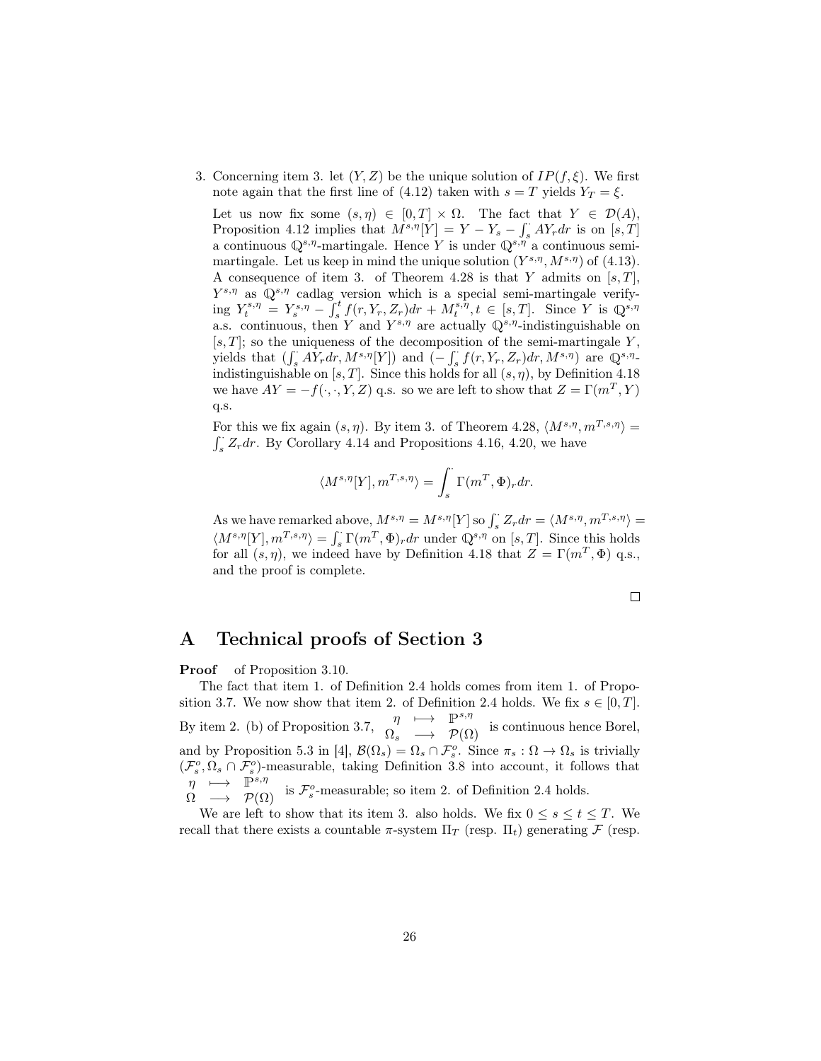3. Concerning item 3. let $(Y, Z)$ be the unique solution of $IP(f, \xi)$. We first note again that the first line of (4.12) taken with $s = T$ yields $Y_T = \xi$.

   Let us now fix some $(s, \eta) \in [0, T] \times \Omega$. The fact that $Y \in \mathcal{D}(A)$, Proposition 4.12 implies that $M^{s,\eta}[Y] = Y - Y_s - \int_s^{\cdot} AY_r dr$ is on $[s, T]$ a continuous $\mathbb{Q}^{s,\eta}$-martingale. Hence $Y$ is under $\mathbb{Q}^{s,\eta}$ a continuous semi-martingale. Let us keep in mind the unique solution $(Y^{s,\eta}, M^{s,\eta})$ of (4.13). A consequence of item 3. of Theorem 4.28 is that $Y$ admits on $[s, T]$, $Y^{s,\eta}$ as $\mathbb{Q}^{s,\eta}$ cadlag version which is a special semi-martingale verifying $Y_t^{s,\eta} = Y_s^{s,\eta} - \int_s^t f(r, Y_r, Z_r)dr + M_t^{s,\eta}, t \in [s, T]$. Since $Y$ is $\mathbb{Q}^{s,\eta}$ a.s. continuous, then $Y$ and $Y^{s,\eta}$ are actually $\mathbb{Q}^{s,\eta}$-indistinguishable on $[s, T]$; so the uniqueness of the decomposition of the semi-martingale $Y$, yields that $(\int_s^{\cdot} AY_r dr, M^{s,\eta}[Y])$ and $(-\int_s^{\cdot} f(r, Y_r, Z_r)dr, M^{s,\eta})$ are $\mathbb{Q}^{s,\eta}$-indistinguishable on $[s, T]$. Since this holds for all $(s, \eta)$, by Definition 4.18 we have $AY = -f(\cdot, \cdot, Y, Z)$ q.s. so we are left to show that $Z = \Gamma(m^T, Y)$ q.s.

   For this we fix again $(s, \eta)$. By item 3. of Theorem 4.28, $\langle M^{s,\eta}, m^{T,s,\eta} \rangle = \int_s^{\cdot} Z_r dr$. By Corollary 4.14 and Propositions 4.16, 4.20, we have

$$
\langle M^{s,\eta}[Y], m^{T,s,\eta} \rangle = \int_s^{\cdot} \Gamma(m^T, \Phi)_r dr.
$$

   As we have remarked above, $M^{s,\eta} = M^{s,\eta}[Y]$ so $\int_s^{\cdot} Z_r dr = \langle M^{s,\eta}, m^{T,s,\eta} \rangle = \langle M^{s,\eta}[Y], m^{T,s,\eta} \rangle = \int_s^{\cdot} \Gamma(m^T, \Phi)_r dr$ under $\mathbb{Q}^{s,\eta}$ on $[s, T]$. Since this holds for all $(s, \eta)$, we indeed have by Definition 4.18 that $Z = \Gamma(m^T, \Phi)$ q.s., and the proof is complete.

□

# A Technical proofs of Section 3

**Proof** of Proposition 3.10.

The fact that item 1. of Definition 2.4 holds comes from item 1. of Proposition 3.7. We now show that item 2. of Definition 2.4 holds. We fix $s \in [0, T]$. By item 2. (b) of Proposition 3.7, $\begin{array}{ccc} \eta & \longmapsto & \mathbb{P}^{s,\eta} \\ \Omega_s & \longrightarrow & \mathcal{P}(\Omega) \end{array}$ is continuous hence Borel, and by Proposition 5.3 in [4], $\mathcal{B}(\Omega_s) = \Omega_s \cap \mathcal{F}_s^o$. Since $\pi_s : \Omega \to \Omega_s$ is trivially $(\mathcal{F}_s^o, \Omega_s \cap \mathcal{F}_s^o)$-measurable, taking Definition 3.8 into account, it follows that $\begin{array}{ccc} \eta & \longmapsto & \mathbb{P}^{s,\eta} \\ \Omega & \longrightarrow & \mathcal{P}(\Omega) \end{array}$ is $\mathcal{F}_s^o$-measurable; so item 2. of Definition 2.4 holds.

We are left to show that its item 3. also holds. We fix $0 \leq s \leq t \leq T$. We recall that there exists a countable $\pi$-system $\Pi_T$ (resp. $\Pi_t$) generating $\mathcal{F}$ (resp.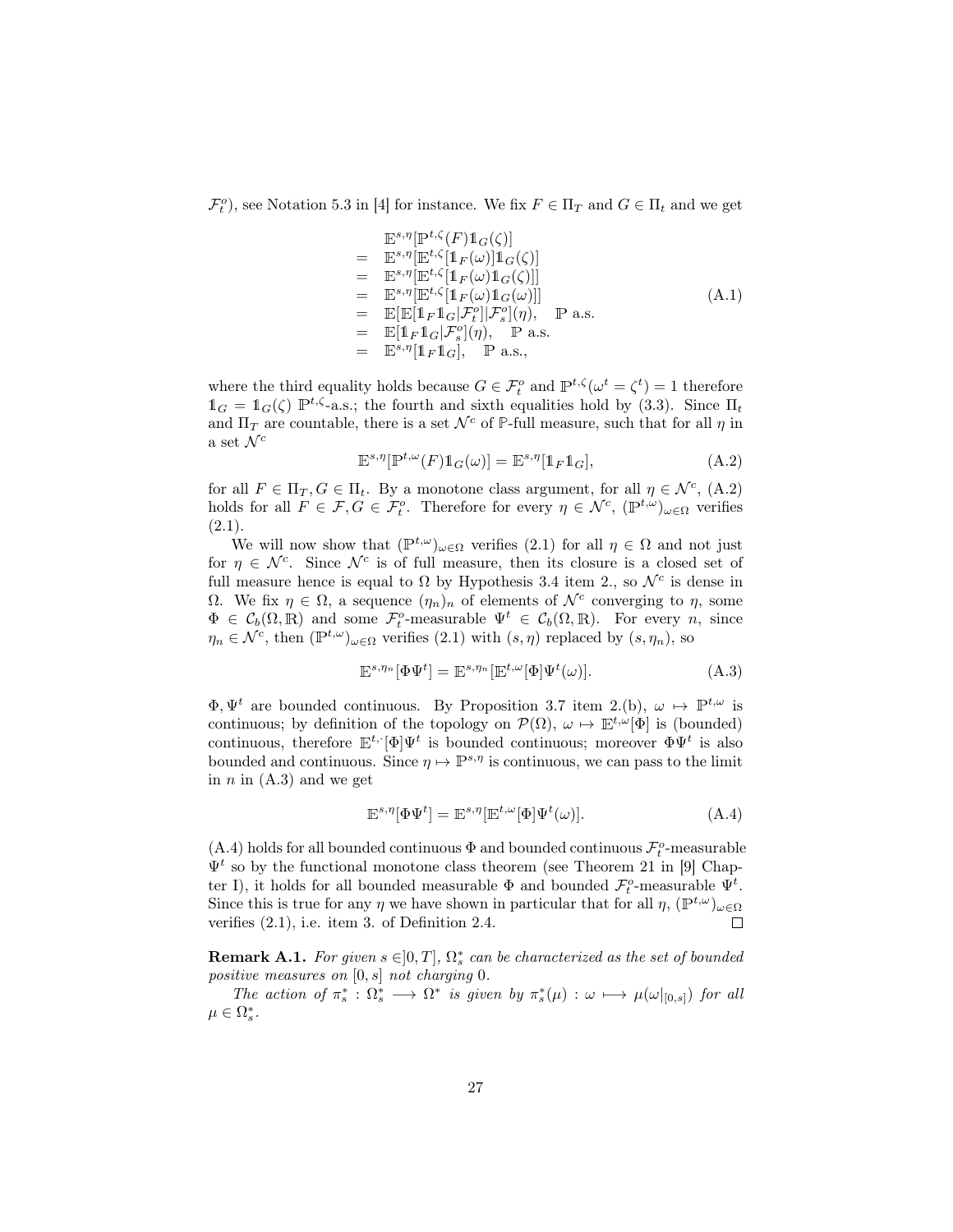$\mathcal{F}_t^o$), see Notation 5.3 in [4] for instance. We fix $F \in \Pi_T$ and $G \in \Pi_t$ and we get

$$
\begin{array}{cl}
 & \mathbb{E}^{s,\eta}[\mathbb{P}^{t,\zeta}(F)\mathbb{1}_G(\zeta)] \\
= & \mathbb{E}^{s,\eta}[\mathbb{E}^{t,\zeta}[\mathbb{1}_F(\omega)]\mathbb{1}_G(\zeta)] \\
= & \mathbb{E}^{s,\eta}[\mathbb{E}^{t,\zeta}[\mathbb{1}_F(\omega)\mathbb{1}_G(\zeta)]] \\
= & \mathbb{E}^{s,\eta}[\mathbb{E}^{t,\zeta}[\mathbb{1}_F(\omega)\mathbb{1}_G(\omega)]] \\
= & \mathbb{E}[\mathbb{E}[\mathbb{1}_F\mathbb{1}_G|\mathcal{F}_t^o]|\mathcal{F}_s^o](\eta), \quad \mathbb{P} \text{ a.s.} \\
= & \mathbb{E}[\mathbb{1}_F\mathbb{1}_G|\mathcal{F}_s^o](\eta), \quad \mathbb{P} \text{ a.s.} \\
= & \mathbb{E}^{s,\eta}[\mathbb{1}_F\mathbb{1}_G], \quad \mathbb{P} \text{ a.s.,}
\end{array}
\tag{A.1}
$$

where the third equality holds because $G \in \mathcal{F}_t^o$ and $\mathbb{P}^{t,\zeta}(\omega^t = \zeta^t) = 1$ therefore $\mathbb{1}_G = \mathbb{1}_G(\zeta)$ $\mathbb{P}^{t,\zeta}$-a.s.; the fourth and sixth equalities hold by (3.3). Since $\Pi_t$ and $\Pi_T$ are countable, there is a set $\mathcal{N}^c$ of $\mathbb{P}$-full measure, such that for all $\eta$ in a set $\mathcal{N}^c$

$$
\mathbb{E}^{s,\eta}[\mathbb{P}^{t,\omega}(F)\mathbb{1}_G(\omega)] = \mathbb{E}^{s,\eta}[\mathbb{1}_F\mathbb{1}_G], \tag{A.2}
$$

for all $F \in \Pi_T, G \in \Pi_t$. By a monotone class argument, for all $\eta \in \mathcal{N}^c$, (A.2) holds for all $F \in \mathcal{F}, G \in \mathcal{F}_t^o$. Therefore for every $\eta \in \mathcal{N}^c$, $(\mathbb{P}^{t,\omega})_{\omega\in\Omega}$ verifies (2.1).

We will now show that $(\mathbb{P}^{t,\omega})_{\omega\in\Omega}$ verifies (2.1) for all $\eta \in \Omega$ and not just for $\eta \in \mathcal{N}^c$. Since $\mathcal{N}^c$ is of full measure, then its closure is a closed set of full measure hence is equal to $\Omega$ by Hypothesis 3.4 item 2., so $\mathcal{N}^c$ is dense in $\Omega$. We fix $\eta \in \Omega$, a sequence $(\eta_n)_n$ of elements of $\mathcal{N}^c$ converging to $\eta$, some $\Phi \in \mathcal{C}_b(\Omega, \mathbb{R})$ and some $\mathcal{F}_t^o$-measurable $\Psi^t \in \mathcal{C}_b(\Omega, \mathbb{R})$. For every $n$, since $\eta_n \in \mathcal{N}^c$, then $(\mathbb{P}^{t,\omega})_{\omega\in\Omega}$ verifies (2.1) with $(s,\eta)$ replaced by $(s,\eta_n)$, so

$$
\mathbb{E}^{s,\eta_n}[\Phi\Psi^t] = \mathbb{E}^{s,\eta_n}[\mathbb{E}^{t,\omega}[\Phi]\Psi^t(\omega)]. \tag{A.3}
$$

$\Phi, \Psi^t$ are bounded continuous. By Proposition 3.7 item 2.(b), $\omega \mapsto \mathbb{P}^{t,\omega}$ is continuous; by definition of the topology on $\mathcal{P}(\Omega)$, $\omega \mapsto \mathbb{E}^{t,\omega}[\Phi]$ is (bounded) continuous, therefore $\mathbb{E}^{t,\cdot}[\Phi]\Psi^t$ is bounded continuous; moreover $\Phi\Psi^t$ is also bounded and continuous. Since $\eta \mapsto \mathbb{P}^{s,\eta}$ is continuous, we can pass to the limit in $n$ in (A.3) and we get

$$
\mathbb{E}^{s,\eta}[\Phi\Psi^t] = \mathbb{E}^{s,\eta}[\mathbb{E}^{t,\omega}[\Phi]\Psi^t(\omega)]. \tag{A.4}
$$

(A.4) holds for all bounded continuous $\Phi$ and bounded continuous $\mathcal{F}_t^o$-measurable $\Psi^t$ so by the functional monotone class theorem (see Theorem 21 in [9] Chapter I), it holds for all bounded measurable $\Phi$ and bounded $\mathcal{F}_t^o$-measurable $\Psi^t$. Since this is true for any $\eta$ we have shown in particular that for all $\eta$, $(\mathbb{P}^{t,\omega})_{\omega\in\Omega}$ verifies (2.1), i.e. item 3. of Definition 2.4. $\square$

**Remark A.1.** *For given $s \in ]0,T]$, $\Omega_s^*$ can be characterized as the set of bounded positive measures on $[0,s]$ not charging 0.*

*The action of $\pi_s^* : \Omega_s^* \longrightarrow \Omega^*$ is given by $\pi_s^*(\mu) : \omega \longmapsto \mu(\omega_{|[0,s]})$ for all $\mu \in \Omega_s^*$.*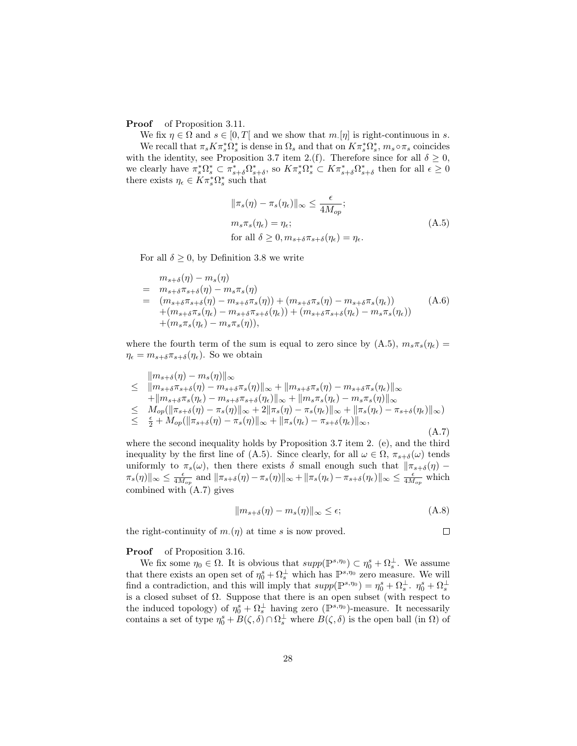**Proof** of Proposition 3.11.

We fix $\eta \in \Omega$ and $s \in [0, T[$ and we show that $m_\cdot[\eta]$ is right-continuous in $s$.

We recall that $\pi_s K \pi_s^* \Omega_s^*$ is dense in $\Omega_s$ and that on $K\pi_s^*\Omega_s^*$, $m_s \circ \pi_s$ coincides with the identity, see Proposition 3.7 item 2.(f). Therefore since for all $\delta \geq 0$, we clearly have $\pi_s^*\Omega_s^* \subset \pi_{s+\delta}^*\Omega_{s+\delta}^*$, so $K\pi_s^*\Omega_s^* \subset K\pi_{s+\delta}^*\Omega_{s+\delta}^*$ then for all $\epsilon \geq 0$ there exists $\eta_\epsilon \in K\pi_s^*\Omega_s^*$ such that

$$
\begin{aligned}
&\|\pi_s(\eta) - \pi_s(\eta_\epsilon)\|_\infty \leq \frac{\epsilon}{4M_{op}}; \\
&m_s\pi_s(\eta_\epsilon) = \eta_\epsilon; \\
&\text{for all } \delta \geq 0, m_{s+\delta}\pi_{s+\delta}(\eta_\epsilon) = \eta_\epsilon.
\end{aligned}
\tag{A.5}
$$

For all $\delta \geq 0$, by Definition 3.8 we write

$$
\begin{aligned}
& m_{s+\delta}(\eta) - m_s(\eta) \\
= \; & m_{s+\delta}\pi_{s+\delta}(\eta) - m_s\pi_s(\eta) \\
= \; & (m_{s+\delta}\pi_{s+\delta}(\eta) - m_{s+\delta}\pi_s(\eta)) + (m_{s+\delta}\pi_s(\eta) - m_{s+\delta}\pi_s(\eta_\epsilon)) \\
& + (m_{s+\delta}\pi_s(\eta_\epsilon) - m_{s+\delta}\pi_{s+\delta}(\eta_\epsilon)) + (m_{s+\delta}\pi_{s+\delta}(\eta_\epsilon) - m_s\pi_s(\eta_\epsilon)) \\
& + (m_s\pi_s(\eta_\epsilon) - m_s\pi_s(\eta)),
\end{aligned}
\tag{A.6}
$$

where the fourth term of the sum is equal to zero since by (A.5), $m_s\pi_s(\eta_\epsilon) = \eta_\epsilon = m_{s+\delta}\pi_{s+\delta}(\eta_\epsilon)$. So we obtain

$$
\begin{aligned}
& \|m_{s+\delta}(\eta) - m_s(\eta)\|_\infty \\
\leq \; & \|m_{s+\delta}\pi_{s+\delta}(\eta) - m_{s+\delta}\pi_s(\eta)\|_\infty + \|m_{s+\delta}\pi_s(\eta) - m_{s+\delta}\pi_s(\eta_\epsilon)\|_\infty \\
& + \|m_{s+\delta}\pi_s(\eta_\epsilon) - m_{s+\delta}\pi_{s+\delta}(\eta_\epsilon)\|_\infty + \|m_s\pi_s(\eta_\epsilon) - m_s\pi_s(\eta)\|_\infty \\
\leq \; & M_{op}(\|\pi_{s+\delta}(\eta) - \pi_s(\eta)\|_\infty + 2\|\pi_s(\eta) - \pi_s(\eta_\epsilon)\|_\infty + \|\pi_s(\eta_\epsilon) - \pi_{s+\delta}(\eta_\epsilon)\|_\infty) \\
\leq \; & \frac{\epsilon}{2} + M_{op}(\|\pi_{s+\delta}(\eta) - \pi_s(\eta)\|_\infty + \|\pi_s(\eta_\epsilon) - \pi_{s+\delta}(\eta_\epsilon)\|_\infty,
\end{aligned}
\tag{A.7}
$$

where the second inequality holds by Proposition 3.7 item 2. (e), and the third inequality by the first line of (A.5). Since clearly, for all $\omega \in \Omega$, $\pi_{s+\delta}(\omega)$ tends uniformly to $\pi_s(\omega)$, then there exists $\delta$ small enough such that $\|\pi_{s+\delta}(\eta) - \pi_s(\eta)\|_\infty \leq \frac{\epsilon}{4M_{op}}$ and $\|\pi_{s+\delta}(\eta) - \pi_s(\eta)\|_\infty + \|\pi_s(\eta_\epsilon) - \pi_{s+\delta}(\eta_\epsilon)\|_\infty \leq \frac{\epsilon}{4M_{op}}$ which combined with (A.7) gives

$$
\|m_{s+\delta}(\eta) - m_s(\eta)\|_\infty \leq \epsilon;
\tag{A.8}
$$

the right-continuity of $m_\cdot(\eta)$ at time $s$ is now proved. □

**Proof** of Proposition 3.16.

We fix some $\eta_0 \in \Omega$. It is obvious that $supp(\mathbb{P}^{s,\eta_0}) \subset \eta_0^s + \Omega_s^\perp$. We assume that there exists an open set of $\eta_0^s + \Omega_s^\perp$ which has $\mathbb{P}^{s,\eta_0}$ zero measure. We will find a contradiction, and this will imply that $supp(\mathbb{P}^{s,\eta_0}) = \eta_0^s + \Omega_s^\perp$. $\eta_0^s + \Omega_s^\perp$ is a closed subset of $\Omega$. Suppose that there is an open subset (with respect to the induced topology) of $\eta_0^s + \Omega_s^\perp$ having zero ($\mathbb{P}^{s,\eta_0}$)-measure. It necessarily contains a set of type $\eta_0^s + B(\zeta, \delta) \cap \Omega_s^\perp$ where $B(\zeta, \delta)$ is the open ball (in $\Omega$) of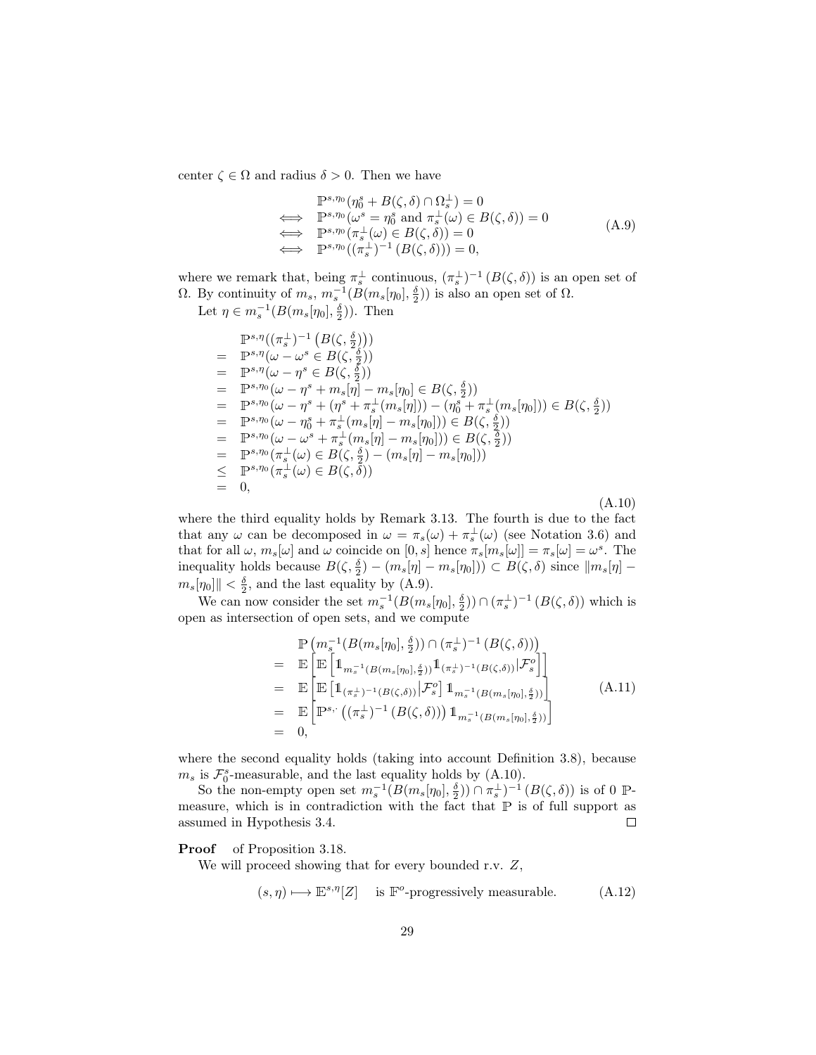center $\zeta \in \Omega$ and radius $\delta > 0$. Then we have

$$
\begin{array}{cl}
& \mathbb{P}^{s,\eta_0}(\eta_0^s + B(\zeta,\delta) \cap \Omega_s^\perp) = 0 \\
\iff & \mathbb{P}^{s,\eta_0}(\omega^s = \eta_0^s \text{ and } \pi_s^\perp(\omega) \in B(\zeta,\delta)) = 0 \\
\iff & \mathbb{P}^{s,\eta_0}(\pi_s^\perp(\omega) \in B(\zeta,\delta)) = 0 \\
\iff & \mathbb{P}^{s,\eta_0}((\pi_s^\perp)^{-1}(B(\zeta,\delta))) = 0,
\end{array}
\tag{A.9}
$$

where we remark that, being $\pi_s^\perp$ continuous, $(\pi_s^\perp)^{-1}(B(\zeta,\delta))$ is an open set of $\Omega$. By continuity of $m_s$, $m_s^{-1}(B(m_s[\eta_0],\frac{\delta}{2}))$ is also an open set of $\Omega$.

Let $\eta \in m_s^{-1}(B(m_s[\eta_0],\frac{\delta}{2}))$. Then

$$
\begin{array}{cl}
& \mathbb{P}^{s,\eta}((\pi_s^\perp)^{-1}(B(\zeta,\frac{\delta}{2}))) \\
= & \mathbb{P}^{s,\eta}(\omega - \omega^s \in B(\zeta,\frac{\delta}{2})) \\
= & \mathbb{P}^{s,\eta}(\omega - \eta^s \in B(\zeta,\frac{\delta}{2})) \\
= & \mathbb{P}^{s,\eta_0}(\omega - \eta^s + m_s[\eta] - m_s[\eta_0] \in B(\zeta,\frac{\delta}{2})) \\
= & \mathbb{P}^{s,\eta_0}(\omega - \eta^s + (\eta^s + \pi_s^\perp(m_s[\eta])) - (\eta_0^s + \pi_s^\perp(m_s[\eta_0])) \in B(\zeta,\frac{\delta}{2})) \\
= & \mathbb{P}^{s,\eta_0}(\omega - \eta_0^s + \pi_s^\perp(m_s[\eta] - m_s[\eta_0])) \in B(\zeta,\frac{\delta}{2})) \\
= & \mathbb{P}^{s,\eta_0}(\omega - \omega^s + \pi_s^\perp(m_s[\eta] - m_s[\eta_0])) \in B(\zeta,\frac{\delta}{2})) \\
= & \mathbb{P}^{s,\eta_0}(\pi_s^\perp(\omega) \in B(\zeta,\frac{\delta}{2}) - (m_s[\eta] - m_s[\eta_0])) \\
\leq & \mathbb{P}^{s,\eta_0}(\pi_s^\perp(\omega) \in B(\zeta,\delta)) \\
= & 0,
\end{array}
\tag{A.10}
$$

where the third equality holds by Remark 3.13. The fourth is due to the fact that any $\omega$ can be decomposed in $\omega = \pi_s(\omega) + \pi_s^\perp(\omega)$ (see Notation 3.6) and that for all $\omega$, $m_s[\omega]$ and $\omega$ coincide on $[0,s]$ hence $\pi_s[m_s[\omega]] = \pi_s[\omega] = \omega^s$. The inequality holds because $B(\zeta,\frac{\delta}{2}) - (m_s[\eta] - m_s[\eta_0])) \subset B(\zeta,\delta)$ since $\|m_s[\eta] - m_s[\eta_0]\| < \frac{\delta}{2}$, and the last equality by (A.9).

We can now consider the set $m_s^{-1}(B(m_s[\eta_0],\frac{\delta}{2})) \cap (\pi_s^\perp)^{-1}(B(\zeta,\delta))$ which is open as intersection of open sets, and we compute

$$
\begin{array}{cl}
& \mathbb{P}\left(m_s^{-1}(B(m_s[\eta_0],\frac{\delta}{2})) \cap (\pi_s^\perp)^{-1}(B(\zeta,\delta))\right) \\
= & \mathbb{E}\left[\mathbb{E}\left[\mathbb{1}_{m_s^{-1}(B(m_s[\eta_0],\frac{\delta}{2}))}\mathbb{1}_{(\pi_s^\perp)^{-1}(B(\zeta,\delta))}\middle|\mathcal{F}_s^o\right]\right] \\
= & \mathbb{E}\left[\mathbb{E}\left[\mathbb{1}_{(\pi_s^\perp)^{-1}(B(\zeta,\delta))}\middle|\mathcal{F}_s^o\right]\mathbb{1}_{m_s^{-1}(B(m_s[\eta_0],\frac{\delta}{2}))}\right] \\
= & \mathbb{E}\left[\mathbb{P}^{s,\cdot}\left((\pi_s^\perp)^{-1}(B(\zeta,\delta))\right)\mathbb{1}_{m_s^{-1}(B(m_s[\eta_0],\frac{\delta}{2}))}\right] \\
= & 0,
\end{array}
\tag{A.11}
$$

where the second equality holds (taking into account Definition 3.8), because $m_s$ is $\mathcal{F}_0^s$-measurable, and the last equality holds by (A.10).

So the non-empty open set $m_s^{-1}(B(m_s[\eta_0],\frac{\delta}{2})) \cap \pi_s^\perp)^{-1}(B(\zeta,\delta))$ is of 0 $\mathbb{P}$-measure, which is in contradiction with the fact that $\mathbb{P}$ is of full support as assumed in Hypothesis 3.4. □

**Proof** of Proposition 3.18.

We will proceed showing that for every bounded r.v. $Z$,

$$
(s,\eta) \longmapsto \mathbb{E}^{s,\eta}[Z] \quad \text{is } \mathbb{F}^o\text{-progressively measurable.} \tag{A.12}
$$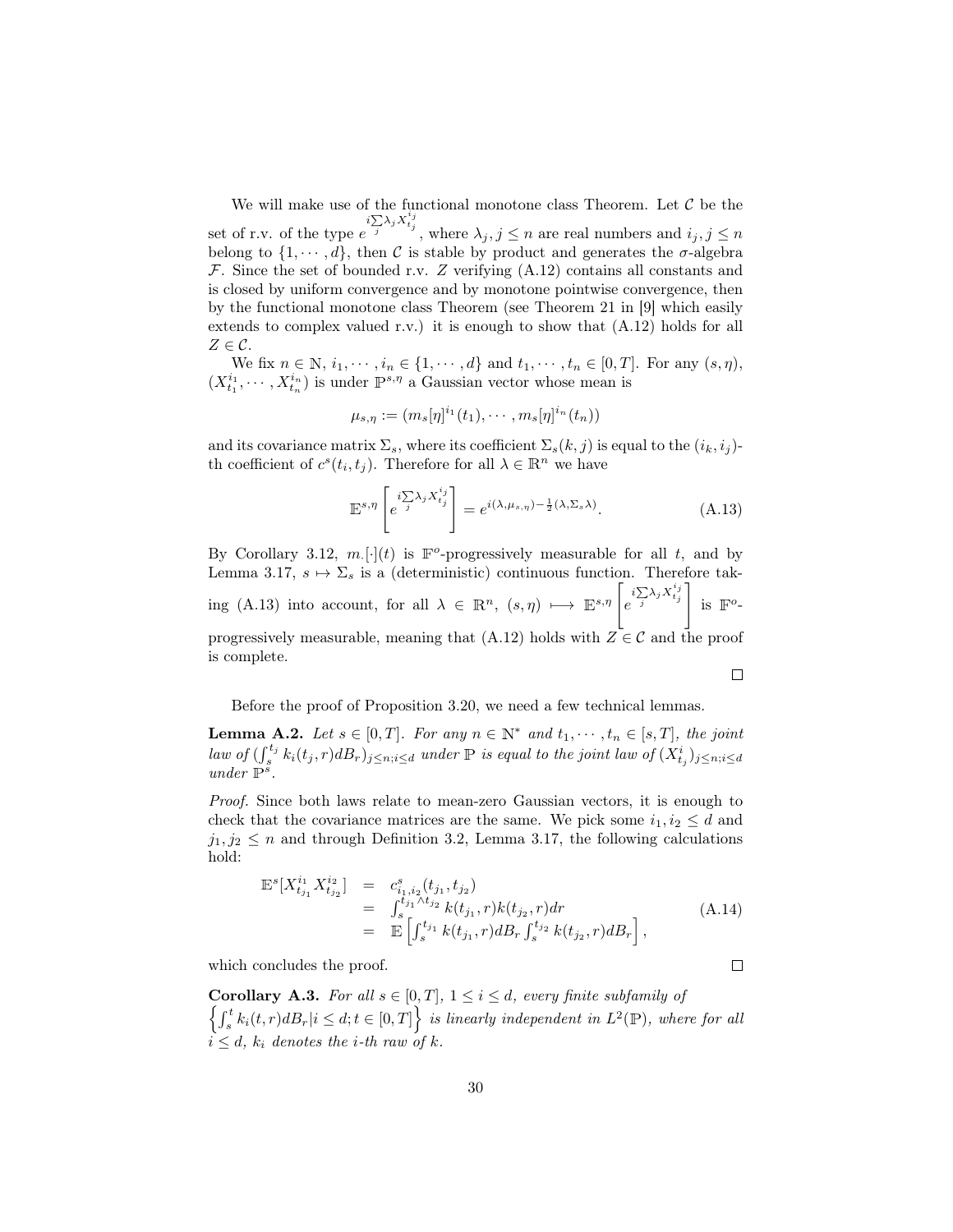We will make use of the functional monotone class Theorem. Let $\mathcal{C}$ be the set of r.v. of the type $e^{i\sum_j \lambda_j X^{i_j}_{t_j}}$, where $\lambda_j, j \leq n$ are real numbers and $i_j, j \leq n$ belong to $\{1, \cdots, d\}$, then $\mathcal{C}$ is stable by product and generates the $\sigma$-algebra $\mathcal{F}$. Since the set of bounded r.v. $Z$ verifying (A.12) contains all constants and is closed by uniform convergence and by monotone pointwise convergence, then by the functional monotone class Theorem (see Theorem 21 in [9] which easily extends to complex valued r.v.) it is enough to show that (A.12) holds for all $Z \in \mathcal{C}$.

We fix $n \in \mathbb{N}$, $i_1, \cdots, i_n \in \{1, \cdots, d\}$ and $t_1, \cdots, t_n \in [0, T]$. For any $(s, \eta)$, $(X^{i_1}_{t_1}, \cdots, X^{i_n}_{t_n})$ is under $\mathbb{P}^{s,\eta}$ a Gaussian vector whose mean is

$$\mu_{s,\eta} := (m_s[\eta]^{i_1}(t_1), \cdots, m_s[\eta]^{i_n}(t_n))$$

and its covariance matrix $\Sigma_s$, where its coefficient $\Sigma_s(k, j)$ is equal to the $(i_k, i_j)$-th coefficient of $c^s(t_i, t_j)$. Therefore for all $\lambda \in \mathbb{R}^n$ we have

$$\mathbb{E}^{s,\eta}\left[e^{i\sum_j \lambda_j X^{i_j}_{t_j}}\right] = e^{i(\lambda, \mu_{s,\eta}) - \frac{1}{2}(\lambda, \Sigma_s \lambda)}. \tag{A.13}$$

By Corollary 3.12, $m_\cdot[\cdot](t)$ is $\mathbb{F}^o$-progressively measurable for all $t$, and by Lemma 3.17, $s \mapsto \Sigma_s$ is a (deterministic) continuous function. Therefore taking (A.13) into account, for all $\lambda \in \mathbb{R}^n$, $(s, \eta) \longmapsto \mathbb{E}^{s,\eta}\left[e^{i\sum_j \lambda_j X^{i_j}_{t_j}}\right]$ is $\mathbb{F}^o$-progressively measurable, meaning that (A.12) holds with $Z \in \mathcal{C}$ and the proof is complete.

$\square$

Before the proof of Proposition 3.20, we need a few technical lemmas.

**Lemma A.2.** *Let $s \in [0, T]$. For any $n \in \mathbb{N}^*$ and $t_1, \cdots, t_n \in [s, T]$, the joint law of $(\int_s^{t_j} k_i(t_j, r)dB_r)_{j \leq n; i \leq d}$ under $\mathbb{P}$ is equal to the joint law of $(X^i_{t_j})_{j \leq n; i \leq d}$ under $\mathbb{P}^s$.*

*Proof.* Since both laws relate to mean-zero Gaussian vectors, it is enough to check that the covariance matrices are the same. We pick some $i_1, i_2 \leq d$ and $j_1, j_2 \leq n$ and through Definition 3.2, Lemma 3.17, the following calculations hold:

$$\begin{array}{rcl} \mathbb{E}^s[X^{i_1}_{t_{j_1}} X^{i_2}_{t_{j_2}}] & = & c^s_{i_1, i_2}(t_{j_1}, t_{j_2}) \\ & = & \int_s^{t_{j_1} \wedge t_{j_2}} k(t_{j_1}, r)k(t_{j_2}, r)dr \\ & = & \mathbb{E}\left[\int_s^{t_{j_1}} k(t_{j_1}, r)dB_r \int_s^{t_{j_2}} k(t_{j_2}, r)dB_r\right], \end{array} \tag{A.14}$$

which concludes the proof.

$\square$

**Corollary A.3.** *For all $s \in [0, T]$, $1 \leq i \leq d$, every finite subfamily of $\left\{\int_s^t k_i(t, r)dB_r | i \leq d; t \in [0, T]\right\}$ is linearly independent in $L^2(\mathbb{P})$, where for all $i \leq d$, $k_i$ denotes the $i$-th raw of $k$.*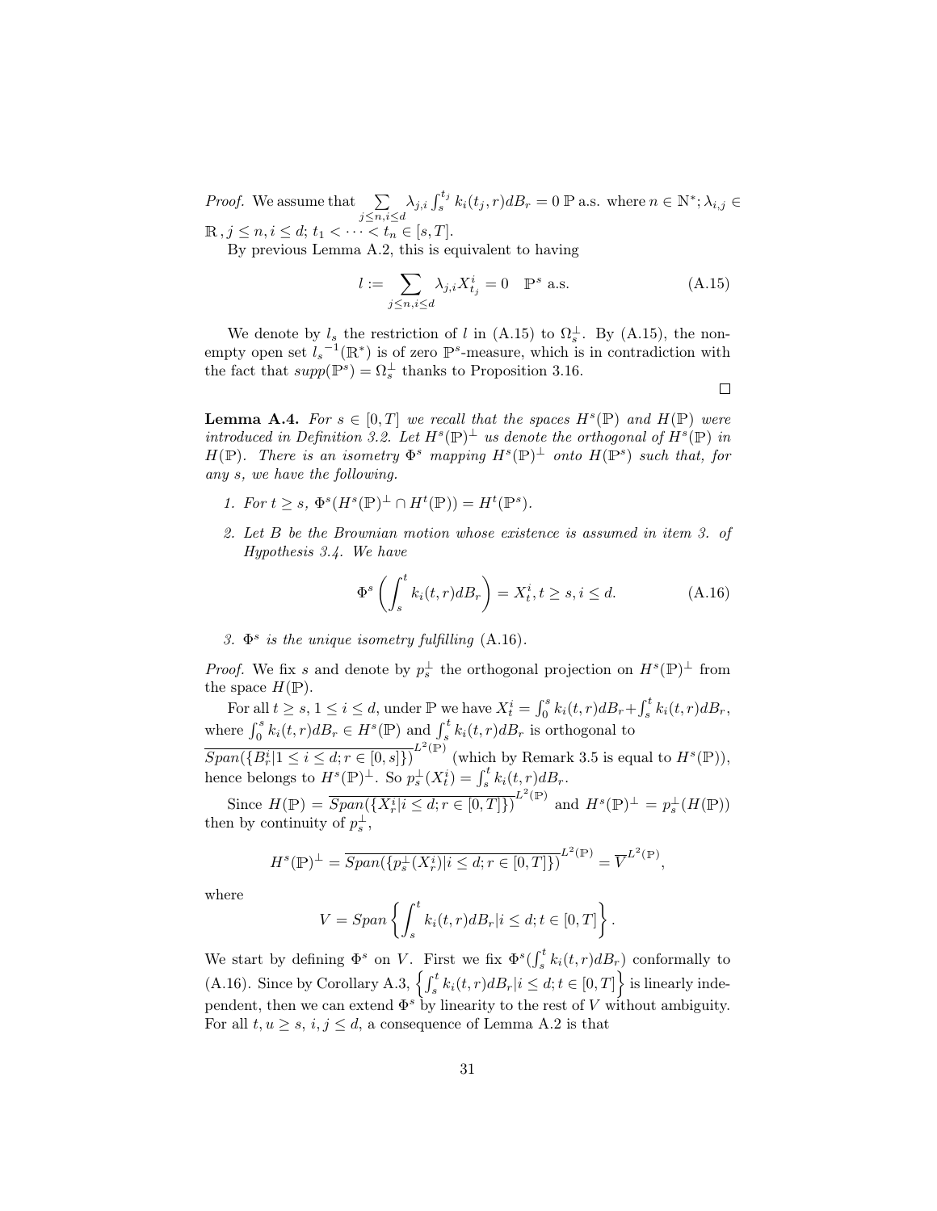*Proof.* We assume that $\sum_{j\leq n, i\leq d} \lambda_{j,i} \int_s^{t_j} k_i(t_j, r) dB_r = 0$ $\mathbb{P}$ a.s. where $n \in \mathbb{N}^*$; $\lambda_{i,j} \in \mathbb{R}$, $j \leq n, i \leq d$; $t_1 < \cdots < t_n \in [s, T]$.

By previous Lemma A.2, this is equivalent to having

$$l := \sum_{j\leq n, i\leq d} \lambda_{j,i} X^i_{t_j} = 0 \quad \mathbb{P}^s \text{ a.s.} \tag{A.15}$$

We denote by $l_s$ the restriction of $l$ in (A.15) to $\Omega_s^\perp$. By (A.15), the non-empty open set ${l_s}^{-1}(\mathbb{R}^*)$ is of zero $\mathbb{P}^s$-measure, which is in contradiction with the fact that $supp(\mathbb{P}^s) = \Omega_s^\perp$ thanks to Proposition 3.16.

$\square$

**Lemma A.4.** *For $s \in [0, T]$ we recall that the spaces $H^s(\mathbb{P})$ and $H(\mathbb{P})$ were introduced in Definition 3.2. Let $H^s(\mathbb{P})^\perp$ us denote the orthogonal of $H^s(\mathbb{P})$ in $H(\mathbb{P})$. There is an isometry $\Phi^s$ mapping $H^s(\mathbb{P})^\perp$ onto $H(\mathbb{P}^s)$ such that, for any $s$, we have the following.*

1. *For $t \geq s$, $\Phi^s(H^s(\mathbb{P})^\perp \cap H^t(\mathbb{P})) = H^t(\mathbb{P}^s)$.*
2. *Let $B$ be the Brownian motion whose existence is assumed in item 3. of Hypothesis 3.4. We have*

$$\Phi^s\left(\int_s^t k_i(t, r) dB_r\right) = X^i_t, t \geq s, i \leq d. \tag{A.16}$$

3. *$\Phi^s$ is the unique isometry fulfilling (A.16).*

*Proof.* We fix $s$ and denote by $p_s^\perp$ the orthogonal projection on $H^s(\mathbb{P})^\perp$ from the space $H(\mathbb{P})$.

For all $t \geq s$, $1 \leq i \leq d$, under $\mathbb{P}$ we have $X^i_t = \int_0^s k_i(t, r) dB_r + \int_s^t k_i(t, r) dB_r$, where $\int_0^s k_i(t, r) dB_r \in H^s(\mathbb{P})$ and $\int_s^t k_i(t, r) dB_r$ is orthogonal to $\overline{Span(\{B^i_r | 1 \leq i \leq d; r \in [0, s]\})}^{L^2(\mathbb{P})}$ (which by Remark 3.5 is equal to $H^s(\mathbb{P})$), hence belongs to $H^s(\mathbb{P})^\perp$. So $p_s^\perp(X^i_t) = \int_s^t k_i(t, r) dB_r$.

Since $H(\mathbb{P}) = \overline{Span(\{X^i_r | i \leq d; r \in [0, T]\})}^{L^2(\mathbb{P})}$ and $H^s(\mathbb{P})^\perp = p_s^\perp(H(\mathbb{P}))$ then by continuity of $p_s^\perp$,

$$H^s(\mathbb{P})^\perp = \overline{Span(\{p_s^\perp(X^i_r) | i \leq d; r \in [0, T]\})}^{L^2(\mathbb{P})} = \overline{V}^{L^2(\mathbb{P})},$$

where

$$V = Span\left\{\int_s^t k_i(t, r) dB_r | i \leq d; t \in [0, T]\right\}.$$

We start by defining $\Phi^s$ on $V$. First we fix $\Phi^s(\int_s^t k_i(t, r) dB_r)$ conformally to (A.16). Since by Corollary A.3, $\left\{\int_s^t k_i(t, r) dB_r | i \leq d; t \in [0, T]\right\}$ is linearly independent, then we can extend $\Phi^s$ by linearity to the rest of $V$ without ambiguity. For all $t, u \geq s$, $i, j \leq d$, a consequence of Lemma A.2 is that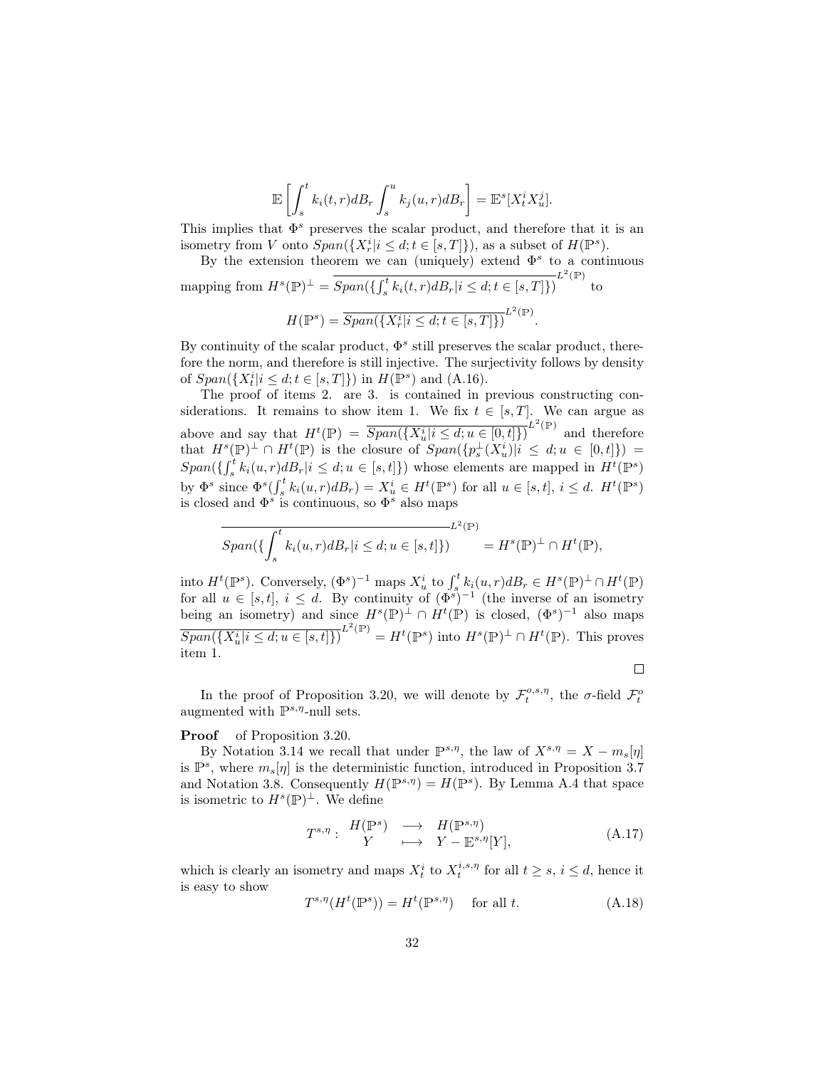$$\mathbb{E}\left[\int_s^t k_i(t,r)dB_r \int_s^u k_j(u,r)dB_r\right] = \mathbb{E}^s[X_t^i X_u^j].$$

This implies that $\Phi^s$ preserves the scalar product, and therefore that it is an isometry from $V$ onto $Span(\{X_r^i | i \leq d; t \in [s,T]\})$, as a subset of $H(\mathbb{P}^s)$.

By the extension theorem we can (uniquely) extend $\Phi^s$ to a continuous mapping from $H^s(\mathbb{P})^\perp = \overline{Span(\{\int_s^t k_i(t,r)dB_r | i \leq d; t \in [s,T]\})}^{L^2(\mathbb{P})}$ to

$$H(\mathbb{P}^s) = \overline{Span(\{X_r^i | i \leq d; t \in [s,T]\})}^{L^2(\mathbb{P})}.$$

By continuity of the scalar product, $\Phi^s$ still preserves the scalar product, therefore the norm, and therefore is still injective. The surjectivity follows by density of $Span(\{X_t^i | i \leq d; t \in [s,T]\})$ in $H(\mathbb{P}^s)$ and (A.16).

The proof of items 2. are 3. is contained in previous constructing considerations. It remains to show item 1. We fix $t \in [s,T]$. We can argue as above and say that $H^t(\mathbb{P}) = \overline{Span(\{X_u^i | i \leq d; u \in [0,t]\})}^{L^2(\mathbb{P})}$ and therefore that $H^s(\mathbb{P})^\perp \cap H^t(\mathbb{P})$ is the closure of $Span(\{p_s^\perp(X_u^i) | i \leq d; u \in [0,t]\}) = Span(\{\int_s^t k_i(u,r)dB_r | i \leq d; u \in [s,t]\})$ whose elements are mapped in $H^t(\mathbb{P}^s)$ by $\Phi^s$ since $\Phi^s(\int_s^t k_i(u,r)dB_r) = X_u^i \in H^t(\mathbb{P}^s)$ for all $u \in [s,t]$, $i \leq d$. $H^t(\mathbb{P}^s)$ is closed and $\Phi^s$ is continuous, so $\Phi^s$ also maps

$$\overline{Span(\{\int_s^t k_i(u,r)dB_r | i \leq d; u \in [s,t]\})}^{L^2(\mathbb{P})} = H^s(\mathbb{P})^\perp \cap H^t(\mathbb{P}),$$

into $H^t(\mathbb{P}^s)$. Conversely, $(\Phi^s)^{-1}$ maps $X_u^i$ to $\int_s^t k_i(u,r)dB_r \in H^s(\mathbb{P})^\perp \cap H^t(\mathbb{P})$ for all $u \in [s,t]$, $i \leq d$. By continuity of $(\Phi^s)^{-1}$ (the inverse of an isometry being an isometry) and since $H^s(\mathbb{P})^\perp \cap H^t(\mathbb{P})$ is closed, $(\Phi^s)^{-1}$ also maps $\overline{Span(\{X_u^i | i \leq d; u \in [s,t]\})}^{L^2(\mathbb{P})} = H^t(\mathbb{P}^s)$ into $H^s(\mathbb{P})^\perp \cap H^t(\mathbb{P})$. This proves item 1.

□

In the proof of Proposition 3.20, we will denote by $\mathcal{F}_t^{o,s,\eta}$, the $\sigma$-field $\mathcal{F}_t^o$ augmented with $\mathbb{P}^{s,\eta}$-null sets.

**Proof** of Proposition 3.20.

By Notation 3.14 we recall that under $\mathbb{P}^{s,\eta}$, the law of $X^{s,\eta} = X - m_s[\eta]$ is $\mathbb{P}^s$, where $m_s[\eta]$ is the deterministic function, introduced in Proposition 3.7 and Notation 3.8. Consequently $H(\mathbb{P}^{s,\eta}) = H(\mathbb{P}^s)$. By Lemma A.4 that space is isometric to $H^s(\mathbb{P})^\perp$. We define

$$T^{s,\eta}: \begin{array}{ccc} H(\mathbb{P}^s) & \longrightarrow & H(\mathbb{P}^{s,\eta}) \\ Y & \longmapsto & Y - \mathbb{E}^{s,\eta}[Y], \end{array} \tag{A.17}$$

which is clearly an isometry and maps $X_t^i$ to $X_t^{i,s,\eta}$ for all $t \geq s$, $i \leq d$, hence it is easy to show

$$T^{s,\eta}(H^t(\mathbb{P}^s)) = H^t(\mathbb{P}^{s,\eta}) \quad \text{for all } t. \tag{A.18}$$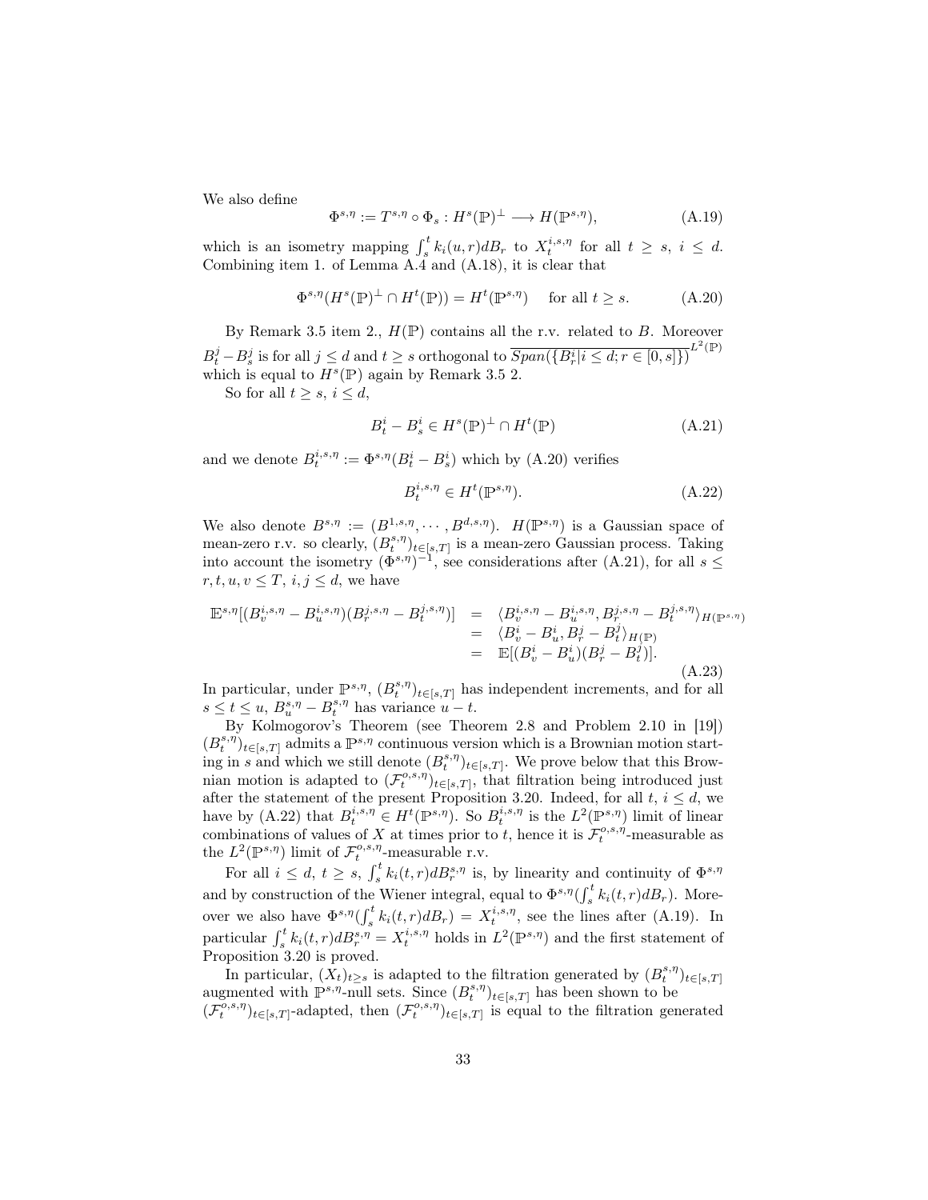We also define

$$\Phi^{s,\eta} := T^{s,\eta} \circ \Phi_s : H^s(\mathbb{P})^{\perp} \longrightarrow H(\mathbb{P}^{s,\eta}), \tag{A.19}$$

which is an isometry mapping $\int_s^t k_i(u,r)dB_r$ to $X_t^{i,s,\eta}$ for all $t \geq s$, $i \leq d$. Combining item 1. of Lemma A.4 and (A.18), it is clear that

$$\Phi^{s,\eta}(H^s(\mathbb{P})^{\perp} \cap H^t(\mathbb{P})) = H^t(\mathbb{P}^{s,\eta}) \quad \text{ for all } t \geq s. \tag{A.20}$$

By Remark 3.5 item 2., $H(\mathbb{P})$ contains all the r.v. related to $B$. Moreover $B_t^j - B_s^j$ is for all $j \leq d$ and $t \geq s$ orthogonal to $\overline{Span(\{B_r^i | i \leq d; r \in [0,s]\})}^{L^2(\mathbb{P})}$ which is equal to $H^s(\mathbb{P})$ again by Remark 3.5 2.

So for all $t \geq s$, $i \leq d$,

$$B_t^i - B_s^i \in H^s(\mathbb{P})^{\perp} \cap H^t(\mathbb{P}) \tag{A.21}$$

and we denote $B_t^{i,s,\eta} := \Phi^{s,\eta}(B_t^i - B_s^i)$ which by (A.20) verifies

$$B_t^{i,s,\eta} \in H^t(\mathbb{P}^{s,\eta}). \tag{A.22}$$

We also denote $B^{s,\eta} := (B^{1,s,\eta}, \cdots, B^{d,s,\eta})$. $H(\mathbb{P}^{s,\eta})$ is a Gaussian space of mean-zero r.v. so clearly, $(B_t^{s,\eta})_{t\in[s,T]}$ is a mean-zero Gaussian process. Taking into account the isometry $(\Phi^{s,\eta})^{-1}$, see considerations after (A.21), for all $s \leq r, t, u, v \leq T$, $i, j \leq d$, we have

$$\begin{array}{rcl} \mathbb{E}^{s,\eta}[(B_v^{i,s,\eta} - B_u^{i,s,\eta})(B_r^{j,s,\eta} - B_t^{j,s,\eta})] & = & \langle B_v^{i,s,\eta} - B_u^{i,s,\eta}, B_r^{j,s,\eta} - B_t^{j,s,\eta} \rangle_{H(\mathbb{P}^{s,\eta})} \\ & = & \langle B_v^i - B_u^i, B_r^j - B_t^j \rangle_{H(\mathbb{P})} \\ & = & \mathbb{E}[(B_v^i - B_u^i)(B_r^j - B_t^j)]. \end{array} \tag{A.23}$$

In particular, under $\mathbb{P}^{s,\eta}$, $(B_t^{s,\eta})_{t\in[s,T]}$ has independent increments, and for all $s \leq t \leq u$, $B_u^{s,\eta} - B_t^{s,\eta}$ has variance $u - t$.

By Kolmogorov's Theorem (see Theorem 2.8 and Problem 2.10 in [19]) $(B_t^{s,\eta})_{t\in[s,T]}$ admits a $\mathbb{P}^{s,\eta}$ continuous version which is a Brownian motion starting in $s$ and which we still denote $(B_t^{s,\eta})_{t\in[s,T]}$. We prove below that this Brownian motion is adapted to $(\mathcal{F}_t^{o,s,\eta})_{t\in[s,T]}$, that filtration being introduced just after the statement of the present Proposition 3.20. Indeed, for all $t$, $i \leq d$, we have by (A.22) that $B_t^{i,s,\eta} \in H^t(\mathbb{P}^{s,\eta})$. So $B_t^{i,s,\eta}$ is the $L^2(\mathbb{P}^{s,\eta})$ limit of linear combinations of values of $X$ at times prior to $t$, hence it is $\mathcal{F}_t^{o,s,\eta}$-measurable as the $L^2(\mathbb{P}^{s,\eta})$ limit of $\mathcal{F}_t^{o,s,\eta}$-measurable r.v.

For all $i \leq d$, $t \geq s$, $\int_s^t k_i(t,r)dB_r^{s,\eta}$ is, by linearity and continuity of $\Phi^{s,\eta}$ and by construction of the Wiener integral, equal to $\Phi^{s,\eta}(\int_s^t k_i(t,r)dB_r)$. Moreover we also have $\Phi^{s,\eta}(\int_s^t k_i(t,r)dB_r) = X_t^{i,s,\eta}$, see the lines after (A.19). In particular $\int_s^t k_i(t,r)dB_r^{s,\eta} = X_t^{i,s,\eta}$ holds in $L^2(\mathbb{P}^{s,\eta})$ and the first statement of Proposition 3.20 is proved.

In particular, $(X_t)_{t\geq s}$ is adapted to the filtration generated by $(B_t^{s,\eta})_{t\in[s,T]}$ augmented with $\mathbb{P}^{s,\eta}$-null sets. Since $(B_t^{s,\eta})_{t\in[s,T]}$ has been shown to be $(\mathcal{F}_t^{o,s,\eta})_{t\in[s,T]}$-adapted, then $(\mathcal{F}_t^{o,s,\eta})_{t\in[s,T]}$ is equal to the filtration generated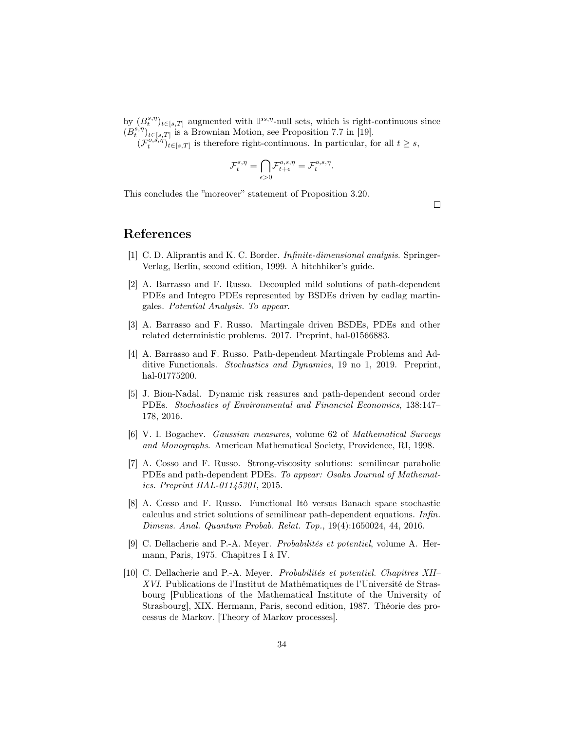by $(B_t^{s,\eta})_{t\in[s,T]}$ augmented with $\mathbb{P}^{s,\eta}$-null sets, which is right-continuous since $(B_t^{s,\eta})_{t\in[s,T]}$ is a Brownian Motion, see Proposition 7.7 in [19].

$(\mathcal{F}_t^{o,s,\eta})_{t\in[s,T]}$ is therefore right-continuous. In particular, for all $t \geq s$,

$$\mathcal{F}_t^{s,\eta} = \bigcap_{\epsilon>0} \mathcal{F}_{t+\epsilon}^{o,s,\eta} = \mathcal{F}_t^{o,s,\eta}.$$

This concludes the "moreover" statement of Proposition 3.20.

□

# References

[1] C. D. Aliprantis and K. C. Border. *Infinite-dimensional analysis*. Springer-Verlag, Berlin, second edition, 1999. A hitchhiker's guide.

[2] A. Barrasso and F. Russo. Decoupled mild solutions of path-dependent PDEs and Integro PDEs represented by BSDEs driven by cadlag martingales. *Potential Analysis. To appear.*

[3] A. Barrasso and F. Russo. Martingale driven BSDEs, PDEs and other related deterministic problems. 2017. Preprint, hal-01566883.

[4] A. Barrasso and F. Russo. Path-dependent Martingale Problems and Additive Functionals. *Stochastics and Dynamics*, 19 no 1, 2019. Preprint, hal-01775200.

[5] J. Bion-Nadal. Dynamic risk reasures and path-dependent second order PDEs. *Stochastics of Environmental and Financial Economics*, 138:147–178, 2016.

[6] V. I. Bogachev. *Gaussian measures*, volume 62 of *Mathematical Surveys and Monographs*. American Mathematical Society, Providence, RI, 1998.

[7] A. Cosso and F. Russo. Strong-viscosity solutions: semilinear parabolic PDEs and path-dependent PDEs. *To appear: Osaka Journal of Mathematics. Preprint HAL-01145301*, 2015.

[8] A. Cosso and F. Russo. Functional Itô versus Banach space stochastic calculus and strict solutions of semilinear path-dependent equations. *Infin. Dimens. Anal. Quantum Probab. Relat. Top.*, 19(4):1650024, 44, 2016.

[9] C. Dellacherie and P.-A. Meyer. *Probabilités et potentiel*, volume A. Hermann, Paris, 1975. Chapitres I à IV.

[10] C. Dellacherie and P.-A. Meyer. *Probabilités et potentiel. Chapitres XII–XVI*. Publications de l'Institut de Mathématiques de l'Université de Strasbourg [Publications of the Mathematical Institute of the University of Strasbourg], XIX. Hermann, Paris, second edition, 1987. Théorie des processus de Markov. [Theory of Markov processes].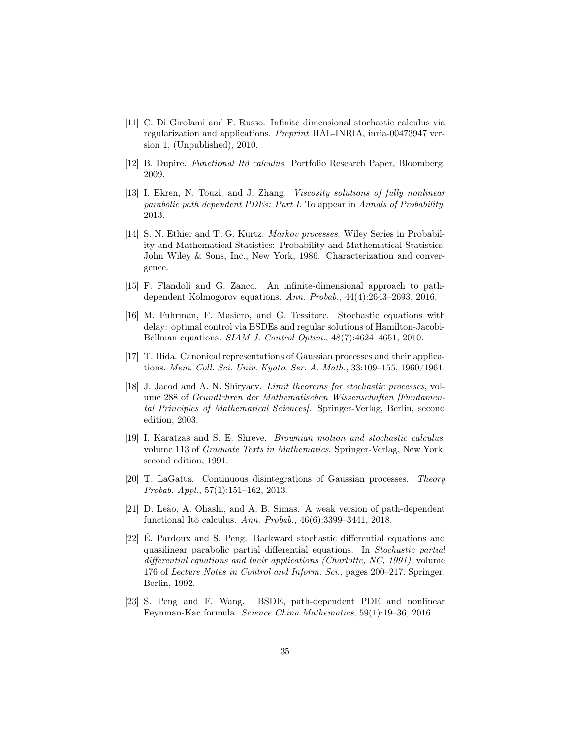[11] C. Di Girolami and F. Russo. Infinite dimensional stochastic calculus via regularization and applications. *Preprint* HAL-INRIA, inria-00473947 version 1, (Unpublished), 2010.

[12] B. Dupire. *Functional Itô calculus*. Portfolio Research Paper, Bloomberg, 2009.

[13] I. Ekren, N. Touzi, and J. Zhang. *Viscosity solutions of fully nonlinear parabolic path dependent PDEs: Part I*. To appear in *Annals of Probability*, 2013.

[14] S. N. Ethier and T. G. Kurtz. *Markov processes*. Wiley Series in Probability and Mathematical Statistics: Probability and Mathematical Statistics. John Wiley & Sons, Inc., New York, 1986. Characterization and convergence.

[15] F. Flandoli and G. Zanco. An infinite-dimensional approach to path-dependent Kolmogorov equations. *Ann. Probab.*, 44(4):2643–2693, 2016.

[16] M. Fuhrman, F. Masiero, and G. Tessitore. Stochastic equations with delay: optimal control via BSDEs and regular solutions of Hamilton-Jacobi-Bellman equations. *SIAM J. Control Optim.*, 48(7):4624–4651, 2010.

[17] T. Hida. Canonical representations of Gaussian processes and their applications. *Mem. Coll. Sci. Univ. Kyoto. Ser. A. Math.*, 33:109–155, 1960/1961.

[18] J. Jacod and A. N. Shiryaev. *Limit theorems for stochastic processes*, volume 288 of *Grundlehren der Mathematischen Wissenschaften [Fundamental Principles of Mathematical Sciences]*. Springer-Verlag, Berlin, second edition, 2003.

[19] I. Karatzas and S. E. Shreve. *Brownian motion and stochastic calculus*, volume 113 of *Graduate Texts in Mathematics*. Springer-Verlag, New York, second edition, 1991.

[20] T. LaGatta. Continuous disintegrations of Gaussian processes. *Theory Probab. Appl.*, 57(1):151–162, 2013.

[21] D. Leão, A. Ohashi, and A. B. Simas. A weak version of path-dependent functional Itô calculus. *Ann. Probab.*, 46(6):3399–3441, 2018.

[22] É. Pardoux and S. Peng. Backward stochastic differential equations and quasilinear parabolic partial differential equations. In *Stochastic partial differential equations and their applications (Charlotte, NC, 1991)*, volume 176 of *Lecture Notes in Control and Inform. Sci.*, pages 200–217. Springer, Berlin, 1992.

[23] S. Peng and F. Wang. BSDE, path-dependent PDE and nonlinear Feynman-Kac formula. *Science China Mathematics*, 59(1):19–36, 2016.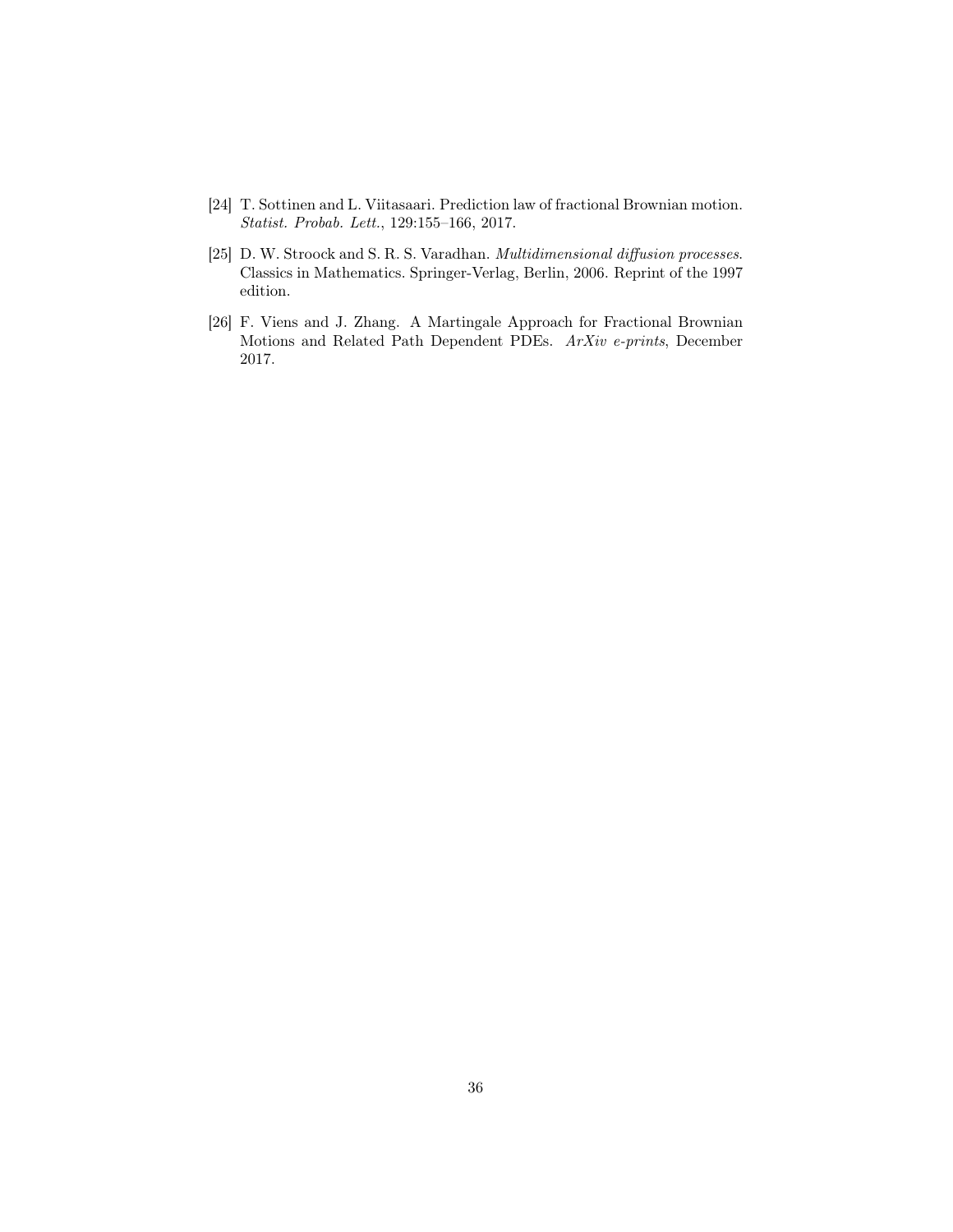[24] T. Sottinen and L. Viitasaari. Prediction law of fractional Brownian motion. *Statist. Probab. Lett.*, 129:155–166, 2017.

[25] D. W. Stroock and S. R. S. Varadhan. *Multidimensional diffusion processes*. Classics in Mathematics. Springer-Verlag, Berlin, 2006. Reprint of the 1997 edition.

[26] F. Viens and J. Zhang. A Martingale Approach for Fractional Brownian Motions and Related Path Dependent PDEs. *ArXiv e-prints*, December 2017.